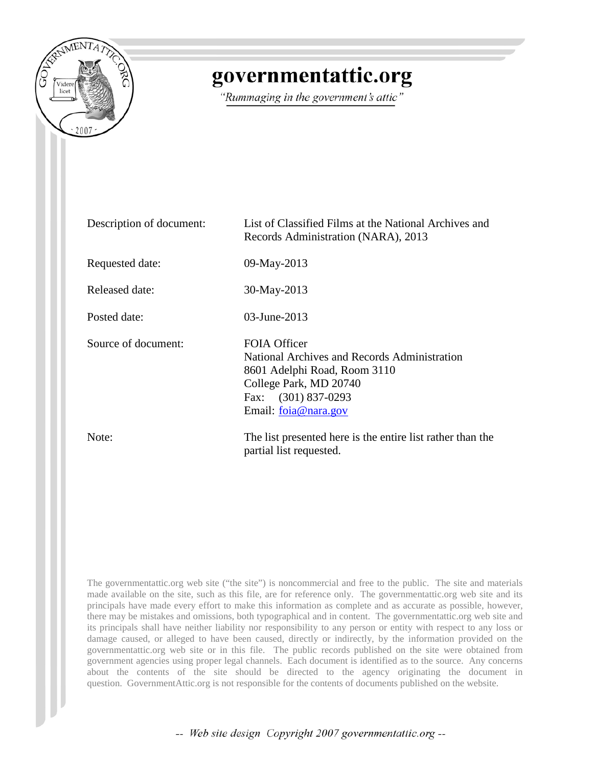# governmentattic.org

*"Rummaging in the government's attic"*

| | |
|---|---|
| Description of document: | List of Classified Films at the National Archives and Records Administration (NARA), 2013 |
| Requested date: | 09-May-2013 |
| Released date: | 30-May-2013 |
| Posted date: | 03-June-2013 |
| Source of document: | FOIA Officer<br>National Archives and Records Administration<br>8601 Adelphi Road, Room 3110<br>College Park, MD 20740<br>Fax: (301) 837-0293<br>Email: foia@nara.gov |
| Note: | The list presented here is the entire list rather than the partial list requested. |

The governmentattic.org web site ("the site") is noncommercial and free to the public. The site and materials made available on the site, such as this file, are for reference only. The governmentattic.org web site and its principals have made every effort to make this information as complete and as accurate as possible, however, there may be mistakes and omissions, both typographical and in content. The governmentattic.org web site and its principals shall have neither liability nor responsibility to any person or entity with respect to any loss or damage caused, or alleged to have been caused, directly or indirectly, by the information provided on the governmentattic.org web site or in this file. The public records published on the site were obtained from government agencies using proper legal channels. Each document is identified as to the source. Any concerns about the contents of the site should be directed to the agency originating the document in question. GovernmentAttic.org is not responsible for the contents of documents published on the website.

-- Web site design Copyright 2007 governmentattic.org --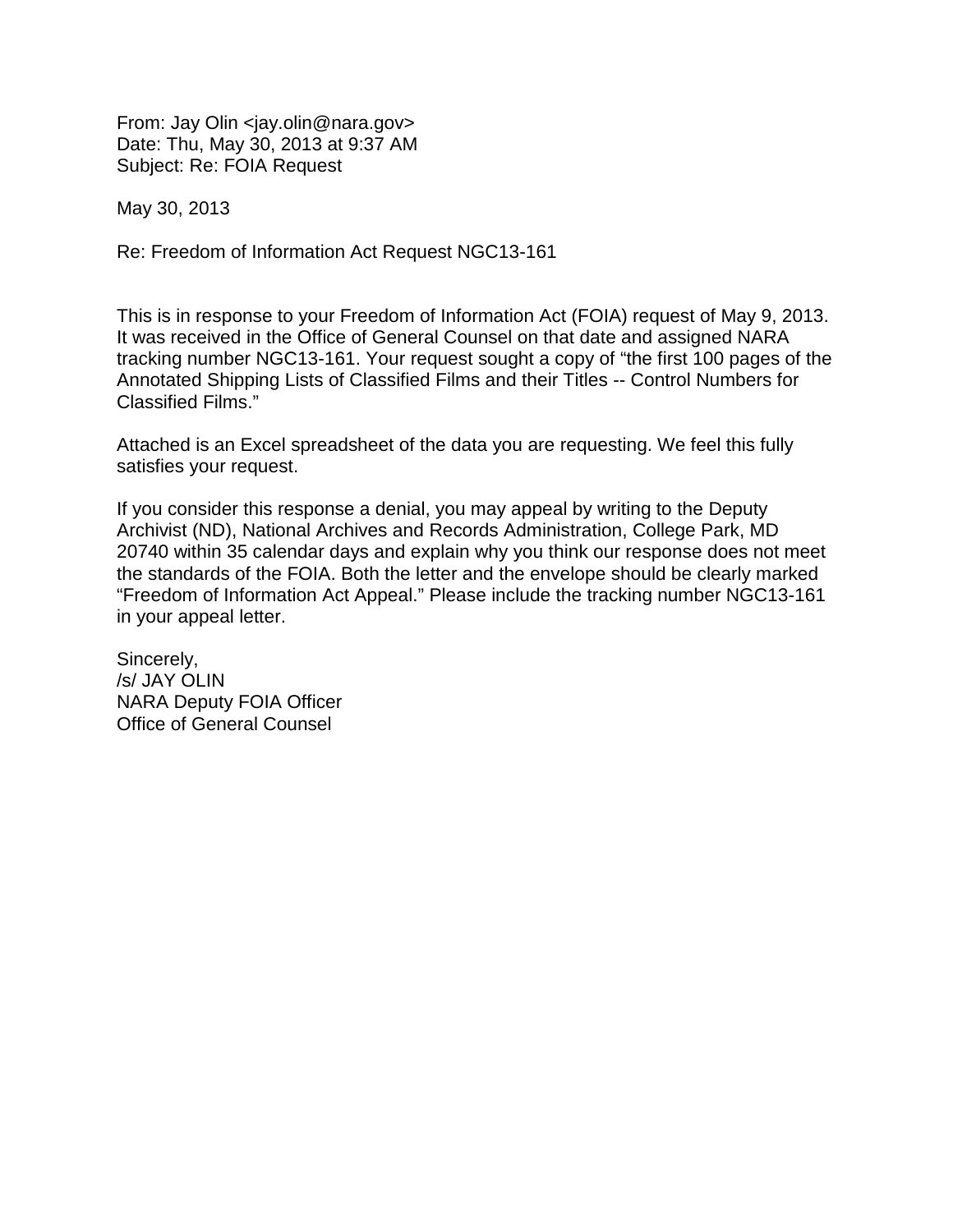From: Jay Olin <jay.olin@nara.gov>
Date: Thu, May 30, 2013 at 9:37 AM
Subject: Re: FOIA Request

May 30, 2013

Re: Freedom of Information Act Request NGC13-161

This is in response to your Freedom of Information Act (FOIA) request of May 9, 2013. It was received in the Office of General Counsel on that date and assigned NARA tracking number NGC13-161. Your request sought a copy of "the first 100 pages of the Annotated Shipping Lists of Classified Films and their Titles -- Control Numbers for Classified Films."

Attached is an Excel spreadsheet of the data you are requesting. We feel this fully satisfies your request.

If you consider this response a denial, you may appeal by writing to the Deputy Archivist (ND), National Archives and Records Administration, College Park, MD 20740 within 35 calendar days and explain why you think our response does not meet the standards of the FOIA. Both the letter and the envelope should be clearly marked "Freedom of Information Act Appeal." Please include the tracking number NGC13-161 in your appeal letter.

Sincerely,
/s/ JAY OLIN
NARA Deputy FOIA Officer
Office of General Counsel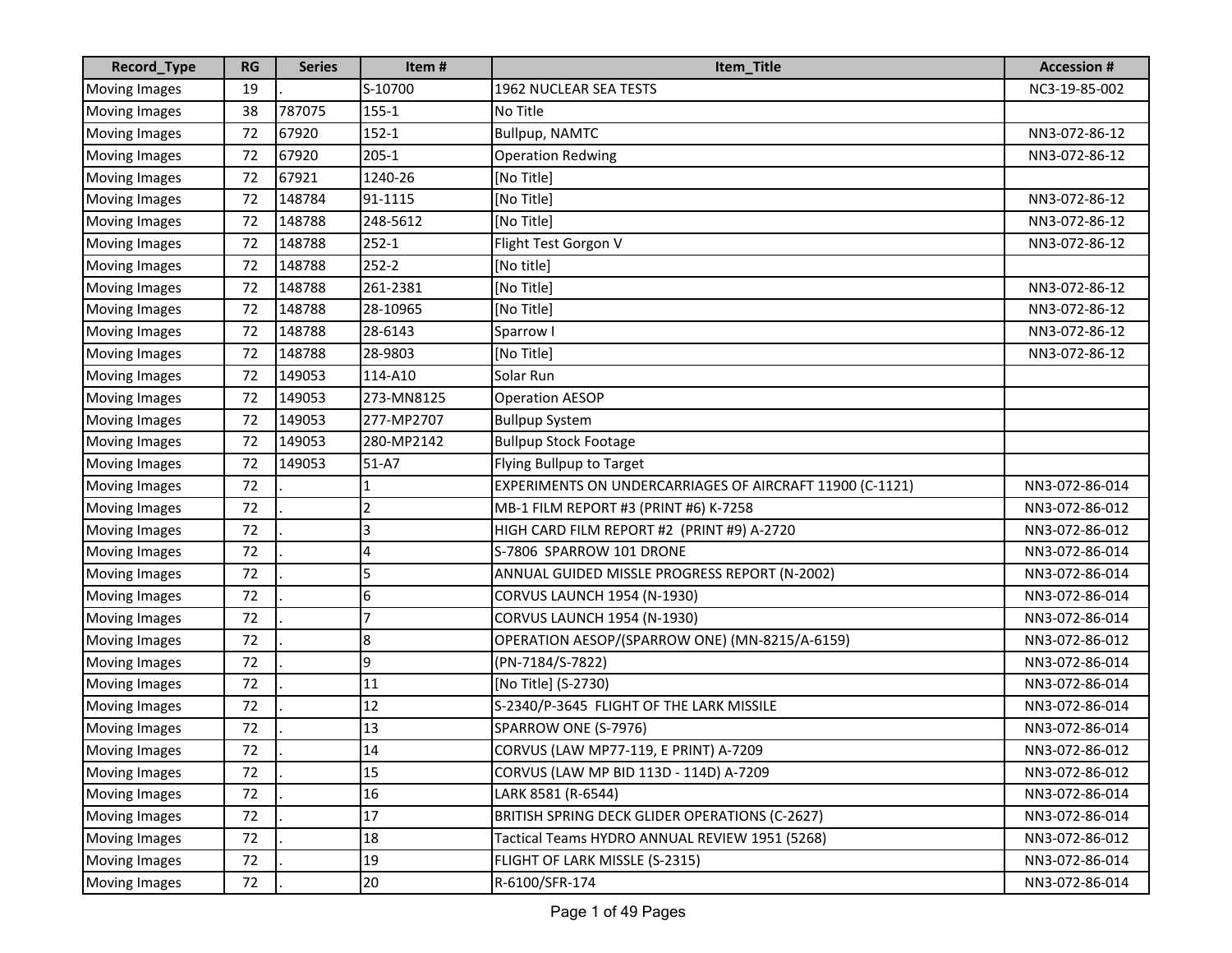| Record_Type | RG | Series | Item # | Item_Title | Accession # |
|---|---|---|---|---|---|
| Moving Images | 19 | . | S-10700 | 1962 NUCLEAR SEA TESTS | NC3-19-85-002 |
| Moving Images | 38 | 787075 | 155-1 | No Title | |
| Moving Images | 72 | 67920 | 152-1 | Bullpup, NAMTC | NN3-072-86-12 |
| Moving Images | 72 | 67920 | 205-1 | Operation Redwing | NN3-072-86-12 |
| Moving Images | 72 | 67921 | 1240-26 | [No Title] | |
| Moving Images | 72 | 148784 | 91-1115 | [No Title] | NN3-072-86-12 |
| Moving Images | 72 | 148788 | 248-5612 | [No Title] | NN3-072-86-12 |
| Moving Images | 72 | 148788 | 252-1 | Flight Test Gorgon V | NN3-072-86-12 |
| Moving Images | 72 | 148788 | 252-2 | [No title] | |
| Moving Images | 72 | 148788 | 261-2381 | [No Title] | NN3-072-86-12 |
| Moving Images | 72 | 148788 | 28-10965 | [No Title] | NN3-072-86-12 |
| Moving Images | 72 | 148788 | 28-6143 | Sparrow I | NN3-072-86-12 |
| Moving Images | 72 | 148788 | 28-9803 | [No Title] | NN3-072-86-12 |
| Moving Images | 72 | 149053 | 114-A10 | Solar Run | |
| Moving Images | 72 | 149053 | 273-MN8125 | Operation AESOP | |
| Moving Images | 72 | 149053 | 277-MP2707 | Bullpup System | |
| Moving Images | 72 | 149053 | 280-MP2142 | Bullpup Stock Footage | |
| Moving Images | 72 | 149053 | 51-A7 | Flying Bullpup to Target | |
| Moving Images | 72 | . | 1 | EXPERIMENTS ON UNDERCARRIAGES OF AIRCRAFT 11900 (C-1121) | NN3-072-86-014 |
| Moving Images | 72 | . | 2 | MB-1 FILM REPORT #3 (PRINT #6) K-7258 | NN3-072-86-012 |
| Moving Images | 72 | . | 3 | HIGH CARD FILM REPORT #2 (PRINT #9) A-2720 | NN3-072-86-012 |
| Moving Images | 72 | . | 4 | S-7806 SPARROW 101 DRONE | NN3-072-86-014 |
| Moving Images | 72 | . | 5 | ANNUAL GUIDED MISSLE PROGRESS REPORT (N-2002) | NN3-072-86-014 |
| Moving Images | 72 | . | 6 | CORVUS LAUNCH 1954 (N-1930) | NN3-072-86-014 |
| Moving Images | 72 | . | 7 | CORVUS LAUNCH 1954 (N-1930) | NN3-072-86-014 |
| Moving Images | 72 | . | 8 | OPERATION AESOP/(SPARROW ONE) (MN-8215/A-6159) | NN3-072-86-012 |
| Moving Images | 72 | . | 9 | (PN-7184/S-7822) | NN3-072-86-014 |
| Moving Images | 72 | . | 11 | [No Title] (S-2730) | NN3-072-86-014 |
| Moving Images | 72 | . | 12 | S-2340/P-3645 FLIGHT OF THE LARK MISSILE | NN3-072-86-014 |
| Moving Images | 72 | . | 13 | SPARROW ONE (S-7976) | NN3-072-86-014 |
| Moving Images | 72 | . | 14 | CORVUS (LAW MP77-119, E PRINT) A-7209 | NN3-072-86-012 |
| Moving Images | 72 | . | 15 | CORVUS (LAW MP BID 113D - 114D) A-7209 | NN3-072-86-012 |
| Moving Images | 72 | . | 16 | LARK 8581 (R-6544) | NN3-072-86-014 |
| Moving Images | 72 | . | 17 | BRITISH SPRING DECK GLIDER OPERATIONS (C-2627) | NN3-072-86-014 |
| Moving Images | 72 | . | 18 | Tactical Teams HYDRO ANNUAL REVIEW 1951 (5268) | NN3-072-86-012 |
| Moving Images | 72 | . | 19 | FLIGHT OF LARK MISSLE (S-2315) | NN3-072-86-014 |
| Moving Images | 72 | . | 20 | R-6100/SFR-174 | NN3-072-86-014 |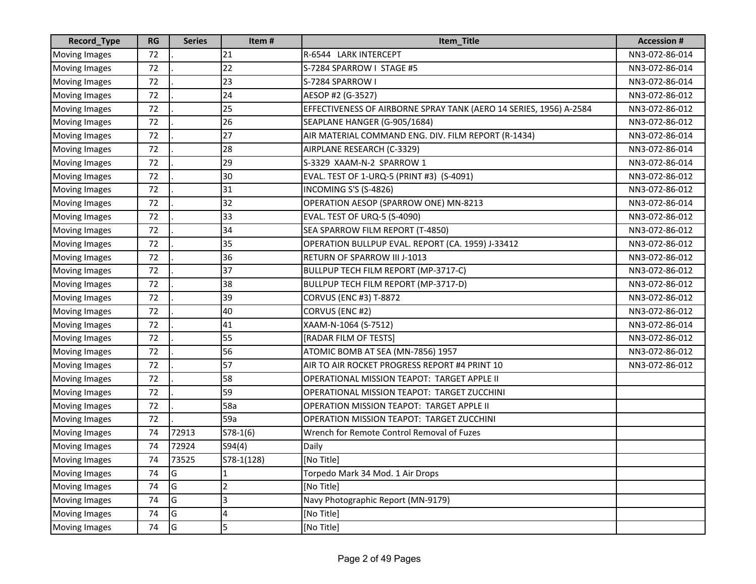| Record_Type | RG | Series | Item # | Item_Title | Accession # |
|---|---|---|---|---|---|
| Moving Images | 72 | . | 21 | R-6544 LARK INTERCEPT | NN3-072-86-014 |
| Moving Images | 72 | . | 22 | S-7284 SPARROW I STAGE #5 | NN3-072-86-014 |
| Moving Images | 72 | . | 23 | S-7284 SPARROW I | NN3-072-86-014 |
| Moving Images | 72 | . | 24 | AESOP #2 (G-3527) | NN3-072-86-012 |
| Moving Images | 72 | . | 25 | EFFECTIVENESS OF AIRBORNE SPRAY TANK (AERO 14 SERIES, 1956) A-2584 | NN3-072-86-012 |
| Moving Images | 72 | . | 26 | SEAPLANE HANGER (G-905/1684) | NN3-072-86-012 |
| Moving Images | 72 | . | 27 | AIR MATERIAL COMMAND ENG. DIV. FILM REPORT (R-1434) | NN3-072-86-014 |
| Moving Images | 72 | . | 28 | AIRPLANE RESEARCH (C-3329) | NN3-072-86-014 |
| Moving Images | 72 | . | 29 | S-3329 XAAM-N-2 SPARROW 1 | NN3-072-86-014 |
| Moving Images | 72 | . | 30 | EVAL. TEST OF 1-URQ-5 (PRINT #3) (S-4091) | NN3-072-86-012 |
| Moving Images | 72 | . | 31 | INCOMING S'S (S-4826) | NN3-072-86-012 |
| Moving Images | 72 | . | 32 | OPERATION AESOP (SPARROW ONE) MN-8213 | NN3-072-86-014 |
| Moving Images | 72 | . | 33 | EVAL. TEST OF URQ-5 (S-4090) | NN3-072-86-012 |
| Moving Images | 72 | . | 34 | SEA SPARROW FILM REPORT (T-4850) | NN3-072-86-012 |
| Moving Images | 72 | . | 35 | OPERATION BULLPUP EVAL. REPORT (CA. 1959) J-33412 | NN3-072-86-012 |
| Moving Images | 72 | . | 36 | RETURN OF SPARROW III J-1013 | NN3-072-86-012 |
| Moving Images | 72 | . | 37 | BULLPUP TECH FILM REPORT (MP-3717-C) | NN3-072-86-012 |
| Moving Images | 72 | . | 38 | BULLPUP TECH FILM REPORT (MP-3717-D) | NN3-072-86-012 |
| Moving Images | 72 | . | 39 | CORVUS (ENC #3) T-8872 | NN3-072-86-012 |
| Moving Images | 72 | . | 40 | CORVUS (ENC #2) | NN3-072-86-012 |
| Moving Images | 72 | . | 41 | XAAM-N-1064 (S-7512) | NN3-072-86-014 |
| Moving Images | 72 | . | 55 | [RADAR FILM OF TESTS] | NN3-072-86-012 |
| Moving Images | 72 | . | 56 | ATOMIC BOMB AT SEA (MN-7856) 1957 | NN3-072-86-012 |
| Moving Images | 72 | . | 57 | AIR TO AIR ROCKET PROGRESS REPORT #4 PRINT 10 | NN3-072-86-012 |
| Moving Images | 72 | . | 58 | OPERATIONAL MISSION TEAPOT: TARGET APPLE II | |
| Moving Images | 72 | . | 59 | OPERATIONAL MISSION TEAPOT: TARGET ZUCCHINI | |
| Moving Images | 72 | . | 58a | OPERATION MISSION TEAPOT: TARGET APPLE II | |
| Moving Images | 72 | . | 59a | OPERATION MISSION TEAPOT: TARGET ZUCCHINI | |
| Moving Images | 74 | 72913 | S78-1(6) | Wrench for Remote Control Removal of Fuzes | |
| Moving Images | 74 | 72924 | S94(4) | Daily | |
| Moving Images | 74 | 73525 | S78-1(128) | [No Title] | |
| Moving Images | 74 | G | 1 | Torpedo Mark 34 Mod. 1 Air Drops | |
| Moving Images | 74 | G | 2 | [No Title] | |
| Moving Images | 74 | G | 3 | Navy Photographic Report (MN-9179) | |
| Moving Images | 74 | G | 4 | [No Title] | |
| Moving Images | 74 | G | 5 | [No Title] | |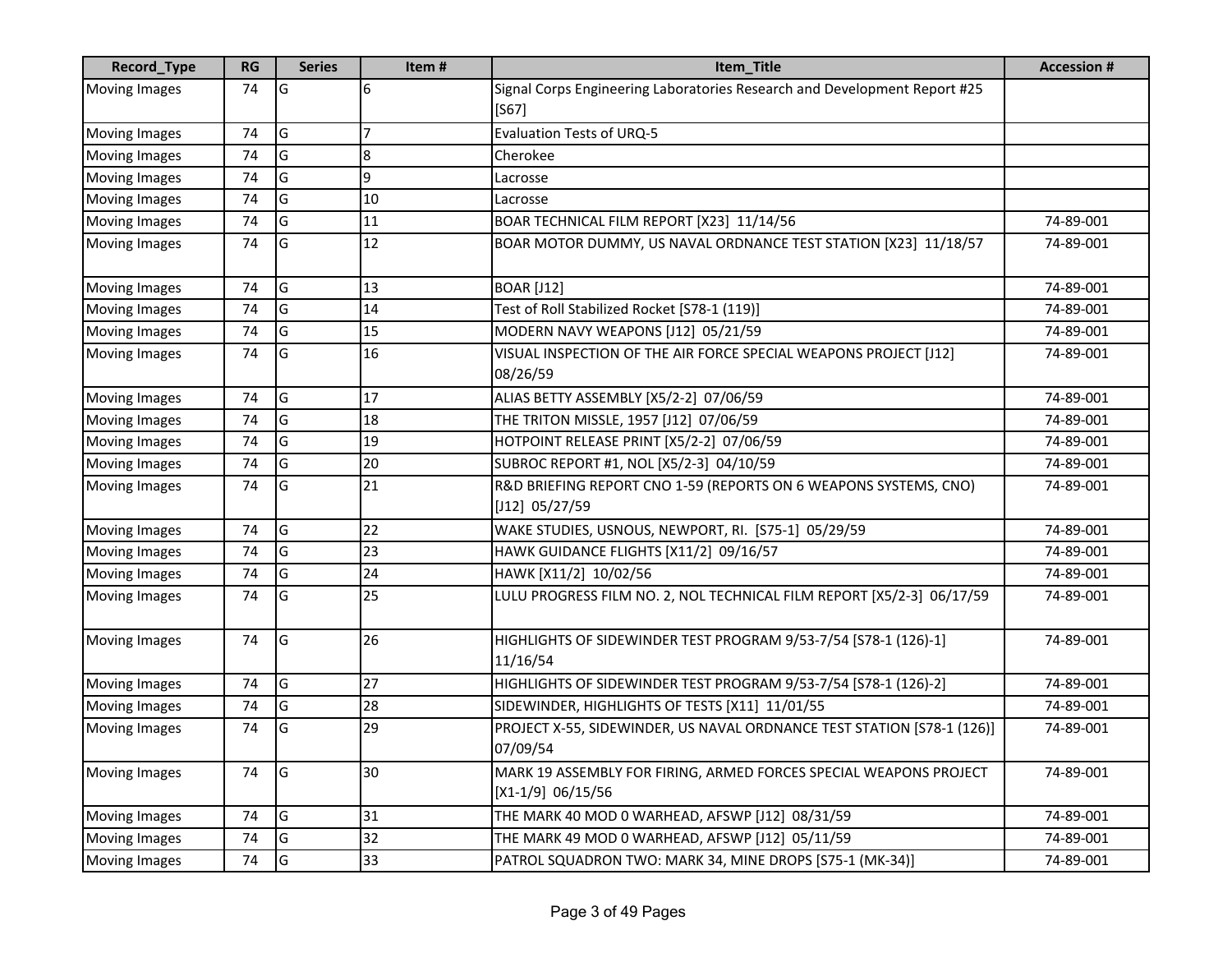| Record_Type | RG | Series | Item # | Item_Title | Accession # |
|---|---|---|---|---|---|
| Moving Images | 74 | G | 6 | Signal Corps Engineering Laboratories Research and Development Report #25 [S67] | |
| Moving Images | 74 | G | 7 | Evaluation Tests of URQ-5 | |
| Moving Images | 74 | G | 8 | Cherokee | |
| Moving Images | 74 | G | 9 | Lacrosse | |
| Moving Images | 74 | G | 10 | Lacrosse | |
| Moving Images | 74 | G | 11 | BOAR TECHNICAL FILM REPORT [X23] 11/14/56 | 74-89-001 |
| Moving Images | 74 | G | 12 | BOAR MOTOR DUMMY, US NAVAL ORDNANCE TEST STATION [X23] 11/18/57 | 74-89-001 |
| Moving Images | 74 | G | 13 | BOAR [J12] | 74-89-001 |
| Moving Images | 74 | G | 14 | Test of Roll Stabilized Rocket [S78-1 (119)] | 74-89-001 |
| Moving Images | 74 | G | 15 | MODERN NAVY WEAPONS [J12] 05/21/59 | 74-89-001 |
| Moving Images | 74 | G | 16 | VISUAL INSPECTION OF THE AIR FORCE SPECIAL WEAPONS PROJECT [J12] 08/26/59 | 74-89-001 |
| Moving Images | 74 | G | 17 | ALIAS BETTY ASSEMBLY [X5/2-2] 07/06/59 | 74-89-001 |
| Moving Images | 74 | G | 18 | THE TRITON MISSLE, 1957 [J12] 07/06/59 | 74-89-001 |
| Moving Images | 74 | G | 19 | HOTPOINT RELEASE PRINT [X5/2-2] 07/06/59 | 74-89-001 |
| Moving Images | 74 | G | 20 | SUBROC REPORT #1, NOL [X5/2-3] 04/10/59 | 74-89-001 |
| Moving Images | 74 | G | 21 | R&D BRIEFING REPORT CNO 1-59 (REPORTS ON 6 WEAPONS SYSTEMS, CNO) [J12] 05/27/59 | 74-89-001 |
| Moving Images | 74 | G | 22 | WAKE STUDIES, USNOUS, NEWPORT, RI. [S75-1] 05/29/59 | 74-89-001 |
| Moving Images | 74 | G | 23 | HAWK GUIDANCE FLIGHTS [X11/2] 09/16/57 | 74-89-001 |
| Moving Images | 74 | G | 24 | HAWK [X11/2] 10/02/56 | 74-89-001 |
| Moving Images | 74 | G | 25 | LULU PROGRESS FILM NO. 2, NOL TECHNICAL FILM REPORT [X5/2-3] 06/17/59 | 74-89-001 |
| Moving Images | 74 | G | 26 | HIGHLIGHTS OF SIDEWINDER TEST PROGRAM 9/53-7/54 [S78-1 (126)-1] 11/16/54 | 74-89-001 |
| Moving Images | 74 | G | 27 | HIGHLIGHTS OF SIDEWINDER TEST PROGRAM 9/53-7/54 [S78-1 (126)-2] | 74-89-001 |
| Moving Images | 74 | G | 28 | SIDEWINDER, HIGHLIGHTS OF TESTS [X11] 11/01/55 | 74-89-001 |
| Moving Images | 74 | G | 29 | PROJECT X-55, SIDEWINDER, US NAVAL ORDNANCE TEST STATION [S78-1 (126)] 07/09/54 | 74-89-001 |
| Moving Images | 74 | G | 30 | MARK 19 ASSEMBLY FOR FIRING, ARMED FORCES SPECIAL WEAPONS PROJECT [X1-1/9] 06/15/56 | 74-89-001 |
| Moving Images | 74 | G | 31 | THE MARK 40 MOD 0 WARHEAD, AFSWP [J12] 08/31/59 | 74-89-001 |
| Moving Images | 74 | G | 32 | THE MARK 49 MOD 0 WARHEAD, AFSWP [J12] 05/11/59 | 74-89-001 |
| Moving Images | 74 | G | 33 | PATROL SQUADRON TWO: MARK 34, MINE DROPS [S75-1 (MK-34)] | 74-89-001 |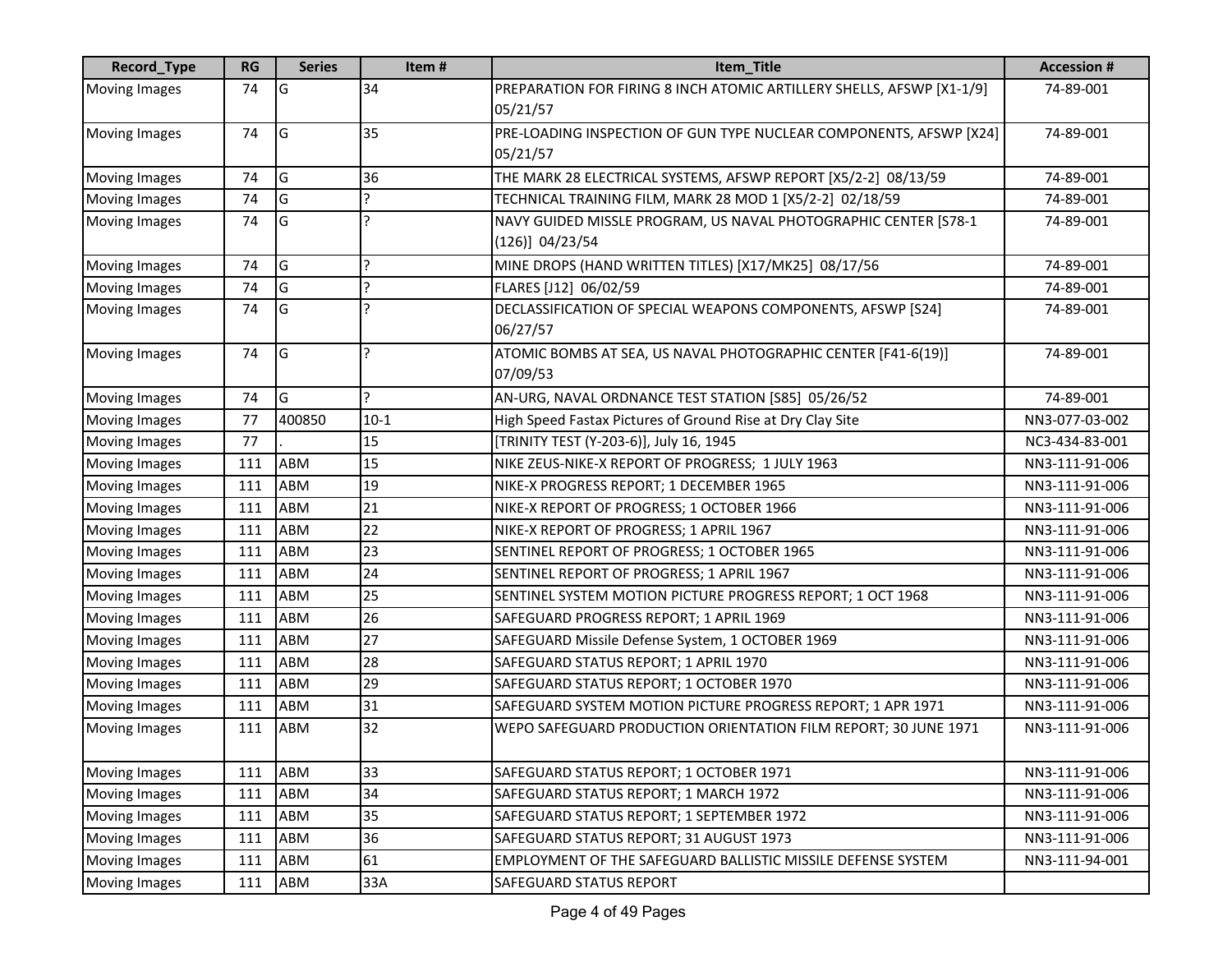| Record_Type | RG | Series | Item # | Item_Title | Accession # |
|---|---|---|---|---|---|
| Moving Images | 74 | G | 34 | PREPARATION FOR FIRING 8 INCH ATOMIC ARTILLERY SHELLS, AFSWP [X1-1/9] 05/21/57 | 74-89-001 |
| Moving Images | 74 | G | 35 | PRE-LOADING INSPECTION OF GUN TYPE NUCLEAR COMPONENTS, AFSWP [X24] 05/21/57 | 74-89-001 |
| Moving Images | 74 | G | 36 | THE MARK 28 ELECTRICAL SYSTEMS, AFSWP REPORT [X5/2-2] 08/13/59 | 74-89-001 |
| Moving Images | 74 | G | ? | TECHNICAL TRAINING FILM, MARK 28 MOD 1 [X5/2-2] 02/18/59 | 74-89-001 |
| Moving Images | 74 | G | ? | NAVY GUIDED MISSLE PROGRAM, US NAVAL PHOTOGRAPHIC CENTER [S78-1 (126)] 04/23/54 | 74-89-001 |
| Moving Images | 74 | G | ? | MINE DROPS (HAND WRITTEN TITLES) [X17/MK25] 08/17/56 | 74-89-001 |
| Moving Images | 74 | G | ? | FLARES [J12] 06/02/59 | 74-89-001 |
| Moving Images | 74 | G | ? | DECLASSIFICATION OF SPECIAL WEAPONS COMPONENTS, AFSWP [S24] 06/27/57 | 74-89-001 |
| Moving Images | 74 | G | ? | ATOMIC BOMBS AT SEA, US NAVAL PHOTOGRAPHIC CENTER [F41-6(19)] 07/09/53 | 74-89-001 |
| Moving Images | 74 | G | ? | AN-URG, NAVAL ORDNANCE TEST STATION [S85] 05/26/52 | 74-89-001 |
| Moving Images | 77 | 400850 | 10-1 | High Speed Fastax Pictures of Ground Rise at Dry Clay Site | NN3-077-03-002 |
| Moving Images | 77 | . | 15 | [TRINITY TEST (Y-203-6)], July 16, 1945 | NC3-434-83-001 |
| Moving Images | 111 | ABM | 15 | NIKE ZEUS-NIKE-X REPORT OF PROGRESS; 1 JULY 1963 | NN3-111-91-006 |
| Moving Images | 111 | ABM | 19 | NIKE-X PROGRESS REPORT; 1 DECEMBER 1965 | NN3-111-91-006 |
| Moving Images | 111 | ABM | 21 | NIKE-X REPORT OF PROGRESS; 1 OCTOBER 1966 | NN3-111-91-006 |
| Moving Images | 111 | ABM | 22 | NIKE-X REPORT OF PROGRESS; 1 APRIL 1967 | NN3-111-91-006 |
| Moving Images | 111 | ABM | 23 | SENTINEL REPORT OF PROGRESS; 1 OCTOBER 1965 | NN3-111-91-006 |
| Moving Images | 111 | ABM | 24 | SENTINEL REPORT OF PROGRESS; 1 APRIL 1967 | NN3-111-91-006 |
| Moving Images | 111 | ABM | 25 | SENTINEL SYSTEM MOTION PICTURE PROGRESS REPORT; 1 OCT 1968 | NN3-111-91-006 |
| Moving Images | 111 | ABM | 26 | SAFEGUARD PROGRESS REPORT; 1 APRIL 1969 | NN3-111-91-006 |
| Moving Images | 111 | ABM | 27 | SAFEGUARD Missile Defense System, 1 OCTOBER 1969 | NN3-111-91-006 |
| Moving Images | 111 | ABM | 28 | SAFEGUARD STATUS REPORT; 1 APRIL 1970 | NN3-111-91-006 |
| Moving Images | 111 | ABM | 29 | SAFEGUARD STATUS REPORT; 1 OCTOBER 1970 | NN3-111-91-006 |
| Moving Images | 111 | ABM | 31 | SAFEGUARD SYSTEM MOTION PICTURE PROGRESS REPORT; 1 APR 1971 | NN3-111-91-006 |
| Moving Images | 111 | ABM | 32 | WEPO SAFEGUARD PRODUCTION ORIENTATION FILM REPORT; 30 JUNE 1971 | NN3-111-91-006 |
| Moving Images | 111 | ABM | 33 | SAFEGUARD STATUS REPORT; 1 OCTOBER 1971 | NN3-111-91-006 |
| Moving Images | 111 | ABM | 34 | SAFEGUARD STATUS REPORT; 1 MARCH 1972 | NN3-111-91-006 |
| Moving Images | 111 | ABM | 35 | SAFEGUARD STATUS REPORT; 1 SEPTEMBER 1972 | NN3-111-91-006 |
| Moving Images | 111 | ABM | 36 | SAFEGUARD STATUS REPORT; 31 AUGUST 1973 | NN3-111-91-006 |
| Moving Images | 111 | ABM | 61 | EMPLOYMENT OF THE SAFEGUARD BALLISTIC MISSILE DEFENSE SYSTEM | NN3-111-94-001 |
| Moving Images | 111 | ABM | 33A | SAFEGUARD STATUS REPORT | |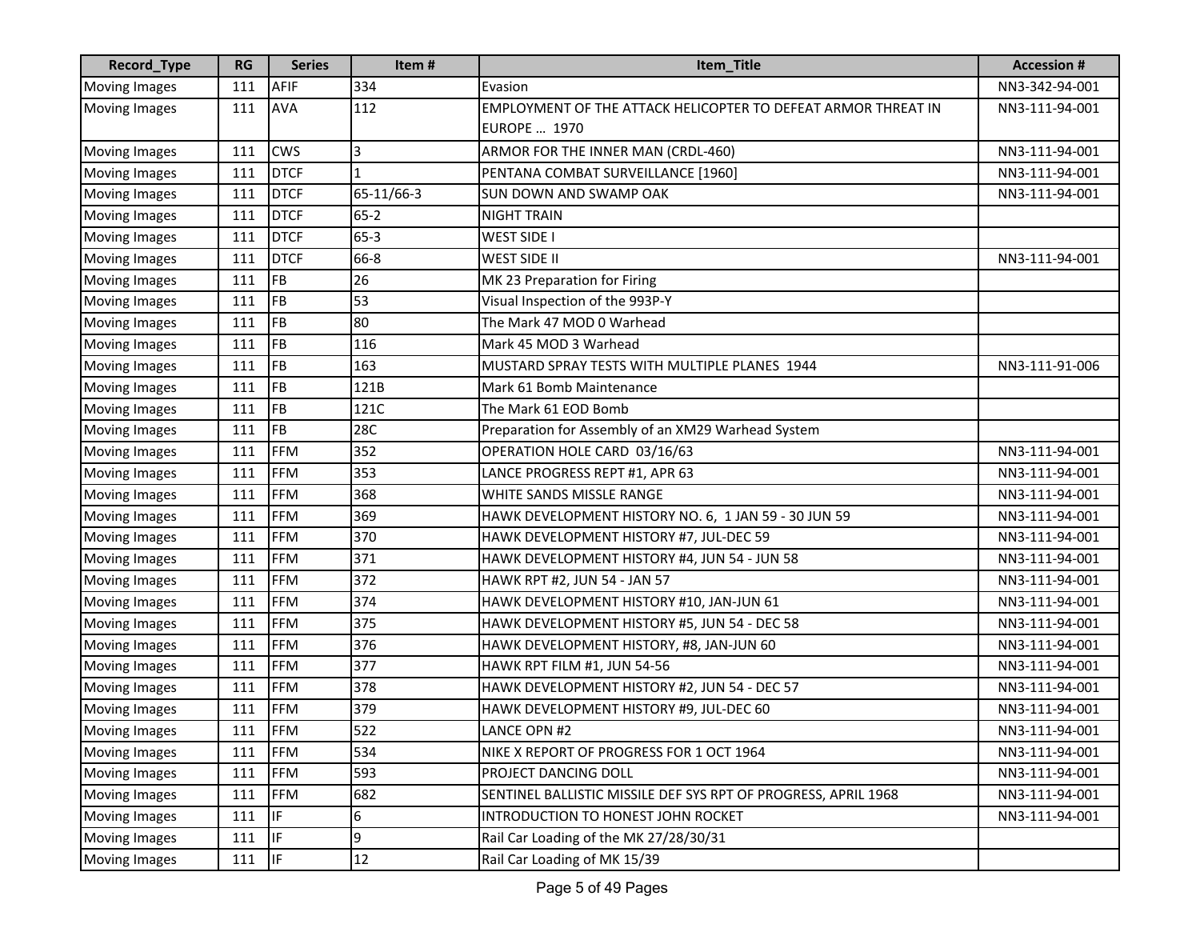| Record_Type | RG | Series | Item # | Item_Title | Accession # |
|---|---|---|---|---|---|
| Moving Images | 111 | AFIF | 334 | Evasion | NN3-342-94-001 |
| Moving Images | 111 | AVA | 112 | EMPLOYMENT OF THE ATTACK HELICOPTER TO DEFEAT ARMOR THREAT IN EUROPE … 1970 | NN3-111-94-001 |
| Moving Images | 111 | CWS | 3 | ARMOR FOR THE INNER MAN (CRDL-460) | NN3-111-94-001 |
| Moving Images | 111 | DTCF | 1 | PENTANA COMBAT SURVEILLANCE [1960] | NN3-111-94-001 |
| Moving Images | 111 | DTCF | 65-11/66-3 | SUN DOWN AND SWAMP OAK | NN3-111-94-001 |
| Moving Images | 111 | DTCF | 65-2 | NIGHT TRAIN | |
| Moving Images | 111 | DTCF | 65-3 | WEST SIDE I | |
| Moving Images | 111 | DTCF | 66-8 | WEST SIDE II | NN3-111-94-001 |
| Moving Images | 111 | FB | 26 | MK 23 Preparation for Firing | |
| Moving Images | 111 | FB | 53 | Visual Inspection of the 993P-Y | |
| Moving Images | 111 | FB | 80 | The Mark 47 MOD 0 Warhead | |
| Moving Images | 111 | FB | 116 | Mark 45 MOD 3 Warhead | |
| Moving Images | 111 | FB | 163 | MUSTARD SPRAY TESTS WITH MULTIPLE PLANES 1944 | NN3-111-91-006 |
| Moving Images | 111 | FB | 121B | Mark 61 Bomb Maintenance | |
| Moving Images | 111 | FB | 121C | The Mark 61 EOD Bomb | |
| Moving Images | 111 | FB | 28C | Preparation for Assembly of an XM29 Warhead System | |
| Moving Images | 111 | FFM | 352 | OPERATION HOLE CARD 03/16/63 | NN3-111-94-001 |
| Moving Images | 111 | FFM | 353 | LANCE PROGRESS REPT #1, APR 63 | NN3-111-94-001 |
| Moving Images | 111 | FFM | 368 | WHITE SANDS MISSLE RANGE | NN3-111-94-001 |
| Moving Images | 111 | FFM | 369 | HAWK DEVELOPMENT HISTORY NO. 6, 1 JAN 59 - 30 JUN 59 | NN3-111-94-001 |
| Moving Images | 111 | FFM | 370 | HAWK DEVELOPMENT HISTORY #7, JUL-DEC 59 | NN3-111-94-001 |
| Moving Images | 111 | FFM | 371 | HAWK DEVELOPMENT HISTORY #4, JUN 54 - JUN 58 | NN3-111-94-001 |
| Moving Images | 111 | FFM | 372 | HAWK RPT #2, JUN 54 - JAN 57 | NN3-111-94-001 |
| Moving Images | 111 | FFM | 374 | HAWK DEVELOPMENT HISTORY #10, JAN-JUN 61 | NN3-111-94-001 |
| Moving Images | 111 | FFM | 375 | HAWK DEVELOPMENT HISTORY #5, JUN 54 - DEC 58 | NN3-111-94-001 |
| Moving Images | 111 | FFM | 376 | HAWK DEVELOPMENT HISTORY, #8, JAN-JUN 60 | NN3-111-94-001 |
| Moving Images | 111 | FFM | 377 | HAWK RPT FILM #1, JUN 54-56 | NN3-111-94-001 |
| Moving Images | 111 | FFM | 378 | HAWK DEVELOPMENT HISTORY #2, JUN 54 - DEC 57 | NN3-111-94-001 |
| Moving Images | 111 | FFM | 379 | HAWK DEVELOPMENT HISTORY #9, JUL-DEC 60 | NN3-111-94-001 |
| Moving Images | 111 | FFM | 522 | LANCE OPN #2 | NN3-111-94-001 |
| Moving Images | 111 | FFM | 534 | NIKE X REPORT OF PROGRESS FOR 1 OCT 1964 | NN3-111-94-001 |
| Moving Images | 111 | FFM | 593 | PROJECT DANCING DOLL | NN3-111-94-001 |
| Moving Images | 111 | FFM | 682 | SENTINEL BALLISTIC MISSILE DEF SYS RPT OF PROGRESS, APRIL 1968 | NN3-111-94-001 |
| Moving Images | 111 | IF | 6 | INTRODUCTION TO HONEST JOHN ROCKET | NN3-111-94-001 |
| Moving Images | 111 | IF | 9 | Rail Car Loading of the MK 27/28/30/31 | |
| Moving Images | 111 | IF | 12 | Rail Car Loading of MK 15/39 | |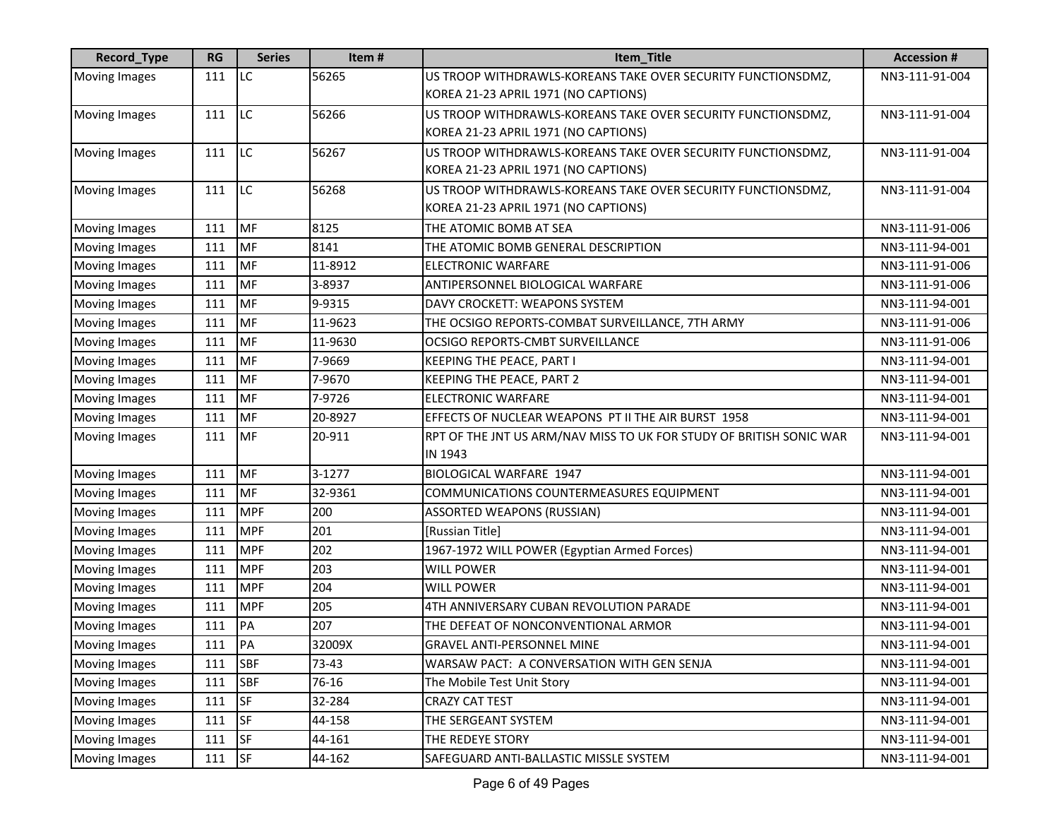| Record_Type | RG | Series | Item # | Item_Title | Accession # |
|---|---|---|---|---|---|
| Moving Images | 111 | LC | 56265 | US TROOP WITHDRAWLS-KOREANS TAKE OVER SECURITY FUNCTIONSDMZ, KOREA 21-23 APRIL 1971 (NO CAPTIONS) | NN3-111-91-004 |
| Moving Images | 111 | LC | 56266 | US TROOP WITHDRAWLS-KOREANS TAKE OVER SECURITY FUNCTIONSDMZ, KOREA 21-23 APRIL 1971 (NO CAPTIONS) | NN3-111-91-004 |
| Moving Images | 111 | LC | 56267 | US TROOP WITHDRAWLS-KOREANS TAKE OVER SECURITY FUNCTIONSDMZ, KOREA 21-23 APRIL 1971 (NO CAPTIONS) | NN3-111-91-004 |
| Moving Images | 111 | LC | 56268 | US TROOP WITHDRAWLS-KOREANS TAKE OVER SECURITY FUNCTIONSDMZ, KOREA 21-23 APRIL 1971 (NO CAPTIONS) | NN3-111-91-004 |
| Moving Images | 111 | MF | 8125 | THE ATOMIC BOMB AT SEA | NN3-111-91-006 |
| Moving Images | 111 | MF | 8141 | THE ATOMIC BOMB GENERAL DESCRIPTION | NN3-111-94-001 |
| Moving Images | 111 | MF | 11-8912 | ELECTRONIC WARFARE | NN3-111-91-006 |
| Moving Images | 111 | MF | 3-8937 | ANTIPERSONNEL BIOLOGICAL WARFARE | NN3-111-91-006 |
| Moving Images | 111 | MF | 9-9315 | DAVY CROCKETT: WEAPONS SYSTEM | NN3-111-94-001 |
| Moving Images | 111 | MF | 11-9623 | THE OCSIGO REPORTS-COMBAT SURVEILLANCE, 7TH ARMY | NN3-111-91-006 |
| Moving Images | 111 | MF | 11-9630 | OCSIGO REPORTS-CMBT SURVEILLANCE | NN3-111-91-006 |
| Moving Images | 111 | MF | 7-9669 | KEEPING THE PEACE, PART I | NN3-111-94-001 |
| Moving Images | 111 | MF | 7-9670 | KEEPING THE PEACE, PART 2 | NN3-111-94-001 |
| Moving Images | 111 | MF | 7-9726 | ELECTRONIC WARFARE | NN3-111-94-001 |
| Moving Images | 111 | MF | 20-8927 | EFFECTS OF NUCLEAR WEAPONS PT II THE AIR BURST 1958 | NN3-111-94-001 |
| Moving Images | 111 | MF | 20-911 | RPT OF THE JNT US ARM/NAV MISS TO UK FOR STUDY OF BRITISH SONIC WAR IN 1943 | NN3-111-94-001 |
| Moving Images | 111 | MF | 3-1277 | BIOLOGICAL WARFARE 1947 | NN3-111-94-001 |
| Moving Images | 111 | MF | 32-9361 | COMMUNICATIONS COUNTERMEASURES EQUIPMENT | NN3-111-94-001 |
| Moving Images | 111 | MPF | 200 | ASSORTED WEAPONS (RUSSIAN) | NN3-111-94-001 |
| Moving Images | 111 | MPF | 201 | [Russian Title] | NN3-111-94-001 |
| Moving Images | 111 | MPF | 202 | 1967-1972 WILL POWER (Egyptian Armed Forces) | NN3-111-94-001 |
| Moving Images | 111 | MPF | 203 | WILL POWER | NN3-111-94-001 |
| Moving Images | 111 | MPF | 204 | WILL POWER | NN3-111-94-001 |
| Moving Images | 111 | MPF | 205 | 4TH ANNIVERSARY CUBAN REVOLUTION PARADE | NN3-111-94-001 |
| Moving Images | 111 | PA | 207 | THE DEFEAT OF NONCONVENTIONAL ARMOR | NN3-111-94-001 |
| Moving Images | 111 | PA | 32009X | GRAVEL ANTI-PERSONNEL MINE | NN3-111-94-001 |
| Moving Images | 111 | SBF | 73-43 | WARSAW PACT: A CONVERSATION WITH GEN SENJA | NN3-111-94-001 |
| Moving Images | 111 | SBF | 76-16 | The Mobile Test Unit Story | NN3-111-94-001 |
| Moving Images | 111 | SF | 32-284 | CRAZY CAT TEST | NN3-111-94-001 |
| Moving Images | 111 | SF | 44-158 | THE SERGEANT SYSTEM | NN3-111-94-001 |
| Moving Images | 111 | SF | 44-161 | THE REDEYE STORY | NN3-111-94-001 |
| Moving Images | 111 | SF | 44-162 | SAFEGUARD ANTI-BALLASTIC MISSLE SYSTEM | NN3-111-94-001 |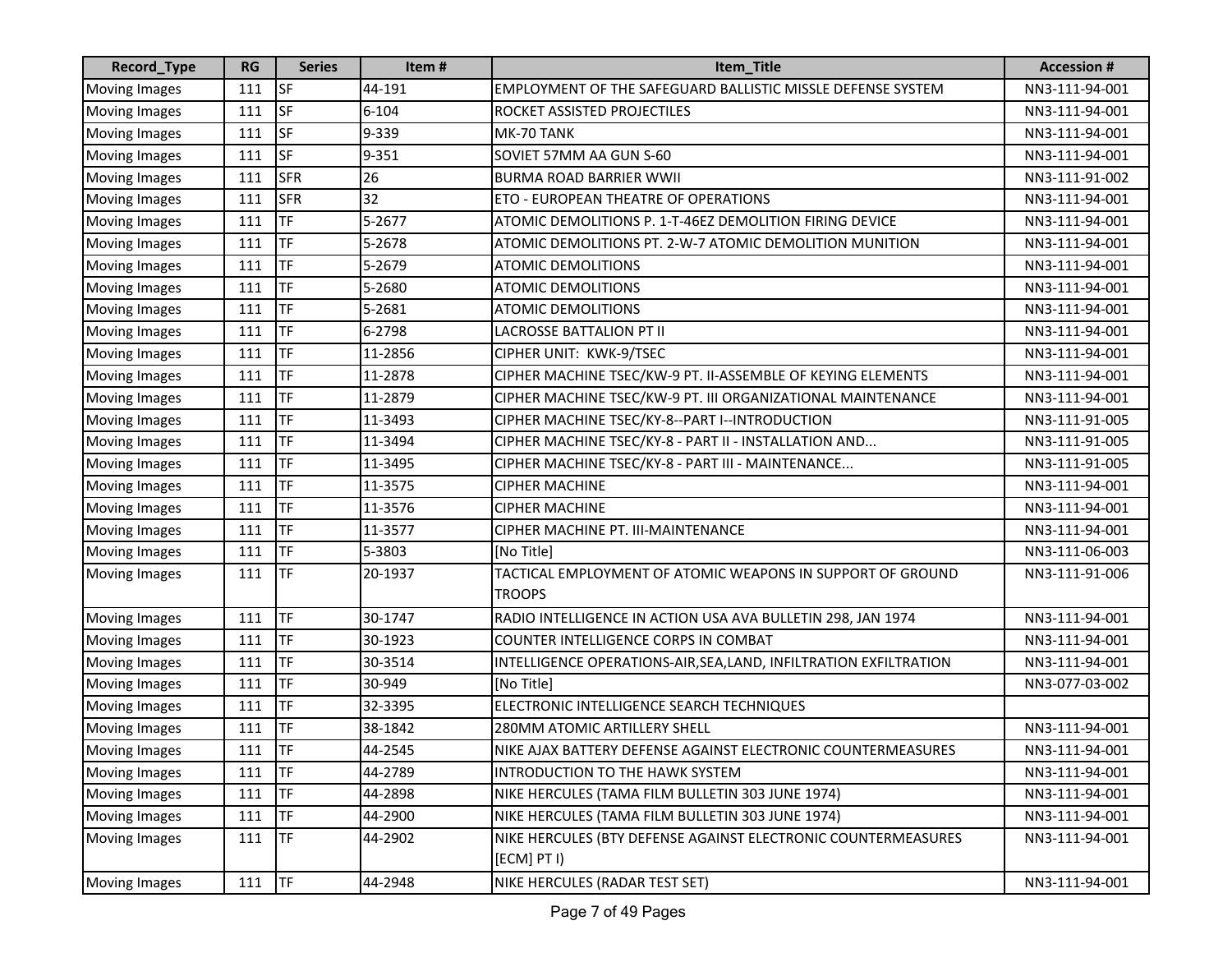| Record_Type | RG | Series | Item # | Item_Title | Accession # |
|---|---|---|---|---|---|
| Moving Images | 111 | SF | 44-191 | EMPLOYMENT OF THE SAFEGUARD BALLISTIC MISSLE DEFENSE SYSTEM | NN3-111-94-001 |
| Moving Images | 111 | SF | 6-104 | ROCKET ASSISTED PROJECTILES | NN3-111-94-001 |
| Moving Images | 111 | SF | 9-339 | MK-70 TANK | NN3-111-94-001 |
| Moving Images | 111 | SF | 9-351 | SOVIET 57MM AA GUN S-60 | NN3-111-94-001 |
| Moving Images | 111 | SFR | 26 | BURMA ROAD BARRIER WWII | NN3-111-91-002 |
| Moving Images | 111 | SFR | 32 | ETO - EUROPEAN THEATRE OF OPERATIONS | NN3-111-94-001 |
| Moving Images | 111 | TF | 5-2677 | ATOMIC DEMOLITIONS P. 1-T-46EZ DEMOLITION FIRING DEVICE | NN3-111-94-001 |
| Moving Images | 111 | TF | 5-2678 | ATOMIC DEMOLITIONS PT. 2-W-7 ATOMIC DEMOLITION MUNITION | NN3-111-94-001 |
| Moving Images | 111 | TF | 5-2679 | ATOMIC DEMOLITIONS | NN3-111-94-001 |
| Moving Images | 111 | TF | 5-2680 | ATOMIC DEMOLITIONS | NN3-111-94-001 |
| Moving Images | 111 | TF | 5-2681 | ATOMIC DEMOLITIONS | NN3-111-94-001 |
| Moving Images | 111 | TF | 6-2798 | LACROSSE BATTALION PT II | NN3-111-94-001 |
| Moving Images | 111 | TF | 11-2856 | CIPHER UNIT: KWK-9/TSEC | NN3-111-94-001 |
| Moving Images | 111 | TF | 11-2878 | CIPHER MACHINE TSEC/KW-9 PT. II-ASSEMBLE OF KEYING ELEMENTS | NN3-111-94-001 |
| Moving Images | 111 | TF | 11-2879 | CIPHER MACHINE TSEC/KW-9 PT. III ORGANIZATIONAL MAINTENANCE | NN3-111-94-001 |
| Moving Images | 111 | TF | 11-3493 | CIPHER MACHINE TSEC/KY-8--PART I--INTRODUCTION | NN3-111-91-005 |
| Moving Images | 111 | TF | 11-3494 | CIPHER MACHINE TSEC/KY-8 - PART II - INSTALLATION AND... | NN3-111-91-005 |
| Moving Images | 111 | TF | 11-3495 | CIPHER MACHINE TSEC/KY-8 - PART III - MAINTENANCE... | NN3-111-91-005 |
| Moving Images | 111 | TF | 11-3575 | CIPHER MACHINE | NN3-111-94-001 |
| Moving Images | 111 | TF | 11-3576 | CIPHER MACHINE | NN3-111-94-001 |
| Moving Images | 111 | TF | 11-3577 | CIPHER MACHINE PT. III-MAINTENANCE | NN3-111-94-001 |
| Moving Images | 111 | TF | 5-3803 | [No Title] | NN3-111-06-003 |
| Moving Images | 111 | TF | 20-1937 | TACTICAL EMPLOYMENT OF ATOMIC WEAPONS IN SUPPORT OF GROUND TROOPS | NN3-111-91-006 |
| Moving Images | 111 | TF | 30-1747 | RADIO INTELLIGENCE IN ACTION USA AVA BULLETIN 298, JAN 1974 | NN3-111-94-001 |
| Moving Images | 111 | TF | 30-1923 | COUNTER INTELLIGENCE CORPS IN COMBAT | NN3-111-94-001 |
| Moving Images | 111 | TF | 30-3514 | INTELLIGENCE OPERATIONS-AIR,SEA,LAND, INFILTRATION EXFILTRATION | NN3-111-94-001 |
| Moving Images | 111 | TF | 30-949 | [No Title] | NN3-077-03-002 |
| Moving Images | 111 | TF | 32-3395 | ELECTRONIC INTELLIGENCE SEARCH TECHNIQUES | |
| Moving Images | 111 | TF | 38-1842 | 280MM ATOMIC ARTILLERY SHELL | NN3-111-94-001 |
| Moving Images | 111 | TF | 44-2545 | NIKE AJAX BATTERY DEFENSE AGAINST ELECTRONIC COUNTERMEASURES | NN3-111-94-001 |
| Moving Images | 111 | TF | 44-2789 | INTRODUCTION TO THE HAWK SYSTEM | NN3-111-94-001 |
| Moving Images | 111 | TF | 44-2898 | NIKE HERCULES (TAMA FILM BULLETIN 303 JUNE 1974) | NN3-111-94-001 |
| Moving Images | 111 | TF | 44-2900 | NIKE HERCULES (TAMA FILM BULLETIN 303 JUNE 1974) | NN3-111-94-001 |
| Moving Images | 111 | TF | 44-2902 | NIKE HERCULES (BTY DEFENSE AGAINST ELECTRONIC COUNTERMEASURES [ECM] PT I) | NN3-111-94-001 |
| Moving Images | 111 | TF | 44-2948 | NIKE HERCULES (RADAR TEST SET) | NN3-111-94-001 |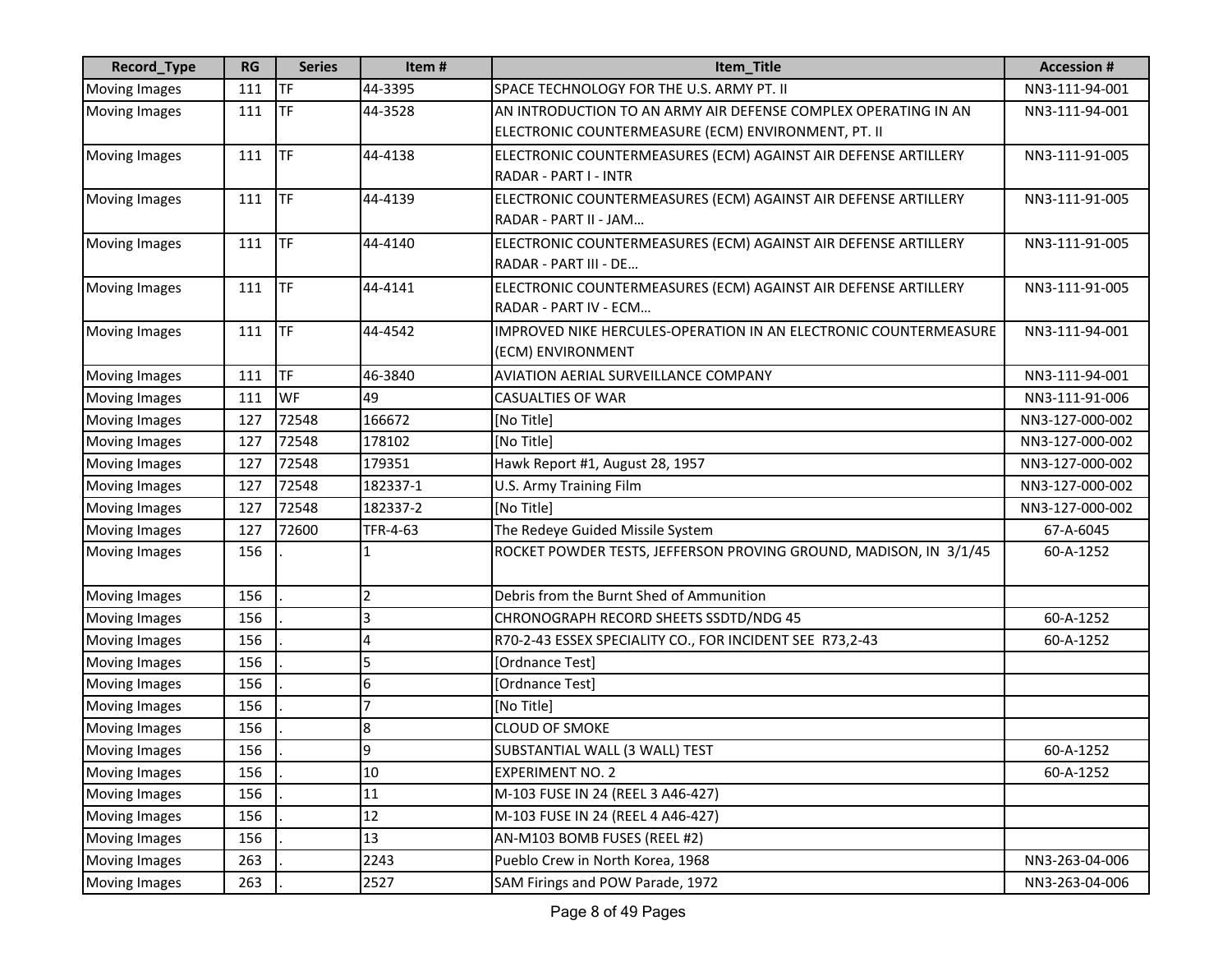| Record_Type | RG | Series | Item # | Item_Title | Accession # |
|---|---|---|---|---|---|
| Moving Images | 111 | TF | 44-3395 | SPACE TECHNOLOGY FOR THE U.S. ARMY PT. II | NN3-111-94-001 |
| Moving Images | 111 | TF | 44-3528 | AN INTRODUCTION TO AN ARMY AIR DEFENSE COMPLEX OPERATING IN AN ELECTRONIC COUNTERMEASURE (ECM) ENVIRONMENT, PT. II | NN3-111-94-001 |
| Moving Images | 111 | TF | 44-4138 | ELECTRONIC COUNTERMEASURES (ECM) AGAINST AIR DEFENSE ARTILLERY RADAR - PART I - INTR | NN3-111-91-005 |
| Moving Images | 111 | TF | 44-4139 | ELECTRONIC COUNTERMEASURES (ECM) AGAINST AIR DEFENSE ARTILLERY RADAR - PART II - JAM… | NN3-111-91-005 |
| Moving Images | 111 | TF | 44-4140 | ELECTRONIC COUNTERMEASURES (ECM) AGAINST AIR DEFENSE ARTILLERY RADAR - PART III - DE… | NN3-111-91-005 |
| Moving Images | 111 | TF | 44-4141 | ELECTRONIC COUNTERMEASURES (ECM) AGAINST AIR DEFENSE ARTILLERY RADAR - PART IV - ECM… | NN3-111-91-005 |
| Moving Images | 111 | TF | 44-4542 | IMPROVED NIKE HERCULES-OPERATION IN AN ELECTRONIC COUNTERMEASURE (ECM) ENVIRONMENT | NN3-111-94-001 |
| Moving Images | 111 | TF | 46-3840 | AVIATION AERIAL SURVEILLANCE COMPANY | NN3-111-94-001 |
| Moving Images | 111 | WF | 49 | CASUALTIES OF WAR | NN3-111-91-006 |
| Moving Images | 127 | 72548 | 166672 | [No Title] | NN3-127-000-002 |
| Moving Images | 127 | 72548 | 178102 | [No Title] | NN3-127-000-002 |
| Moving Images | 127 | 72548 | 179351 | Hawk Report #1, August 28, 1957 | NN3-127-000-002 |
| Moving Images | 127 | 72548 | 182337-1 | U.S. Army Training Film | NN3-127-000-002 |
| Moving Images | 127 | 72548 | 182337-2 | [No Title] | NN3-127-000-002 |
| Moving Images | 127 | 72600 | TFR-4-63 | The Redeye Guided Missile System | 67-A-6045 |
| Moving Images | 156 | . | 1 | ROCKET POWDER TESTS, JEFFERSON PROVING GROUND, MADISON, IN 3/1/45 | 60-A-1252 |
| Moving Images | 156 | . | 2 | Debris from the Burnt Shed of Ammunition | |
| Moving Images | 156 | . | 3 | CHRONOGRAPH RECORD SHEETS SSDTD/NDG 45 | 60-A-1252 |
| Moving Images | 156 | . | 4 | R70-2-43 ESSEX SPECIALITY CO., FOR INCIDENT SEE R73,2-43 | 60-A-1252 |
| Moving Images | 156 | . | 5 | [Ordnance Test] | |
| Moving Images | 156 | . | 6 | [Ordnance Test] | |
| Moving Images | 156 | . | 7 | [No Title] | |
| Moving Images | 156 | . | 8 | CLOUD OF SMOKE | |
| Moving Images | 156 | . | 9 | SUBSTANTIAL WALL (3 WALL) TEST | 60-A-1252 |
| Moving Images | 156 | . | 10 | EXPERIMENT NO. 2 | 60-A-1252 |
| Moving Images | 156 | . | 11 | M-103 FUSE IN 24 (REEL 3 A46-427) | |
| Moving Images | 156 | . | 12 | M-103 FUSE IN 24 (REEL 4 A46-427) | |
| Moving Images | 156 | . | 13 | AN-M103 BOMB FUSES (REEL #2) | |
| Moving Images | 263 | . | 2243 | Pueblo Crew in North Korea, 1968 | NN3-263-04-006 |
| Moving Images | 263 | . | 2527 | SAM Firings and POW Parade, 1972 | NN3-263-04-006 |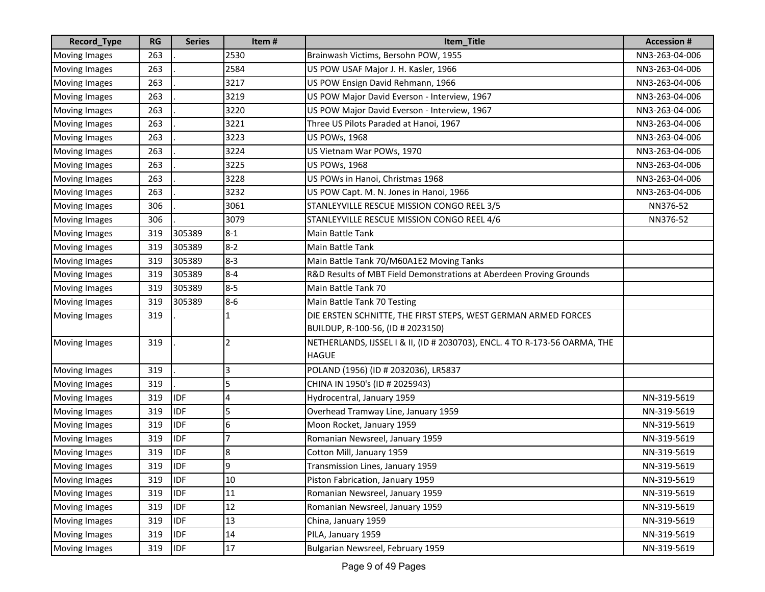| Record_Type | RG | Series | Item # | Item_Title | Accession # |
|---|---|---|---|---|---|
| Moving Images | 263 | . | 2530 | Brainwash Victims, Bersohn POW, 1955 | NN3-263-04-006 |
| Moving Images | 263 | . | 2584 | US POW USAF Major J. H. Kasler, 1966 | NN3-263-04-006 |
| Moving Images | 263 | . | 3217 | US POW Ensign David Rehmann, 1966 | NN3-263-04-006 |
| Moving Images | 263 | . | 3219 | US POW Major David Everson - Interview, 1967 | NN3-263-04-006 |
| Moving Images | 263 | . | 3220 | US POW Major David Everson - Interview, 1967 | NN3-263-04-006 |
| Moving Images | 263 | . | 3221 | Three US Pilots Paraded at Hanoi, 1967 | NN3-263-04-006 |
| Moving Images | 263 | . | 3223 | US POWs, 1968 | NN3-263-04-006 |
| Moving Images | 263 | . | 3224 | US Vietnam War POWs, 1970 | NN3-263-04-006 |
| Moving Images | 263 | . | 3225 | US POWs, 1968 | NN3-263-04-006 |
| Moving Images | 263 | . | 3228 | US POWs in Hanoi, Christmas 1968 | NN3-263-04-006 |
| Moving Images | 263 | . | 3232 | US POW Capt. M. N. Jones in Hanoi, 1966 | NN3-263-04-006 |
| Moving Images | 306 | . | 3061 | STANLEYVILLE RESCUE MISSION CONGO REEL 3/5 | NN376-52 |
| Moving Images | 306 | . | 3079 | STANLEYVILLE RESCUE MISSION CONGO REEL 4/6 | NN376-52 |
| Moving Images | 319 | 305389 | 8-1 | Main Battle Tank | |
| Moving Images | 319 | 305389 | 8-2 | Main Battle Tank | |
| Moving Images | 319 | 305389 | 8-3 | Main Battle Tank 70/M60A1E2 Moving Tanks | |
| Moving Images | 319 | 305389 | 8-4 | R&D Results of MBT Field Demonstrations at Aberdeen Proving Grounds | |
| Moving Images | 319 | 305389 | 8-5 | Main Battle Tank 70 | |
| Moving Images | 319 | 305389 | 8-6 | Main Battle Tank 70 Testing | |
| Moving Images | 319 | . | 1 | DIE ERSTEN SCHNITTE, THE FIRST STEPS, WEST GERMAN ARMED FORCES BUILDUP, R-100-56, (ID # 2023150) | |
| Moving Images | 319 | . | 2 | NETHERLANDS, IJSSEL I & II, (ID # 2030703), ENCL. 4 TO R-173-56 OARMA, THE HAGUE | |
| Moving Images | 319 | . | 3 | POLAND (1956) (ID # 2032036), LR5837 | |
| Moving Images | 319 | . | 5 | CHINA IN 1950's (ID # 2025943) | |
| Moving Images | 319 | IDF | 4 | Hydrocentral, January 1959 | NN-319-5619 |
| Moving Images | 319 | IDF | 5 | Overhead Tramway Line, January 1959 | NN-319-5619 |
| Moving Images | 319 | IDF | 6 | Moon Rocket, January 1959 | NN-319-5619 |
| Moving Images | 319 | IDF | 7 | Romanian Newsreel, January 1959 | NN-319-5619 |
| Moving Images | 319 | IDF | 8 | Cotton Mill, January 1959 | NN-319-5619 |
| Moving Images | 319 | IDF | 9 | Transmission Lines, January 1959 | NN-319-5619 |
| Moving Images | 319 | IDF | 10 | Piston Fabrication, January 1959 | NN-319-5619 |
| Moving Images | 319 | IDF | 11 | Romanian Newsreel, January 1959 | NN-319-5619 |
| Moving Images | 319 | IDF | 12 | Romanian Newsreel, January 1959 | NN-319-5619 |
| Moving Images | 319 | IDF | 13 | China, January 1959 | NN-319-5619 |
| Moving Images | 319 | IDF | 14 | PILA, January 1959 | NN-319-5619 |
| Moving Images | 319 | IDF | 17 | Bulgarian Newsreel, February 1959 | NN-319-5619 |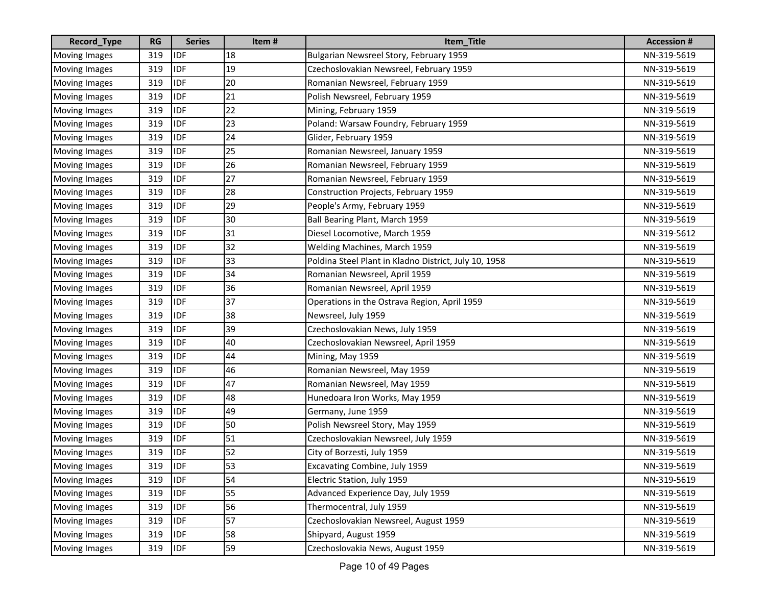| Record_Type | RG | Series | Item # | Item_Title | Accession # |
|---|---|---|---|---|---|
| Moving Images | 319 | IDF | 18 | Bulgarian Newsreel Story, February 1959 | NN-319-5619 |
| Moving Images | 319 | IDF | 19 | Czechoslovakian Newsreel, February 1959 | NN-319-5619 |
| Moving Images | 319 | IDF | 20 | Romanian Newsreel, February 1959 | NN-319-5619 |
| Moving Images | 319 | IDF | 21 | Polish Newsreel, February 1959 | NN-319-5619 |
| Moving Images | 319 | IDF | 22 | Mining, February 1959 | NN-319-5619 |
| Moving Images | 319 | IDF | 23 | Poland: Warsaw Foundry, February 1959 | NN-319-5619 |
| Moving Images | 319 | IDF | 24 | Glider, February 1959 | NN-319-5619 |
| Moving Images | 319 | IDF | 25 | Romanian Newsreel, January 1959 | NN-319-5619 |
| Moving Images | 319 | IDF | 26 | Romanian Newsreel, February 1959 | NN-319-5619 |
| Moving Images | 319 | IDF | 27 | Romanian Newsreel, February 1959 | NN-319-5619 |
| Moving Images | 319 | IDF | 28 | Construction Projects, February 1959 | NN-319-5619 |
| Moving Images | 319 | IDF | 29 | People's Army, February 1959 | NN-319-5619 |
| Moving Images | 319 | IDF | 30 | Ball Bearing Plant, March 1959 | NN-319-5619 |
| Moving Images | 319 | IDF | 31 | Diesel Locomotive, March 1959 | NN-319-5612 |
| Moving Images | 319 | IDF | 32 | Welding Machines, March 1959 | NN-319-5619 |
| Moving Images | 319 | IDF | 33 | Poldina Steel Plant in Kladno District, July 10, 1958 | NN-319-5619 |
| Moving Images | 319 | IDF | 34 | Romanian Newsreel, April 1959 | NN-319-5619 |
| Moving Images | 319 | IDF | 36 | Romanian Newsreel, April 1959 | NN-319-5619 |
| Moving Images | 319 | IDF | 37 | Operations in the Ostrava Region, April 1959 | NN-319-5619 |
| Moving Images | 319 | IDF | 38 | Newsreel, July 1959 | NN-319-5619 |
| Moving Images | 319 | IDF | 39 | Czechoslovakian News, July 1959 | NN-319-5619 |
| Moving Images | 319 | IDF | 40 | Czechoslovakian Newsreel, April 1959 | NN-319-5619 |
| Moving Images | 319 | IDF | 44 | Mining, May 1959 | NN-319-5619 |
| Moving Images | 319 | IDF | 46 | Romanian Newsreel, May 1959 | NN-319-5619 |
| Moving Images | 319 | IDF | 47 | Romanian Newsreel, May 1959 | NN-319-5619 |
| Moving Images | 319 | IDF | 48 | Hunedoara Iron Works, May 1959 | NN-319-5619 |
| Moving Images | 319 | IDF | 49 | Germany, June 1959 | NN-319-5619 |
| Moving Images | 319 | IDF | 50 | Polish Newsreel Story, May 1959 | NN-319-5619 |
| Moving Images | 319 | IDF | 51 | Czechoslovakian Newsreel, July 1959 | NN-319-5619 |
| Moving Images | 319 | IDF | 52 | City of Borzesti, July 1959 | NN-319-5619 |
| Moving Images | 319 | IDF | 53 | Excavating Combine, July 1959 | NN-319-5619 |
| Moving Images | 319 | IDF | 54 | Electric Station, July 1959 | NN-319-5619 |
| Moving Images | 319 | IDF | 55 | Advanced Experience Day, July 1959 | NN-319-5619 |
| Moving Images | 319 | IDF | 56 | Thermocentral, July 1959 | NN-319-5619 |
| Moving Images | 319 | IDF | 57 | Czechoslovakian Newsreel, August 1959 | NN-319-5619 |
| Moving Images | 319 | IDF | 58 | Shipyard, August 1959 | NN-319-5619 |
| Moving Images | 319 | IDF | 59 | Czechoslovakia News, August 1959 | NN-319-5619 |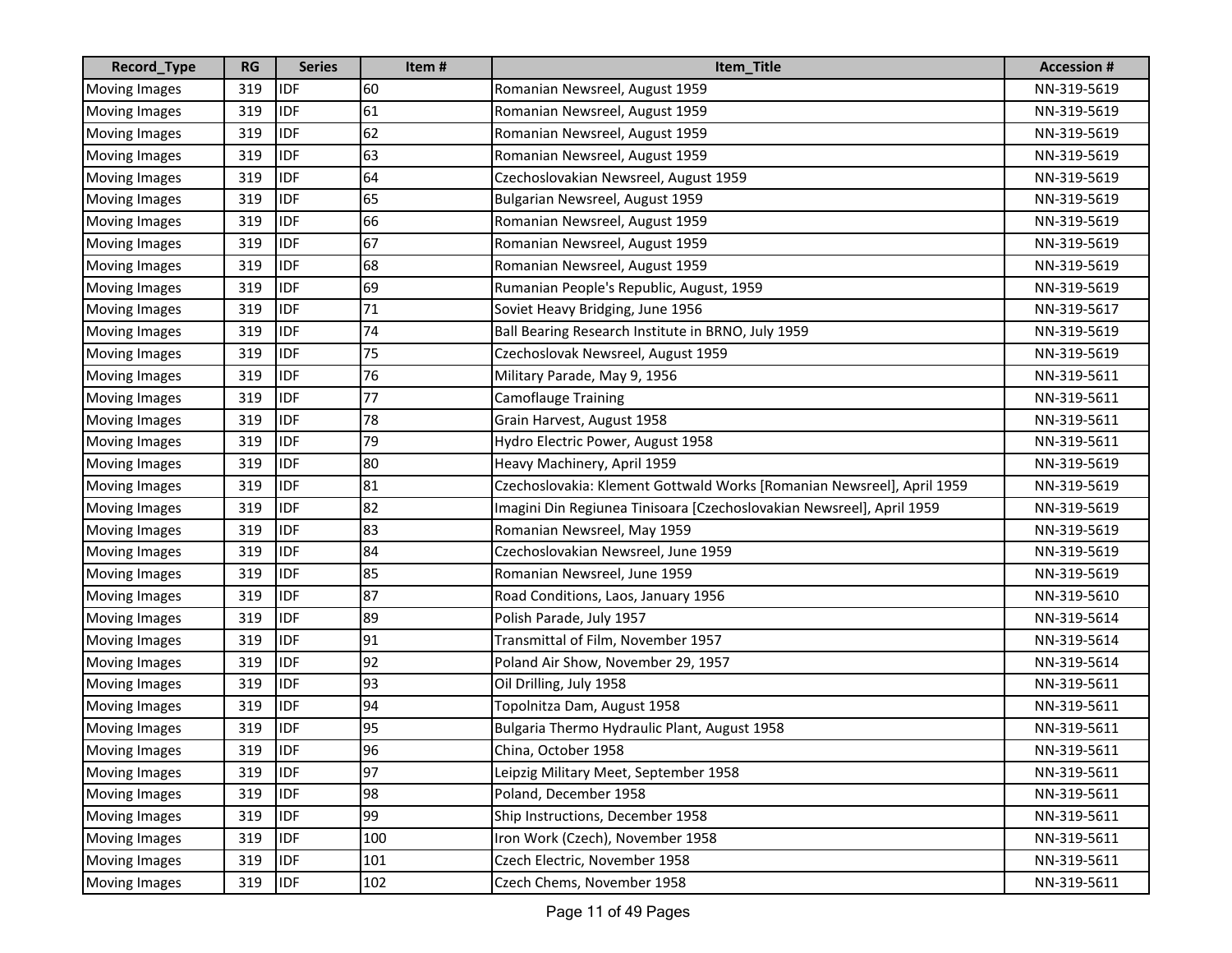| Record_Type | RG | Series | Item # | Item_Title | Accession # |
|---|---|---|---|---|---|
| Moving Images | 319 | IDF | 60 | Romanian Newsreel, August 1959 | NN-319-5619 |
| Moving Images | 319 | IDF | 61 | Romanian Newsreel, August 1959 | NN-319-5619 |
| Moving Images | 319 | IDF | 62 | Romanian Newsreel, August 1959 | NN-319-5619 |
| Moving Images | 319 | IDF | 63 | Romanian Newsreel, August 1959 | NN-319-5619 |
| Moving Images | 319 | IDF | 64 | Czechoslovakian Newsreel, August 1959 | NN-319-5619 |
| Moving Images | 319 | IDF | 65 | Bulgarian Newsreel, August 1959 | NN-319-5619 |
| Moving Images | 319 | IDF | 66 | Romanian Newsreel, August 1959 | NN-319-5619 |
| Moving Images | 319 | IDF | 67 | Romanian Newsreel, August 1959 | NN-319-5619 |
| Moving Images | 319 | IDF | 68 | Romanian Newsreel, August 1959 | NN-319-5619 |
| Moving Images | 319 | IDF | 69 | Rumanian People's Republic, August, 1959 | NN-319-5619 |
| Moving Images | 319 | IDF | 71 | Soviet Heavy Bridging, June 1956 | NN-319-5617 |
| Moving Images | 319 | IDF | 74 | Ball Bearing Research Institute in BRNO, July 1959 | NN-319-5619 |
| Moving Images | 319 | IDF | 75 | Czechoslovak Newsreel, August 1959 | NN-319-5619 |
| Moving Images | 319 | IDF | 76 | Military Parade, May 9, 1956 | NN-319-5611 |
| Moving Images | 319 | IDF | 77 | Camoflauge Training | NN-319-5611 |
| Moving Images | 319 | IDF | 78 | Grain Harvest, August 1958 | NN-319-5611 |
| Moving Images | 319 | IDF | 79 | Hydro Electric Power, August 1958 | NN-319-5611 |
| Moving Images | 319 | IDF | 80 | Heavy Machinery, April 1959 | NN-319-5619 |
| Moving Images | 319 | IDF | 81 | Czechoslovakia: Klement Gottwald Works [Romanian Newsreel], April 1959 | NN-319-5619 |
| Moving Images | 319 | IDF | 82 | Imagini Din Regiunea Tinisoara [Czechoslovakian Newsreel], April 1959 | NN-319-5619 |
| Moving Images | 319 | IDF | 83 | Romanian Newsreel, May 1959 | NN-319-5619 |
| Moving Images | 319 | IDF | 84 | Czechoslovakian Newsreel, June 1959 | NN-319-5619 |
| Moving Images | 319 | IDF | 85 | Romanian Newsreel, June 1959 | NN-319-5619 |
| Moving Images | 319 | IDF | 87 | Road Conditions, Laos, January 1956 | NN-319-5610 |
| Moving Images | 319 | IDF | 89 | Polish Parade, July 1957 | NN-319-5614 |
| Moving Images | 319 | IDF | 91 | Transmittal of Film, November 1957 | NN-319-5614 |
| Moving Images | 319 | IDF | 92 | Poland Air Show, November 29, 1957 | NN-319-5614 |
| Moving Images | 319 | IDF | 93 | Oil Drilling, July 1958 | NN-319-5611 |
| Moving Images | 319 | IDF | 94 | Topolnitza Dam, August 1958 | NN-319-5611 |
| Moving Images | 319 | IDF | 95 | Bulgaria Thermo Hydraulic Plant, August 1958 | NN-319-5611 |
| Moving Images | 319 | IDF | 96 | China, October 1958 | NN-319-5611 |
| Moving Images | 319 | IDF | 97 | Leipzig Military Meet, September 1958 | NN-319-5611 |
| Moving Images | 319 | IDF | 98 | Poland, December 1958 | NN-319-5611 |
| Moving Images | 319 | IDF | 99 | Ship Instructions, December 1958 | NN-319-5611 |
| Moving Images | 319 | IDF | 100 | Iron Work (Czech), November 1958 | NN-319-5611 |
| Moving Images | 319 | IDF | 101 | Czech Electric, November 1958 | NN-319-5611 |
| Moving Images | 319 | IDF | 102 | Czech Chems, November 1958 | NN-319-5611 |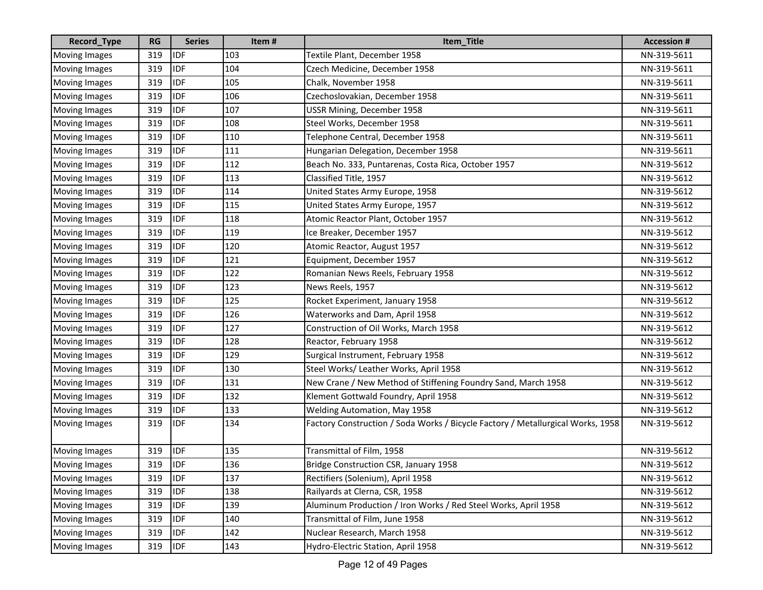| Record_Type | RG | Series | Item # | Item_Title | Accession # |
|---|---|---|---|---|---|
| Moving Images | 319 | IDF | 103 | Textile Plant, December 1958 | NN-319-5611 |
| Moving Images | 319 | IDF | 104 | Czech Medicine, December 1958 | NN-319-5611 |
| Moving Images | 319 | IDF | 105 | Chalk, November 1958 | NN-319-5611 |
| Moving Images | 319 | IDF | 106 | Czechoslovakian, December 1958 | NN-319-5611 |
| Moving Images | 319 | IDF | 107 | USSR Mining, December 1958 | NN-319-5611 |
| Moving Images | 319 | IDF | 108 | Steel Works, December 1958 | NN-319-5611 |
| Moving Images | 319 | IDF | 110 | Telephone Central, December 1958 | NN-319-5611 |
| Moving Images | 319 | IDF | 111 | Hungarian Delegation, December 1958 | NN-319-5611 |
| Moving Images | 319 | IDF | 112 | Beach No. 333, Puntarenas, Costa Rica, October 1957 | NN-319-5612 |
| Moving Images | 319 | IDF | 113 | Classified Title, 1957 | NN-319-5612 |
| Moving Images | 319 | IDF | 114 | United States Army Europe, 1958 | NN-319-5612 |
| Moving Images | 319 | IDF | 115 | United States Army Europe, 1957 | NN-319-5612 |
| Moving Images | 319 | IDF | 118 | Atomic Reactor Plant, October 1957 | NN-319-5612 |
| Moving Images | 319 | IDF | 119 | Ice Breaker, December 1957 | NN-319-5612 |
| Moving Images | 319 | IDF | 120 | Atomic Reactor, August 1957 | NN-319-5612 |
| Moving Images | 319 | IDF | 121 | Equipment, December 1957 | NN-319-5612 |
| Moving Images | 319 | IDF | 122 | Romanian News Reels, February 1958 | NN-319-5612 |
| Moving Images | 319 | IDF | 123 | News Reels, 1957 | NN-319-5612 |
| Moving Images | 319 | IDF | 125 | Rocket Experiment, January 1958 | NN-319-5612 |
| Moving Images | 319 | IDF | 126 | Waterworks and Dam, April 1958 | NN-319-5612 |
| Moving Images | 319 | IDF | 127 | Construction of Oil Works, March 1958 | NN-319-5612 |
| Moving Images | 319 | IDF | 128 | Reactor, February 1958 | NN-319-5612 |
| Moving Images | 319 | IDF | 129 | Surgical Instrument, February 1958 | NN-319-5612 |
| Moving Images | 319 | IDF | 130 | Steel Works/ Leather Works, April 1958 | NN-319-5612 |
| Moving Images | 319 | IDF | 131 | New Crane / New Method of Stiffening Foundry Sand, March 1958 | NN-319-5612 |
| Moving Images | 319 | IDF | 132 | Klement Gottwald Foundry, April 1958 | NN-319-5612 |
| Moving Images | 319 | IDF | 133 | Welding Automation, May 1958 | NN-319-5612 |
| Moving Images | 319 | IDF | 134 | Factory Construction / Soda Works / Bicycle Factory / Metallurgical Works, 1958 | NN-319-5612 |
| Moving Images | 319 | IDF | 135 | Transmittal of Film, 1958 | NN-319-5612 |
| Moving Images | 319 | IDF | 136 | Bridge Construction CSR, January 1958 | NN-319-5612 |
| Moving Images | 319 | IDF | 137 | Rectifiers (Solenium), April 1958 | NN-319-5612 |
| Moving Images | 319 | IDF | 138 | Railyards at Clerna, CSR, 1958 | NN-319-5612 |
| Moving Images | 319 | IDF | 139 | Aluminum Production / Iron Works / Red Steel Works, April 1958 | NN-319-5612 |
| Moving Images | 319 | IDF | 140 | Transmittal of Film, June 1958 | NN-319-5612 |
| Moving Images | 319 | IDF | 142 | Nuclear Research, March 1958 | NN-319-5612 |
| Moving Images | 319 | IDF | 143 | Hydro-Electric Station, April 1958 | NN-319-5612 |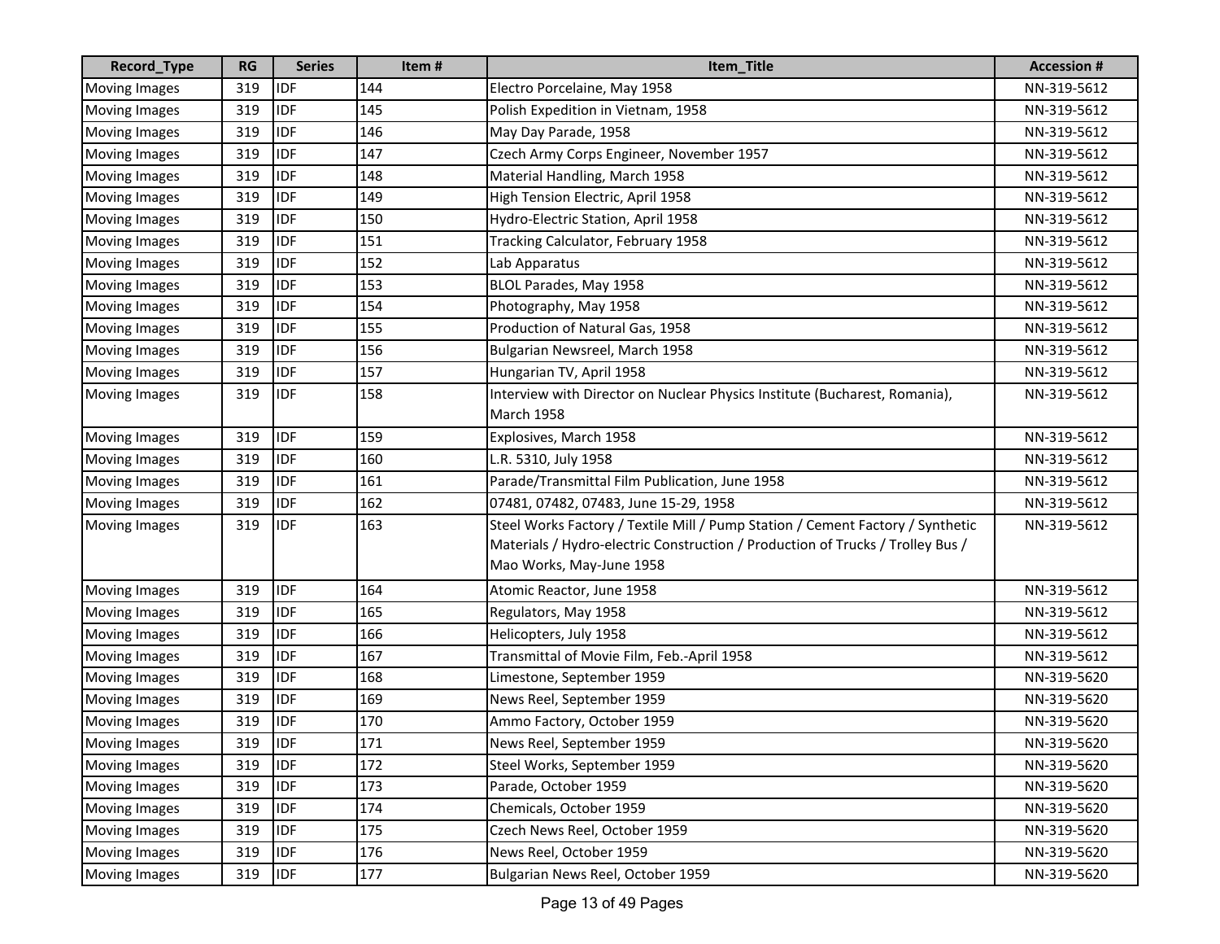| Record_Type | RG | Series | Item # | Item_Title | Accession # |
|---|---|---|---|---|---|
| Moving Images | 319 | IDF | 144 | Electro Porcelaine, May 1958 | NN-319-5612 |
| Moving Images | 319 | IDF | 145 | Polish Expedition in Vietnam, 1958 | NN-319-5612 |
| Moving Images | 319 | IDF | 146 | May Day Parade, 1958 | NN-319-5612 |
| Moving Images | 319 | IDF | 147 | Czech Army Corps Engineer, November 1957 | NN-319-5612 |
| Moving Images | 319 | IDF | 148 | Material Handling, March 1958 | NN-319-5612 |
| Moving Images | 319 | IDF | 149 | High Tension Electric, April 1958 | NN-319-5612 |
| Moving Images | 319 | IDF | 150 | Hydro-Electric Station, April 1958 | NN-319-5612 |
| Moving Images | 319 | IDF | 151 | Tracking Calculator, February 1958 | NN-319-5612 |
| Moving Images | 319 | IDF | 152 | Lab Apparatus | NN-319-5612 |
| Moving Images | 319 | IDF | 153 | BLOL Parades, May 1958 | NN-319-5612 |
| Moving Images | 319 | IDF | 154 | Photography, May 1958 | NN-319-5612 |
| Moving Images | 319 | IDF | 155 | Production of Natural Gas, 1958 | NN-319-5612 |
| Moving Images | 319 | IDF | 156 | Bulgarian Newsreel, March 1958 | NN-319-5612 |
| Moving Images | 319 | IDF | 157 | Hungarian TV, April 1958 | NN-319-5612 |
| Moving Images | 319 | IDF | 158 | Interview with Director on Nuclear Physics Institute (Bucharest, Romania), March 1958 | NN-319-5612 |
| Moving Images | 319 | IDF | 159 | Explosives, March 1958 | NN-319-5612 |
| Moving Images | 319 | IDF | 160 | L.R. 5310, July 1958 | NN-319-5612 |
| Moving Images | 319 | IDF | 161 | Parade/Transmittal Film Publication, June 1958 | NN-319-5612 |
| Moving Images | 319 | IDF | 162 | 07481, 07482, 07483, June 15-29, 1958 | NN-319-5612 |
| Moving Images | 319 | IDF | 163 | Steel Works Factory / Textile Mill / Pump Station / Cement Factory / Synthetic Materials / Hydro-electric Construction / Production of Trucks / Trolley Bus / Mao Works, May-June 1958 | NN-319-5612 |
| Moving Images | 319 | IDF | 164 | Atomic Reactor, June 1958 | NN-319-5612 |
| Moving Images | 319 | IDF | 165 | Regulators, May 1958 | NN-319-5612 |
| Moving Images | 319 | IDF | 166 | Helicopters, July 1958 | NN-319-5612 |
| Moving Images | 319 | IDF | 167 | Transmittal of Movie Film, Feb.-April 1958 | NN-319-5612 |
| Moving Images | 319 | IDF | 168 | Limestone, September 1959 | NN-319-5620 |
| Moving Images | 319 | IDF | 169 | News Reel, September 1959 | NN-319-5620 |
| Moving Images | 319 | IDF | 170 | Ammo Factory, October 1959 | NN-319-5620 |
| Moving Images | 319 | IDF | 171 | News Reel, September 1959 | NN-319-5620 |
| Moving Images | 319 | IDF | 172 | Steel Works, September 1959 | NN-319-5620 |
| Moving Images | 319 | IDF | 173 | Parade, October 1959 | NN-319-5620 |
| Moving Images | 319 | IDF | 174 | Chemicals, October 1959 | NN-319-5620 |
| Moving Images | 319 | IDF | 175 | Czech News Reel, October 1959 | NN-319-5620 |
| Moving Images | 319 | IDF | 176 | News Reel, October 1959 | NN-319-5620 |
| Moving Images | 319 | IDF | 177 | Bulgarian News Reel, October 1959 | NN-319-5620 |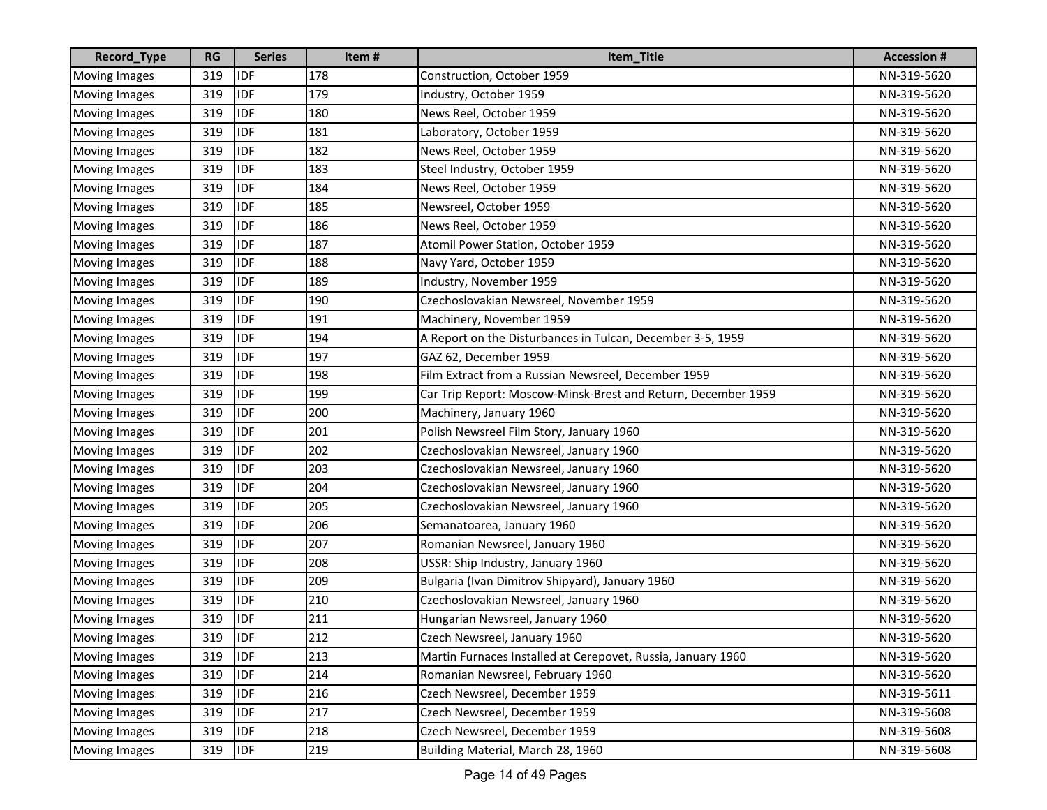| Record_Type | RG | Series | Item # | Item_Title | Accession # |
|---|---|---|---|---|---|
| Moving Images | 319 | IDF | 178 | Construction, October 1959 | NN-319-5620 |
| Moving Images | 319 | IDF | 179 | Industry, October 1959 | NN-319-5620 |
| Moving Images | 319 | IDF | 180 | News Reel, October 1959 | NN-319-5620 |
| Moving Images | 319 | IDF | 181 | Laboratory, October 1959 | NN-319-5620 |
| Moving Images | 319 | IDF | 182 | News Reel, October 1959 | NN-319-5620 |
| Moving Images | 319 | IDF | 183 | Steel Industry, October 1959 | NN-319-5620 |
| Moving Images | 319 | IDF | 184 | News Reel, October 1959 | NN-319-5620 |
| Moving Images | 319 | IDF | 185 | Newsreel, October 1959 | NN-319-5620 |
| Moving Images | 319 | IDF | 186 | News Reel, October 1959 | NN-319-5620 |
| Moving Images | 319 | IDF | 187 | Atomil Power Station, October 1959 | NN-319-5620 |
| Moving Images | 319 | IDF | 188 | Navy Yard, October 1959 | NN-319-5620 |
| Moving Images | 319 | IDF | 189 | Industry, November 1959 | NN-319-5620 |
| Moving Images | 319 | IDF | 190 | Czechoslovakian Newsreel, November 1959 | NN-319-5620 |
| Moving Images | 319 | IDF | 191 | Machinery, November 1959 | NN-319-5620 |
| Moving Images | 319 | IDF | 194 | A Report on the Disturbances in Tulcan, December 3-5, 1959 | NN-319-5620 |
| Moving Images | 319 | IDF | 197 | GAZ 62, December 1959 | NN-319-5620 |
| Moving Images | 319 | IDF | 198 | Film Extract from a Russian Newsreel, December 1959 | NN-319-5620 |
| Moving Images | 319 | IDF | 199 | Car Trip Report: Moscow-Minsk-Brest and Return, December 1959 | NN-319-5620 |
| Moving Images | 319 | IDF | 200 | Machinery, January 1960 | NN-319-5620 |
| Moving Images | 319 | IDF | 201 | Polish Newsreel Film Story, January 1960 | NN-319-5620 |
| Moving Images | 319 | IDF | 202 | Czechoslovakian Newsreel, January 1960 | NN-319-5620 |
| Moving Images | 319 | IDF | 203 | Czechoslovakian Newsreel, January 1960 | NN-319-5620 |
| Moving Images | 319 | IDF | 204 | Czechoslovakian Newsreel, January 1960 | NN-319-5620 |
| Moving Images | 319 | IDF | 205 | Czechoslovakian Newsreel, January 1960 | NN-319-5620 |
| Moving Images | 319 | IDF | 206 | Semanatoarea, January 1960 | NN-319-5620 |
| Moving Images | 319 | IDF | 207 | Romanian Newsreel, January 1960 | NN-319-5620 |
| Moving Images | 319 | IDF | 208 | USSR: Ship Industry, January 1960 | NN-319-5620 |
| Moving Images | 319 | IDF | 209 | Bulgaria (Ivan Dimitrov Shipyard), January 1960 | NN-319-5620 |
| Moving Images | 319 | IDF | 210 | Czechoslovakian Newsreel, January 1960 | NN-319-5620 |
| Moving Images | 319 | IDF | 211 | Hungarian Newsreel, January 1960 | NN-319-5620 |
| Moving Images | 319 | IDF | 212 | Czech Newsreel, January 1960 | NN-319-5620 |
| Moving Images | 319 | IDF | 213 | Martin Furnaces Installed at Cerepovet, Russia, January 1960 | NN-319-5620 |
| Moving Images | 319 | IDF | 214 | Romanian Newsreel, February 1960 | NN-319-5620 |
| Moving Images | 319 | IDF | 216 | Czech Newsreel, December 1959 | NN-319-5611 |
| Moving Images | 319 | IDF | 217 | Czech Newsreel, December 1959 | NN-319-5608 |
| Moving Images | 319 | IDF | 218 | Czech Newsreel, December 1959 | NN-319-5608 |
| Moving Images | 319 | IDF | 219 | Building Material, March 28, 1960 | NN-319-5608 |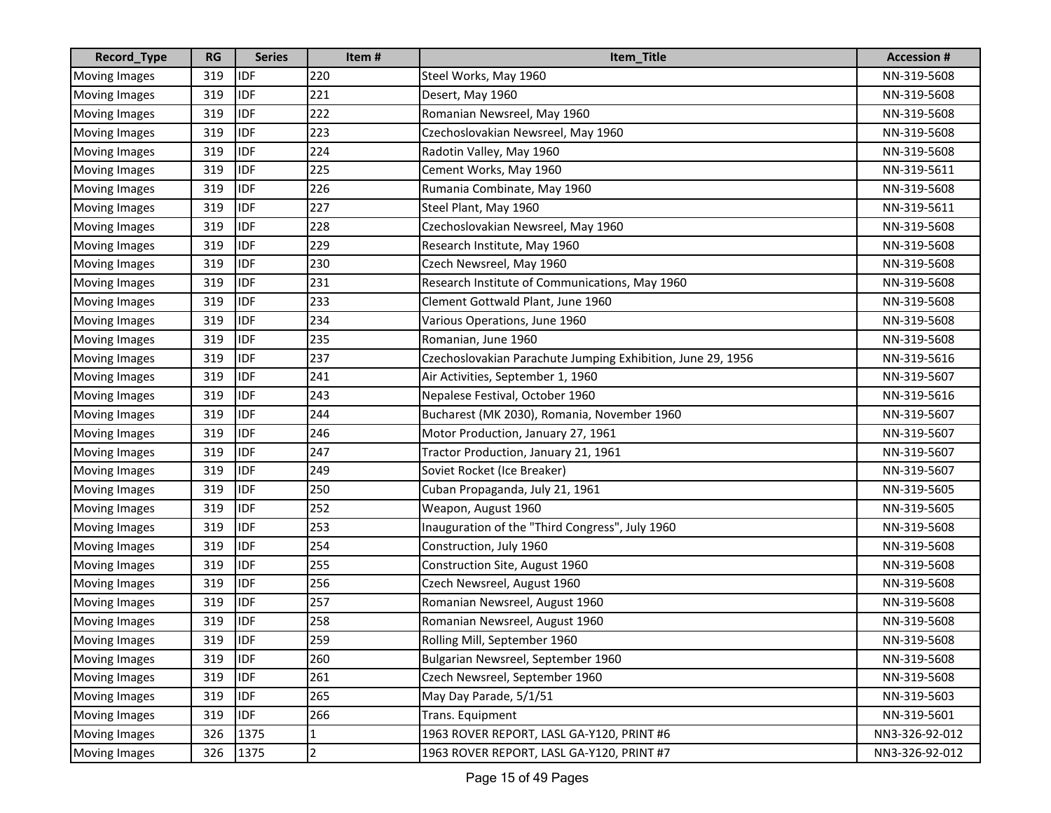| Record_Type | RG | Series | Item # | Item_Title | Accession # |
|---|---|---|---|---|---|
| Moving Images | 319 | IDF | 220 | Steel Works, May 1960 | NN-319-5608 |
| Moving Images | 319 | IDF | 221 | Desert, May 1960 | NN-319-5608 |
| Moving Images | 319 | IDF | 222 | Romanian Newsreel, May 1960 | NN-319-5608 |
| Moving Images | 319 | IDF | 223 | Czechoslovakian Newsreel, May 1960 | NN-319-5608 |
| Moving Images | 319 | IDF | 224 | Radotin Valley, May 1960 | NN-319-5608 |
| Moving Images | 319 | IDF | 225 | Cement Works, May 1960 | NN-319-5611 |
| Moving Images | 319 | IDF | 226 | Rumania Combinate, May 1960 | NN-319-5608 |
| Moving Images | 319 | IDF | 227 | Steel Plant, May 1960 | NN-319-5611 |
| Moving Images | 319 | IDF | 228 | Czechoslovakian Newsreel, May 1960 | NN-319-5608 |
| Moving Images | 319 | IDF | 229 | Research Institute, May 1960 | NN-319-5608 |
| Moving Images | 319 | IDF | 230 | Czech Newsreel, May 1960 | NN-319-5608 |
| Moving Images | 319 | IDF | 231 | Research Institute of Communications, May 1960 | NN-319-5608 |
| Moving Images | 319 | IDF | 233 | Clement Gottwald Plant, June 1960 | NN-319-5608 |
| Moving Images | 319 | IDF | 234 | Various Operations, June 1960 | NN-319-5608 |
| Moving Images | 319 | IDF | 235 | Romanian, June 1960 | NN-319-5608 |
| Moving Images | 319 | IDF | 237 | Czechoslovakian Parachute Jumping Exhibition, June 29, 1956 | NN-319-5616 |
| Moving Images | 319 | IDF | 241 | Air Activities, September 1, 1960 | NN-319-5607 |
| Moving Images | 319 | IDF | 243 | Nepalese Festival, October 1960 | NN-319-5616 |
| Moving Images | 319 | IDF | 244 | Bucharest (MK 2030), Romania, November 1960 | NN-319-5607 |
| Moving Images | 319 | IDF | 246 | Motor Production, January 27, 1961 | NN-319-5607 |
| Moving Images | 319 | IDF | 247 | Tractor Production, January 21, 1961 | NN-319-5607 |
| Moving Images | 319 | IDF | 249 | Soviet Rocket (Ice Breaker) | NN-319-5607 |
| Moving Images | 319 | IDF | 250 | Cuban Propaganda, July 21, 1961 | NN-319-5605 |
| Moving Images | 319 | IDF | 252 | Weapon, August 1960 | NN-319-5605 |
| Moving Images | 319 | IDF | 253 | Inauguration of the "Third Congress", July 1960 | NN-319-5608 |
| Moving Images | 319 | IDF | 254 | Construction, July 1960 | NN-319-5608 |
| Moving Images | 319 | IDF | 255 | Construction Site, August 1960 | NN-319-5608 |
| Moving Images | 319 | IDF | 256 | Czech Newsreel, August 1960 | NN-319-5608 |
| Moving Images | 319 | IDF | 257 | Romanian Newsreel, August 1960 | NN-319-5608 |
| Moving Images | 319 | IDF | 258 | Romanian Newsreel, August 1960 | NN-319-5608 |
| Moving Images | 319 | IDF | 259 | Rolling Mill, September 1960 | NN-319-5608 |
| Moving Images | 319 | IDF | 260 | Bulgarian Newsreel, September 1960 | NN-319-5608 |
| Moving Images | 319 | IDF | 261 | Czech Newsreel, September 1960 | NN-319-5608 |
| Moving Images | 319 | IDF | 265 | May Day Parade, 5/1/51 | NN-319-5603 |
| Moving Images | 319 | IDF | 266 | Trans. Equipment | NN-319-5601 |
| Moving Images | 326 | 1375 | 1 | 1963 ROVER REPORT, LASL GA-Y120, PRINT #6 | NN3-326-92-012 |
| Moving Images | 326 | 1375 | 2 | 1963 ROVER REPORT, LASL GA-Y120, PRINT #7 | NN3-326-92-012 |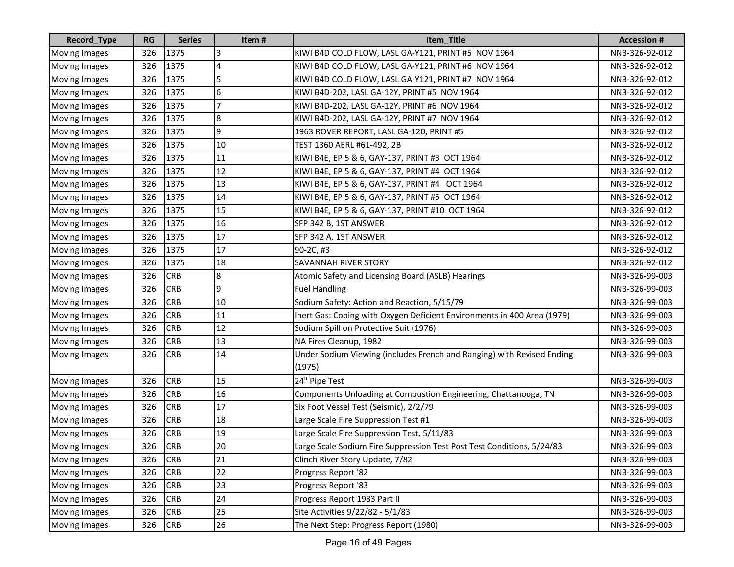| Record_Type | RG | Series | Item # | Item_Title | Accession # |
|---|---|---|---|---|---|
| Moving Images | 326 | 1375 | 3 | KIWI B4D COLD FLOW, LASL GA-Y121, PRINT #5  NOV 1964 | NN3-326-92-012 |
| Moving Images | 326 | 1375 | 4 | KIWI B4D COLD FLOW, LASL GA-Y121, PRINT #6  NOV 1964 | NN3-326-92-012 |
| Moving Images | 326 | 1375 | 5 | KIWI B4D COLD FLOW, LASL GA-Y121, PRINT #7  NOV 1964 | NN3-326-92-012 |
| Moving Images | 326 | 1375 | 6 | KIWI B4D-202, LASL GA-12Y, PRINT #5  NOV 1964 | NN3-326-92-012 |
| Moving Images | 326 | 1375 | 7 | KIWI B4D-202, LASL GA-12Y, PRINT #6  NOV 1964 | NN3-326-92-012 |
| Moving Images | 326 | 1375 | 8 | KIWI B4D-202, LASL GA-12Y, PRINT #7  NOV 1964 | NN3-326-92-012 |
| Moving Images | 326 | 1375 | 9 | 1963 ROVER REPORT, LASL GA-120, PRINT #5 | NN3-326-92-012 |
| Moving Images | 326 | 1375 | 10 | TEST 1360 AERL #61-492, 2B | NN3-326-92-012 |
| Moving Images | 326 | 1375 | 11 | KIWI B4E, EP 5 & 6, GAY-137, PRINT #3  OCT 1964 | NN3-326-92-012 |
| Moving Images | 326 | 1375 | 12 | KIWI B4E, EP 5 & 6, GAY-137, PRINT #4  OCT 1964 | NN3-326-92-012 |
| Moving Images | 326 | 1375 | 13 | KIWI B4E, EP 5 & 6, GAY-137, PRINT #4   OCT 1964 | NN3-326-92-012 |
| Moving Images | 326 | 1375 | 14 | KIWI B4E, EP 5 & 6, GAY-137, PRINT #5  OCT 1964 | NN3-326-92-012 |
| Moving Images | 326 | 1375 | 15 | KIWI B4E, EP 5 & 6, GAY-137, PRINT #10  OCT 1964 | NN3-326-92-012 |
| Moving Images | 326 | 1375 | 16 | SFP 342 B, 1ST ANSWER | NN3-326-92-012 |
| Moving Images | 326 | 1375 | 17 | SFP 342 A, 1ST ANSWER | NN3-326-92-012 |
| Moving Images | 326 | 1375 | 17 | 90-2C, #3 | NN3-326-92-012 |
| Moving Images | 326 | 1375 | 18 | SAVANNAH RIVER STORY | NN3-326-92-012 |
| Moving Images | 326 | CRB | 8 | Atomic Safety and Licensing Board (ASLB) Hearings | NN3-326-99-003 |
| Moving Images | 326 | CRB | 9 | Fuel Handling | NN3-326-99-003 |
| Moving Images | 326 | CRB | 10 | Sodium Safety: Action and Reaction, 5/15/79 | NN3-326-99-003 |
| Moving Images | 326 | CRB | 11 | Inert Gas: Coping with Oxygen Deficient Environments in 400 Area (1979) | NN3-326-99-003 |
| Moving Images | 326 | CRB | 12 | Sodium Spill on Protective Suit (1976) | NN3-326-99-003 |
| Moving Images | 326 | CRB | 13 | NA Fires Cleanup, 1982 | NN3-326-99-003 |
| Moving Images | 326 | CRB | 14 | Under Sodium Viewing (includes French and Ranging) with Revised Ending (1975) | NN3-326-99-003 |
| Moving Images | 326 | CRB | 15 | 24" Pipe Test | NN3-326-99-003 |
| Moving Images | 326 | CRB | 16 | Components Unloading at Combustion Engineering, Chattanooga, TN | NN3-326-99-003 |
| Moving Images | 326 | CRB | 17 | Six Foot Vessel Test (Seismic), 2/2/79 | NN3-326-99-003 |
| Moving Images | 326 | CRB | 18 | Large Scale Fire Suppression Test #1 | NN3-326-99-003 |
| Moving Images | 326 | CRB | 19 | Large Scale Fire Suppression Test, 5/11/83 | NN3-326-99-003 |
| Moving Images | 326 | CRB | 20 | Large Scale Sodium Fire Suppression Test Post Test Conditions, 5/24/83 | NN3-326-99-003 |
| Moving Images | 326 | CRB | 21 | Clinch River Story Update, 7/82 | NN3-326-99-003 |
| Moving Images | 326 | CRB | 22 | Progress Report '82 | NN3-326-99-003 |
| Moving Images | 326 | CRB | 23 | Progress Report '83 | NN3-326-99-003 |
| Moving Images | 326 | CRB | 24 | Progress Report 1983 Part II | NN3-326-99-003 |
| Moving Images | 326 | CRB | 25 | Site Activities 9/22/82 - 5/1/83 | NN3-326-99-003 |
| Moving Images | 326 | CRB | 26 | The Next Step: Progress Report (1980) | NN3-326-99-003 |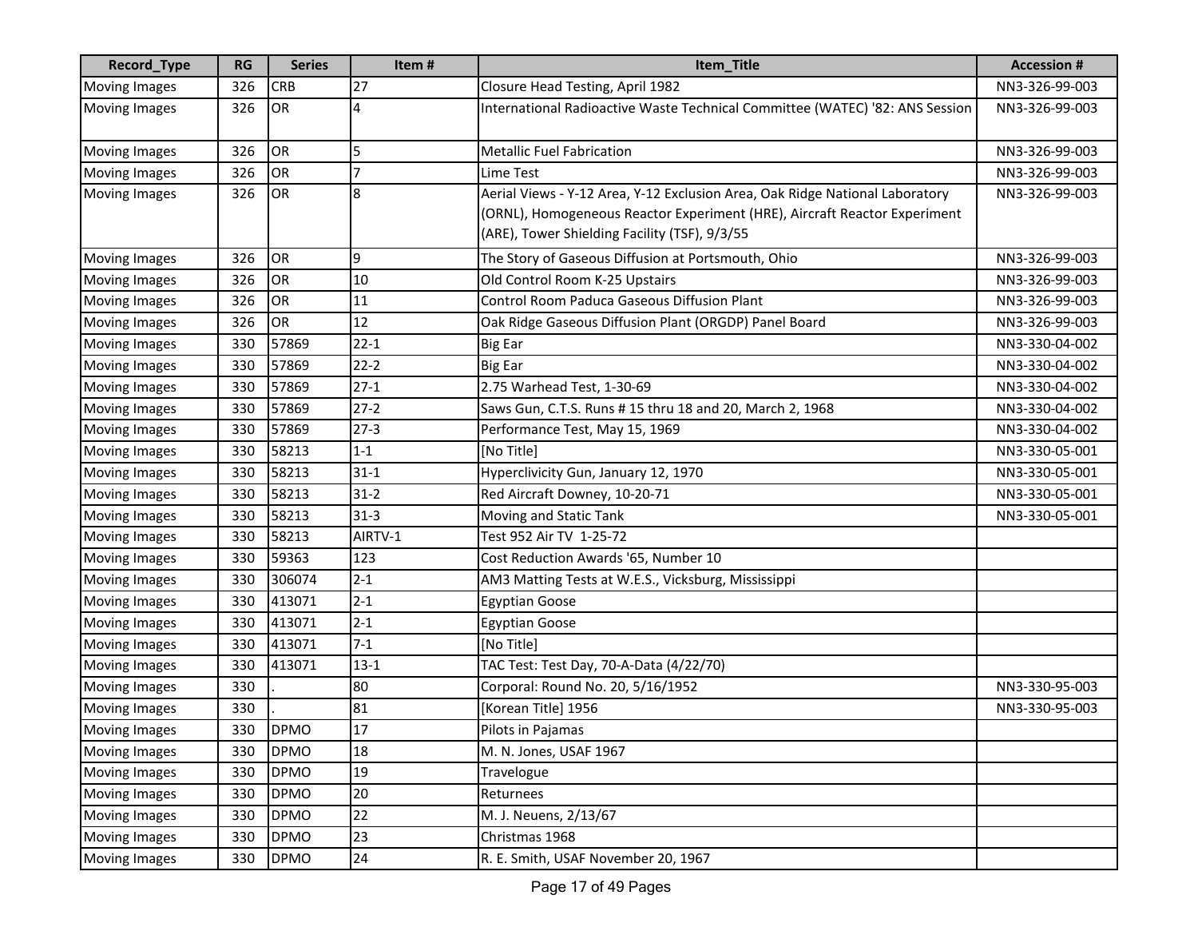| Record_Type | RG | Series | Item # | Item_Title | Accession # |
|---|---|---|---|---|---|
| Moving Images | 326 | CRB | 27 | Closure Head Testing, April 1982 | NN3-326-99-003 |
| Moving Images | 326 | OR | 4 | International Radioactive Waste Technical Committee (WATEC) '82: ANS Session | NN3-326-99-003 |
| Moving Images | 326 | OR | 5 | Metallic Fuel Fabrication | NN3-326-99-003 |
| Moving Images | 326 | OR | 7 | Lime Test | NN3-326-99-003 |
| Moving Images | 326 | OR | 8 | Aerial Views - Y-12 Area, Y-12 Exclusion Area, Oak Ridge National Laboratory (ORNL), Homogeneous Reactor Experiment (HRE), Aircraft Reactor Experiment (ARE), Tower Shielding Facility (TSF), 9/3/55 | NN3-326-99-003 |
| Moving Images | 326 | OR | 9 | The Story of Gaseous Diffusion at Portsmouth, Ohio | NN3-326-99-003 |
| Moving Images | 326 | OR | 10 | Old Control Room K-25 Upstairs | NN3-326-99-003 |
| Moving Images | 326 | OR | 11 | Control Room Paduca Gaseous Diffusion Plant | NN3-326-99-003 |
| Moving Images | 326 | OR | 12 | Oak Ridge Gaseous Diffusion Plant (ORGDP) Panel Board | NN3-326-99-003 |
| Moving Images | 330 | 57869 | 22-1 | Big Ear | NN3-330-04-002 |
| Moving Images | 330 | 57869 | 22-2 | Big Ear | NN3-330-04-002 |
| Moving Images | 330 | 57869 | 27-1 | 2.75 Warhead Test, 1-30-69 | NN3-330-04-002 |
| Moving Images | 330 | 57869 | 27-2 | Saws Gun, C.T.S. Runs # 15 thru 18 and 20, March 2, 1968 | NN3-330-04-002 |
| Moving Images | 330 | 57869 | 27-3 | Performance Test, May 15, 1969 | NN3-330-04-002 |
| Moving Images | 330 | 58213 | 1-1 | [No Title] | NN3-330-05-001 |
| Moving Images | 330 | 58213 | 31-1 | Hyperclivicity Gun, January 12, 1970 | NN3-330-05-001 |
| Moving Images | 330 | 58213 | 31-2 | Red Aircraft Downey, 10-20-71 | NN3-330-05-001 |
| Moving Images | 330 | 58213 | 31-3 | Moving and Static Tank | NN3-330-05-001 |
| Moving Images | 330 | 58213 | AIRTV-1 | Test 952 Air TV 1-25-72 | |
| Moving Images | 330 | 59363 | 123 | Cost Reduction Awards '65, Number 10 | |
| Moving Images | 330 | 306074 | 2-1 | AM3 Matting Tests at W.E.S., Vicksburg, Mississippi | |
| Moving Images | 330 | 413071 | 2-1 | Egyptian Goose | |
| Moving Images | 330 | 413071 | 2-1 | Egyptian Goose | |
| Moving Images | 330 | 413071 | 7-1 | [No Title] | |
| Moving Images | 330 | 413071 | 13-1 | TAC Test: Test Day, 70-A-Data (4/22/70) | |
| Moving Images | 330 | . | 80 | Corporal: Round No. 20, 5/16/1952 | NN3-330-95-003 |
| Moving Images | 330 | . | 81 | [Korean Title] 1956 | NN3-330-95-003 |
| Moving Images | 330 | DPMO | 17 | Pilots in Pajamas | |
| Moving Images | 330 | DPMO | 18 | M. N. Jones, USAF 1967 | |
| Moving Images | 330 | DPMO | 19 | Travelogue | |
| Moving Images | 330 | DPMO | 20 | Returnees | |
| Moving Images | 330 | DPMO | 22 | M. J. Neuens, 2/13/67 | |
| Moving Images | 330 | DPMO | 23 | Christmas 1968 | |
| Moving Images | 330 | DPMO | 24 | R. E. Smith, USAF November 20, 1967 | |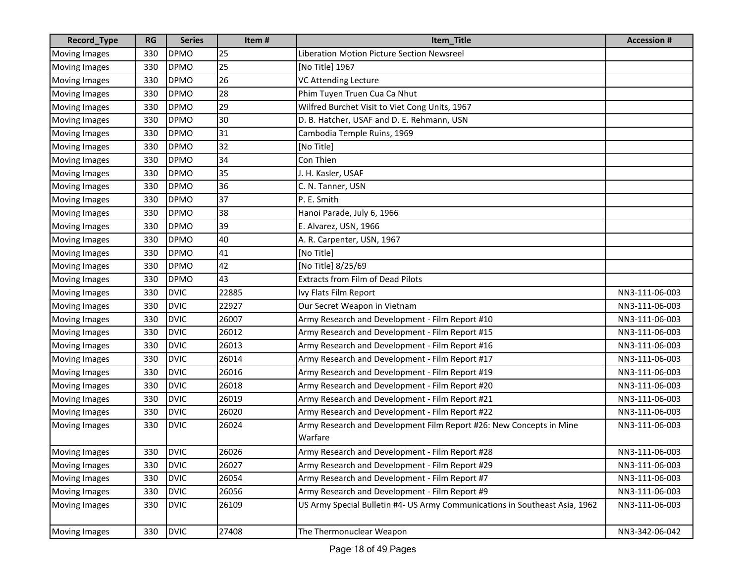| Record_Type | RG | Series | Item # | Item_Title | Accession # |
|---|---|---|---|---|---|
| Moving Images | 330 | DPMO | 25 | Liberation Motion Picture Section Newsreel | |
| Moving Images | 330 | DPMO | 25 | [No Title] 1967 | |
| Moving Images | 330 | DPMO | 26 | VC Attending Lecture | |
| Moving Images | 330 | DPMO | 28 | Phim Tuyen Truen Cua Ca Nhut | |
| Moving Images | 330 | DPMO | 29 | Wilfred Burchet Visit to Viet Cong Units, 1967 | |
| Moving Images | 330 | DPMO | 30 | D. B. Hatcher, USAF and D. E. Rehmann, USN | |
| Moving Images | 330 | DPMO | 31 | Cambodia Temple Ruins, 1969 | |
| Moving Images | 330 | DPMO | 32 | [No Title] | |
| Moving Images | 330 | DPMO | 34 | Con Thien | |
| Moving Images | 330 | DPMO | 35 | J. H. Kasler, USAF | |
| Moving Images | 330 | DPMO | 36 | C. N. Tanner, USN | |
| Moving Images | 330 | DPMO | 37 | P. E. Smith | |
| Moving Images | 330 | DPMO | 38 | Hanoi Parade, July 6, 1966 | |
| Moving Images | 330 | DPMO | 39 | E. Alvarez, USN, 1966 | |
| Moving Images | 330 | DPMO | 40 | A. R. Carpenter, USN, 1967 | |
| Moving Images | 330 | DPMO | 41 | [No Title] | |
| Moving Images | 330 | DPMO | 42 | [No Title] 8/25/69 | |
| Moving Images | 330 | DPMO | 43 | Extracts from Film of Dead Pilots | |
| Moving Images | 330 | DVIC | 22885 | Ivy Flats Film Report | NN3-111-06-003 |
| Moving Images | 330 | DVIC | 22927 | Our Secret Weapon in Vietnam | NN3-111-06-003 |
| Moving Images | 330 | DVIC | 26007 | Army Research and Development - Film Report #10 | NN3-111-06-003 |
| Moving Images | 330 | DVIC | 26012 | Army Research and Development - Film Report #15 | NN3-111-06-003 |
| Moving Images | 330 | DVIC | 26013 | Army Research and Development - Film Report #16 | NN3-111-06-003 |
| Moving Images | 330 | DVIC | 26014 | Army Research and Development - Film Report #17 | NN3-111-06-003 |
| Moving Images | 330 | DVIC | 26016 | Army Research and Development - Film Report #19 | NN3-111-06-003 |
| Moving Images | 330 | DVIC | 26018 | Army Research and Development - Film Report #20 | NN3-111-06-003 |
| Moving Images | 330 | DVIC | 26019 | Army Research and Development - Film Report #21 | NN3-111-06-003 |
| Moving Images | 330 | DVIC | 26020 | Army Research and Development - Film Report #22 | NN3-111-06-003 |
| Moving Images | 330 | DVIC | 26024 | Army Research and Development Film Report #26: New Concepts in Mine Warfare | NN3-111-06-003 |
| Moving Images | 330 | DVIC | 26026 | Army Research and Development - Film Report #28 | NN3-111-06-003 |
| Moving Images | 330 | DVIC | 26027 | Army Research and Development - Film Report #29 | NN3-111-06-003 |
| Moving Images | 330 | DVIC | 26054 | Army Research and Development - Film Report #7 | NN3-111-06-003 |
| Moving Images | 330 | DVIC | 26056 | Army Research and Development - Film Report #9 | NN3-111-06-003 |
| Moving Images | 330 | DVIC | 26109 | US Army Special Bulletin #4- US Army Communications in Southeast Asia, 1962 | NN3-111-06-003 |
| Moving Images | 330 | DVIC | 27408 | The Thermonuclear Weapon | NN3-342-06-042 |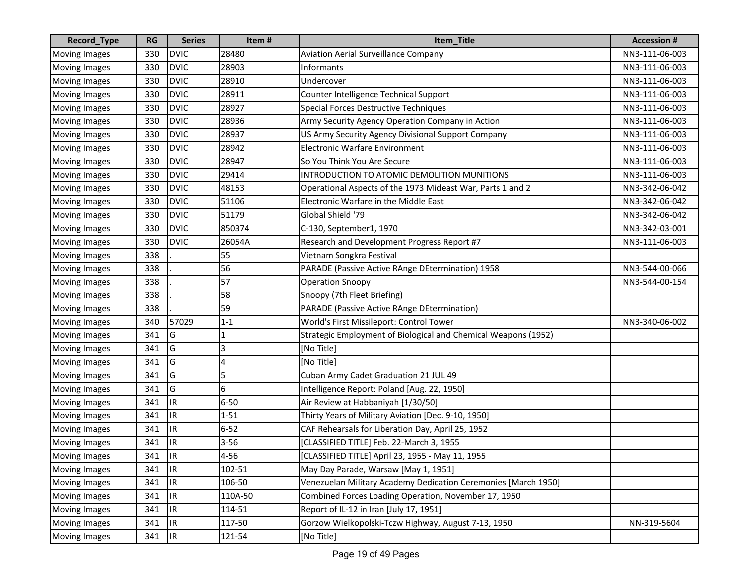| Record_Type | RG | Series | Item # | Item_Title | Accession # |
|---|---|---|---|---|---|
| Moving Images | 330 | DVIC | 28480 | Aviation Aerial Surveillance Company | NN3-111-06-003 |
| Moving Images | 330 | DVIC | 28903 | Informants | NN3-111-06-003 |
| Moving Images | 330 | DVIC | 28910 | Undercover | NN3-111-06-003 |
| Moving Images | 330 | DVIC | 28911 | Counter Intelligence Technical Support | NN3-111-06-003 |
| Moving Images | 330 | DVIC | 28927 | Special Forces Destructive Techniques | NN3-111-06-003 |
| Moving Images | 330 | DVIC | 28936 | Army Security Agency Operation Company in Action | NN3-111-06-003 |
| Moving Images | 330 | DVIC | 28937 | US Army Security Agency Divisional Support Company | NN3-111-06-003 |
| Moving Images | 330 | DVIC | 28942 | Electronic Warfare Environment | NN3-111-06-003 |
| Moving Images | 330 | DVIC | 28947 | So You Think You Are Secure | NN3-111-06-003 |
| Moving Images | 330 | DVIC | 29414 | INTRODUCTION TO ATOMIC DEMOLITION MUNITIONS | NN3-111-06-003 |
| Moving Images | 330 | DVIC | 48153 | Operational Aspects of the 1973 Mideast War, Parts 1 and 2 | NN3-342-06-042 |
| Moving Images | 330 | DVIC | 51106 | Electronic Warfare in the Middle East | NN3-342-06-042 |
| Moving Images | 330 | DVIC | 51179 | Global Shield '79 | NN3-342-06-042 |
| Moving Images | 330 | DVIC | 850374 | C-130, September1, 1970 | NN3-342-03-001 |
| Moving Images | 330 | DVIC | 26054A | Research and Development Progress Report #7 | NN3-111-06-003 |
| Moving Images | 338 | . | 55 | Vietnam Songkra Festival | |
| Moving Images | 338 | . | 56 | PARADE (Passive Active RAnge DEtermination) 1958 | NN3-544-00-066 |
| Moving Images | 338 | . | 57 | Operation Snoopy | NN3-544-00-154 |
| Moving Images | 338 | . | 58 | Snoopy (7th Fleet Briefing) | |
| Moving Images | 338 | . | 59 | PARADE (Passive Active RAnge DEtermination) | |
| Moving Images | 340 | 57029 | 1-1 | World's First Missileport: Control Tower | NN3-340-06-002 |
| Moving Images | 341 | G | 1 | Strategic Employment of Biological and Chemical Weapons (1952) | |
| Moving Images | 341 | G | 3 | [No Title] | |
| Moving Images | 341 | G | 4 | [No Title] | |
| Moving Images | 341 | G | 5 | Cuban Army Cadet Graduation 21 JUL 49 | |
| Moving Images | 341 | G | 6 | Intelligence Report: Poland [Aug. 22, 1950] | |
| Moving Images | 341 | IR | 6-50 | Air Review at Habbaniyah [1/30/50] | |
| Moving Images | 341 | IR | 1-51 | Thirty Years of Military Aviation [Dec. 9-10, 1950] | |
| Moving Images | 341 | IR | 6-52 | CAF Rehearsals for Liberation Day, April 25, 1952 | |
| Moving Images | 341 | IR | 3-56 | [CLASSIFIED TITLE] Feb. 22-March 3, 1955 | |
| Moving Images | 341 | IR | 4-56 | [CLASSIFIED TITLE] April 23, 1955 - May 11, 1955 | |
| Moving Images | 341 | IR | 102-51 | May Day Parade, Warsaw [May 1, 1951] | |
| Moving Images | 341 | IR | 106-50 | Venezuelan Military Academy Dedication Ceremonies [March 1950] | |
| Moving Images | 341 | IR | 110A-50 | Combined Forces Loading Operation, November 17, 1950 | |
| Moving Images | 341 | IR | 114-51 | Report of IL-12 in Iran [July 17, 1951] | |
| Moving Images | 341 | IR | 117-50 | Gorzow Wielkopolski-Tczw Highway, August 7-13, 1950 | NN-319-5604 |
| Moving Images | 341 | IR | 121-54 | [No Title] | |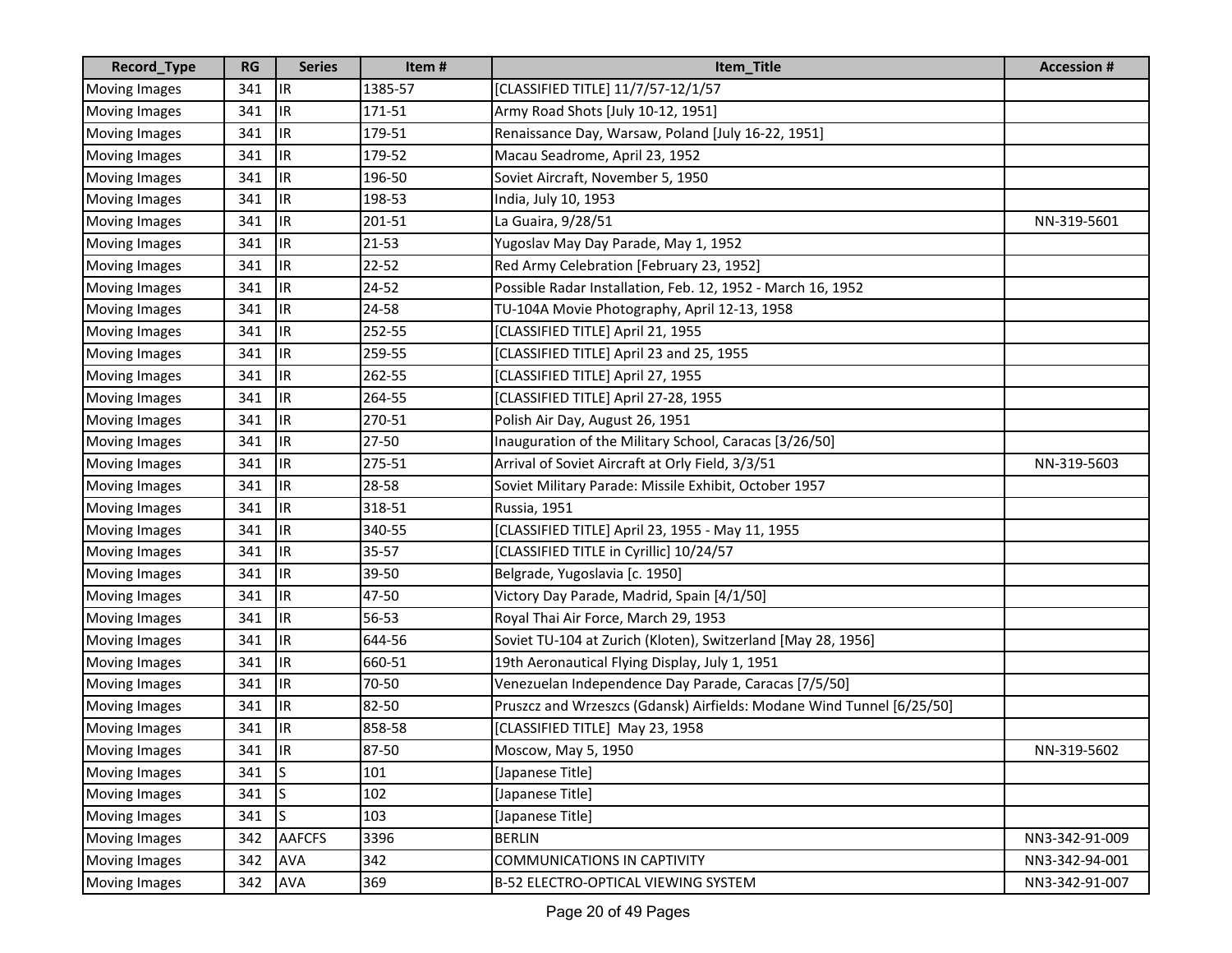| Record_Type | RG | Series | Item # | Item_Title | Accession # |
|---|---|---|---|---|---|
| Moving Images | 341 | IR | 1385-57 | [CLASSIFIED TITLE] 11/7/57-12/1/57 | |
| Moving Images | 341 | IR | 171-51 | Army Road Shots [July 10-12, 1951] | |
| Moving Images | 341 | IR | 179-51 | Renaissance Day, Warsaw, Poland [July 16-22, 1951] | |
| Moving Images | 341 | IR | 179-52 | Macau Seadrome, April 23, 1952 | |
| Moving Images | 341 | IR | 196-50 | Soviet Aircraft, November 5, 1950 | |
| Moving Images | 341 | IR | 198-53 | India, July 10, 1953 | |
| Moving Images | 341 | IR | 201-51 | La Guaira, 9/28/51 | NN-319-5601 |
| Moving Images | 341 | IR | 21-53 | Yugoslav May Day Parade, May 1, 1952 | |
| Moving Images | 341 | IR | 22-52 | Red Army Celebration [February 23, 1952] | |
| Moving Images | 341 | IR | 24-52 | Possible Radar Installation, Feb. 12, 1952 - March 16, 1952 | |
| Moving Images | 341 | IR | 24-58 | TU-104A Movie Photography, April 12-13, 1958 | |
| Moving Images | 341 | IR | 252-55 | [CLASSIFIED TITLE] April 21, 1955 | |
| Moving Images | 341 | IR | 259-55 | [CLASSIFIED TITLE] April 23 and 25, 1955 | |
| Moving Images | 341 | IR | 262-55 | [CLASSIFIED TITLE] April 27, 1955 | |
| Moving Images | 341 | IR | 264-55 | [CLASSIFIED TITLE] April 27-28, 1955 | |
| Moving Images | 341 | IR | 270-51 | Polish Air Day, August 26, 1951 | |
| Moving Images | 341 | IR | 27-50 | Inauguration of the Military School, Caracas [3/26/50] | |
| Moving Images | 341 | IR | 275-51 | Arrival of Soviet Aircraft at Orly Field, 3/3/51 | NN-319-5603 |
| Moving Images | 341 | IR | 28-58 | Soviet Military Parade: Missile Exhibit, October 1957 | |
| Moving Images | 341 | IR | 318-51 | Russia, 1951 | |
| Moving Images | 341 | IR | 340-55 | [CLASSIFIED TITLE] April 23, 1955 - May 11, 1955 | |
| Moving Images | 341 | IR | 35-57 | [CLASSIFIED TITLE in Cyrillic] 10/24/57 | |
| Moving Images | 341 | IR | 39-50 | Belgrade, Yugoslavia [c. 1950] | |
| Moving Images | 341 | IR | 47-50 | Victory Day Parade, Madrid, Spain [4/1/50] | |
| Moving Images | 341 | IR | 56-53 | Royal Thai Air Force, March 29, 1953 | |
| Moving Images | 341 | IR | 644-56 | Soviet TU-104 at Zurich (Kloten), Switzerland [May 28, 1956] | |
| Moving Images | 341 | IR | 660-51 | 19th Aeronautical Flying Display, July 1, 1951 | |
| Moving Images | 341 | IR | 70-50 | Venezuelan Independence Day Parade, Caracas [7/5/50] | |
| Moving Images | 341 | IR | 82-50 | Pruszcz and Wrzeszcs (Gdansk) Airfields: Modane Wind Tunnel [6/25/50] | |
| Moving Images | 341 | IR | 858-58 | [CLASSIFIED TITLE] May 23, 1958 | |
| Moving Images | 341 | IR | 87-50 | Moscow, May 5, 1950 | NN-319-5602 |
| Moving Images | 341 | S | 101 | [Japanese Title] | |
| Moving Images | 341 | S | 102 | [Japanese Title] | |
| Moving Images | 341 | S | 103 | [Japanese Title] | |
| Moving Images | 342 | AAFCFS | 3396 | BERLIN | NN3-342-91-009 |
| Moving Images | 342 | AVA | 342 | COMMUNICATIONS IN CAPTIVITY | NN3-342-94-001 |
| Moving Images | 342 | AVA | 369 | B-52 ELECTRO-OPTICAL VIEWING SYSTEM | NN3-342-91-007 |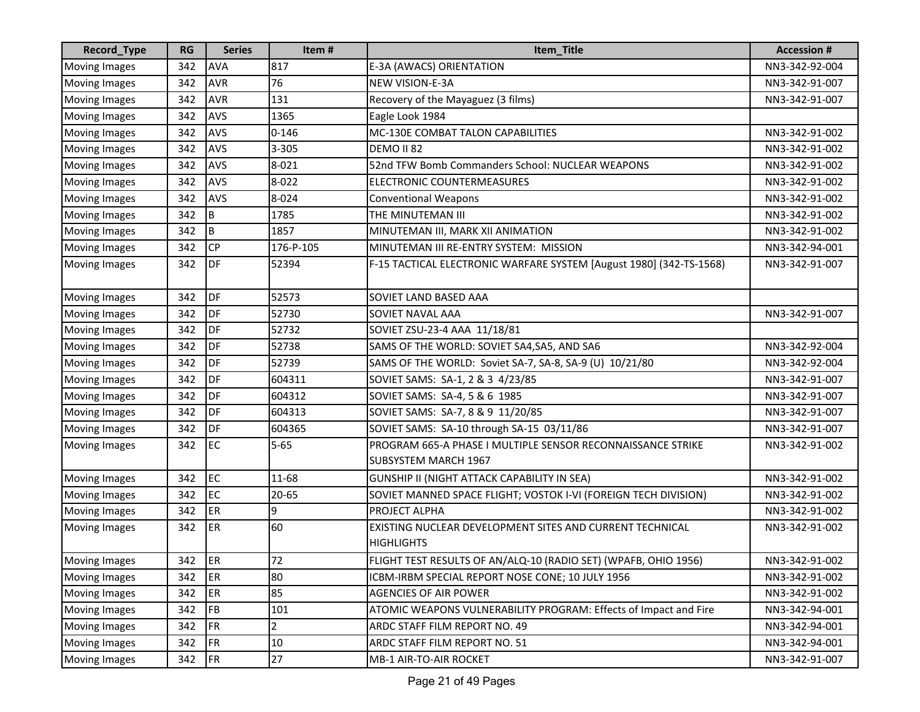| Record_Type | RG | Series | Item # | Item_Title | Accession # |
|---|---|---|---|---|---|
| Moving Images | 342 | AVA | 817 | E-3A (AWACS) ORIENTATION | NN3-342-92-004 |
| Moving Images | 342 | AVR | 76 | NEW VISION-E-3A | NN3-342-91-007 |
| Moving Images | 342 | AVR | 131 | Recovery of the Mayaguez (3 films) | NN3-342-91-007 |
| Moving Images | 342 | AVS | 1365 | Eagle Look 1984 | |
| Moving Images | 342 | AVS | 0-146 | MC-130E COMBAT TALON CAPABILITIES | NN3-342-91-002 |
| Moving Images | 342 | AVS | 3-305 | DEMO II 82 | NN3-342-91-002 |
| Moving Images | 342 | AVS | 8-021 | 52nd TFW Bomb Commanders School: NUCLEAR WEAPONS | NN3-342-91-002 |
| Moving Images | 342 | AVS | 8-022 | ELECTRONIC COUNTERMEASURES | NN3-342-91-002 |
| Moving Images | 342 | AVS | 8-024 | Conventional Weapons | NN3-342-91-002 |
| Moving Images | 342 | B | 1785 | THE MINUTEMAN III | NN3-342-91-002 |
| Moving Images | 342 | B | 1857 | MINUTEMAN III, MARK XII ANIMATION | NN3-342-91-002 |
| Moving Images | 342 | CP | 176-P-105 | MINUTEMAN III RE-ENTRY SYSTEM: MISSION | NN3-342-94-001 |
| Moving Images | 342 | DF | 52394 | F-15 TACTICAL ELECTRONIC WARFARE SYSTEM [August 1980] (342-TS-1568) | NN3-342-91-007 |
| Moving Images | 342 | DF | 52573 | SOVIET LAND BASED AAA | |
| Moving Images | 342 | DF | 52730 | SOVIET NAVAL AAA | NN3-342-91-007 |
| Moving Images | 342 | DF | 52732 | SOVIET ZSU-23-4 AAA 11/18/81 | |
| Moving Images | 342 | DF | 52738 | SAMS OF THE WORLD: SOVIET SA4,SA5, AND SA6 | NN3-342-92-004 |
| Moving Images | 342 | DF | 52739 | SAMS OF THE WORLD: Soviet SA-7, SA-8, SA-9 (U) 10/21/80 | NN3-342-92-004 |
| Moving Images | 342 | DF | 604311 | SOVIET SAMS: SA-1, 2 & 3 4/23/85 | NN3-342-91-007 |
| Moving Images | 342 | DF | 604312 | SOVIET SAMS: SA-4, 5 & 6 1985 | NN3-342-91-007 |
| Moving Images | 342 | DF | 604313 | SOVIET SAMS: SA-7, 8 & 9 11/20/85 | NN3-342-91-007 |
| Moving Images | 342 | DF | 604365 | SOVIET SAMS: SA-10 through SA-15 03/11/86 | NN3-342-91-007 |
| Moving Images | 342 | EC | 5-65 | PROGRAM 665-A PHASE I MULTIPLE SENSOR RECONNAISSANCE STRIKE SUBSYSTEM MARCH 1967 | NN3-342-91-002 |
| Moving Images | 342 | EC | 11-68 | GUNSHIP II (NIGHT ATTACK CAPABILITY IN SEA) | NN3-342-91-002 |
| Moving Images | 342 | EC | 20-65 | SOVIET MANNED SPACE FLIGHT; VOSTOK I-VI (FOREIGN TECH DIVISION) | NN3-342-91-002 |
| Moving Images | 342 | ER | 9 | PROJECT ALPHA | NN3-342-91-002 |
| Moving Images | 342 | ER | 60 | EXISTING NUCLEAR DEVELOPMENT SITES AND CURRENT TECHNICAL HIGHLIGHTS | NN3-342-91-002 |
| Moving Images | 342 | ER | 72 | FLIGHT TEST RESULTS OF AN/ALQ-10 (RADIO SET) (WPAFB, OHIO 1956) | NN3-342-91-002 |
| Moving Images | 342 | ER | 80 | ICBM-IRBM SPECIAL REPORT NOSE CONE; 10 JULY 1956 | NN3-342-91-002 |
| Moving Images | 342 | ER | 85 | AGENCIES OF AIR POWER | NN3-342-91-002 |
| Moving Images | 342 | FB | 101 | ATOMIC WEAPONS VULNERABILITY PROGRAM: Effects of Impact and Fire | NN3-342-94-001 |
| Moving Images | 342 | FR | 2 | ARDC STAFF FILM REPORT NO. 49 | NN3-342-94-001 |
| Moving Images | 342 | FR | 10 | ARDC STAFF FILM REPORT NO. 51 | NN3-342-94-001 |
| Moving Images | 342 | FR | 27 | MB-1 AIR-TO-AIR ROCKET | NN3-342-91-007 |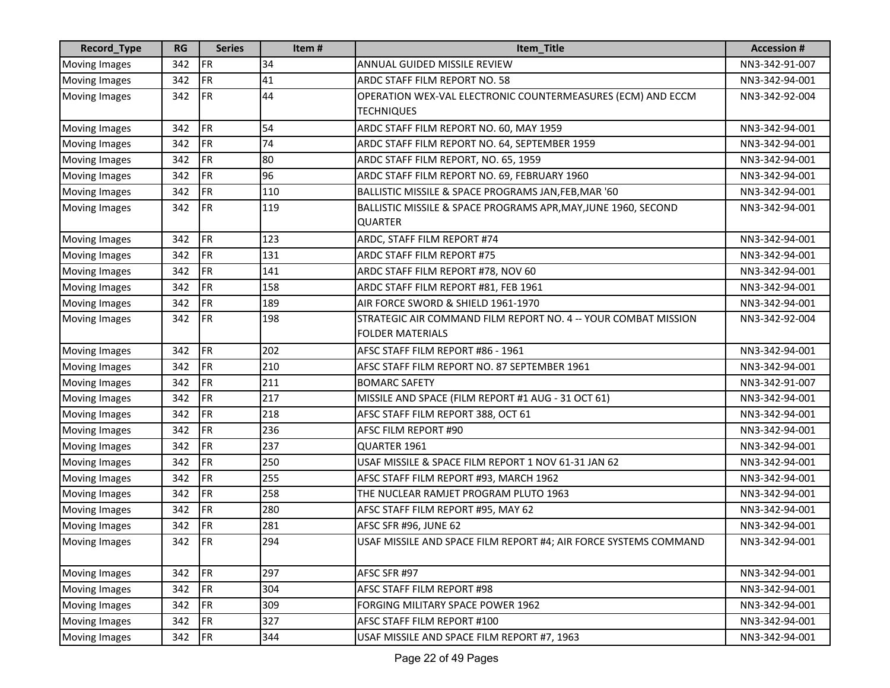| Record_Type | RG | Series | Item # | Item_Title | Accession # |
|---|---|---|---|---|---|
| Moving Images | 342 | FR | 34 | ANNUAL GUIDED MISSILE REVIEW | NN3-342-91-007 |
| Moving Images | 342 | FR | 41 | ARDC STAFF FILM REPORT NO. 58 | NN3-342-94-001 |
| Moving Images | 342 | FR | 44 | OPERATION WEX-VAL ELECTRONIC COUNTERMEASURES (ECM) AND ECCM TECHNIQUES | NN3-342-92-004 |
| Moving Images | 342 | FR | 54 | ARDC STAFF FILM REPORT NO. 60, MAY 1959 | NN3-342-94-001 |
| Moving Images | 342 | FR | 74 | ARDC STAFF FILM REPORT NO. 64, SEPTEMBER 1959 | NN3-342-94-001 |
| Moving Images | 342 | FR | 80 | ARDC STAFF FILM REPORT, NO. 65, 1959 | NN3-342-94-001 |
| Moving Images | 342 | FR | 96 | ARDC STAFF FILM REPORT NO. 69, FEBRUARY 1960 | NN3-342-94-001 |
| Moving Images | 342 | FR | 110 | BALLISTIC MISSILE & SPACE PROGRAMS JAN,FEB,MAR '60 | NN3-342-94-001 |
| Moving Images | 342 | FR | 119 | BALLISTIC MISSILE & SPACE PROGRAMS APR,MAY,JUNE 1960, SECOND QUARTER | NN3-342-94-001 |
| Moving Images | 342 | FR | 123 | ARDC, STAFF FILM REPORT #74 | NN3-342-94-001 |
| Moving Images | 342 | FR | 131 | ARDC STAFF FILM REPORT #75 | NN3-342-94-001 |
| Moving Images | 342 | FR | 141 | ARDC STAFF FILM REPORT #78, NOV 60 | NN3-342-94-001 |
| Moving Images | 342 | FR | 158 | ARDC STAFF FILM REPORT #81, FEB 1961 | NN3-342-94-001 |
| Moving Images | 342 | FR | 189 | AIR FORCE SWORD & SHIELD 1961-1970 | NN3-342-94-001 |
| Moving Images | 342 | FR | 198 | STRATEGIC AIR COMMAND FILM REPORT NO. 4 -- YOUR COMBAT MISSION FOLDER MATERIALS | NN3-342-92-004 |
| Moving Images | 342 | FR | 202 | AFSC STAFF FILM REPORT #86 - 1961 | NN3-342-94-001 |
| Moving Images | 342 | FR | 210 | AFSC STAFF FILM REPORT NO. 87 SEPTEMBER 1961 | NN3-342-94-001 |
| Moving Images | 342 | FR | 211 | BOMARC SAFETY | NN3-342-91-007 |
| Moving Images | 342 | FR | 217 | MISSILE AND SPACE (FILM REPORT #1 AUG - 31 OCT 61) | NN3-342-94-001 |
| Moving Images | 342 | FR | 218 | AFSC STAFF FILM REPORT 388, OCT 61 | NN3-342-94-001 |
| Moving Images | 342 | FR | 236 | AFSC FILM REPORT #90 | NN3-342-94-001 |
| Moving Images | 342 | FR | 237 | QUARTER 1961 | NN3-342-94-001 |
| Moving Images | 342 | FR | 250 | USAF MISSILE & SPACE FILM REPORT 1 NOV 61-31 JAN 62 | NN3-342-94-001 |
| Moving Images | 342 | FR | 255 | AFSC STAFF FILM REPORT #93, MARCH 1962 | NN3-342-94-001 |
| Moving Images | 342 | FR | 258 | THE NUCLEAR RAMJET PROGRAM PLUTO 1963 | NN3-342-94-001 |
| Moving Images | 342 | FR | 280 | AFSC STAFF FILM REPORT #95, MAY 62 | NN3-342-94-001 |
| Moving Images | 342 | FR | 281 | AFSC SFR #96, JUNE 62 | NN3-342-94-001 |
| Moving Images | 342 | FR | 294 | USAF MISSILE AND SPACE FILM REPORT #4; AIR FORCE SYSTEMS COMMAND | NN3-342-94-001 |
| Moving Images | 342 | FR | 297 | AFSC SFR #97 | NN3-342-94-001 |
| Moving Images | 342 | FR | 304 | AFSC STAFF FILM REPORT #98 | NN3-342-94-001 |
| Moving Images | 342 | FR | 309 | FORGING MILITARY SPACE POWER 1962 | NN3-342-94-001 |
| Moving Images | 342 | FR | 327 | AFSC STAFF FILM REPORT #100 | NN3-342-94-001 |
| Moving Images | 342 | FR | 344 | USAF MISSILE AND SPACE FILM REPORT #7, 1963 | NN3-342-94-001 |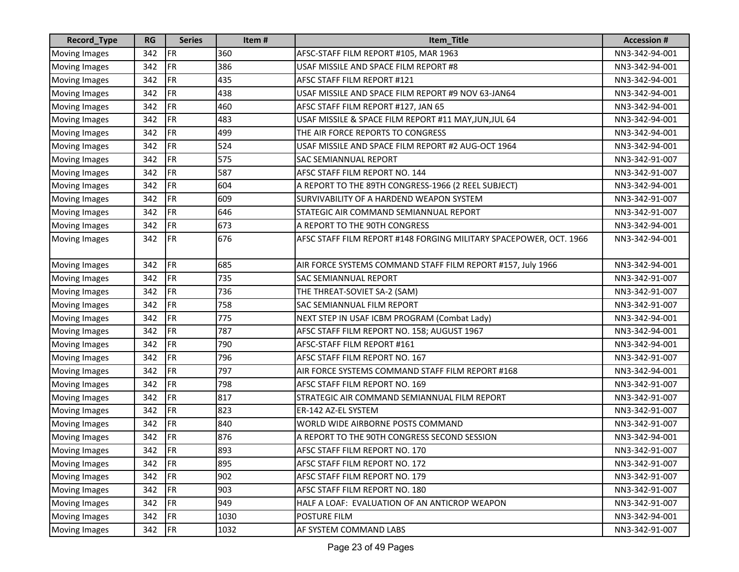| Record_Type | RG | Series | Item # | Item_Title | Accession # |
| --- | --- | --- | --- | --- | --- |
| Moving Images | 342 | FR | 360 | AFSC-STAFF FILM REPORT #105, MAR 1963 | NN3-342-94-001 |
| Moving Images | 342 | FR | 386 | USAF MISSILE AND SPACE FILM REPORT #8 | NN3-342-94-001 |
| Moving Images | 342 | FR | 435 | AFSC STAFF FILM REPORT #121 | NN3-342-94-001 |
| Moving Images | 342 | FR | 438 | USAF MISSILE AND SPACE FILM REPORT #9 NOV 63-JAN64 | NN3-342-94-001 |
| Moving Images | 342 | FR | 460 | AFSC STAFF FILM REPORT #127, JAN 65 | NN3-342-94-001 |
| Moving Images | 342 | FR | 483 | USAF MISSILE & SPACE FILM REPORT #11 MAY,JUN,JUL 64 | NN3-342-94-001 |
| Moving Images | 342 | FR | 499 | THE AIR FORCE REPORTS TO CONGRESS | NN3-342-94-001 |
| Moving Images | 342 | FR | 524 | USAF MISSILE AND SPACE FILM REPORT #2 AUG-OCT 1964 | NN3-342-94-001 |
| Moving Images | 342 | FR | 575 | SAC SEMIANNUAL REPORT | NN3-342-91-007 |
| Moving Images | 342 | FR | 587 | AFSC STAFF FILM REPORT NO. 144 | NN3-342-91-007 |
| Moving Images | 342 | FR | 604 | A REPORT TO THE 89TH CONGRESS-1966 (2 REEL SUBJECT) | NN3-342-94-001 |
| Moving Images | 342 | FR | 609 | SURVIVABILITY OF A HARDEND WEAPON SYSTEM | NN3-342-91-007 |
| Moving Images | 342 | FR | 646 | STATEGIC AIR COMMAND SEMIANNUAL REPORT | NN3-342-91-007 |
| Moving Images | 342 | FR | 673 | A REPORT TO THE 90TH CONGRESS | NN3-342-94-001 |
| Moving Images | 342 | FR | 676 | AFSC STAFF FILM REPORT #148 FORGING MILITARY SPACEPOWER, OCT. 1966 | NN3-342-94-001 |
| Moving Images | 342 | FR | 685 | AIR FORCE SYSTEMS COMMAND STAFF FILM REPORT #157, July 1966 | NN3-342-94-001 |
| Moving Images | 342 | FR | 735 | SAC SEMIANNUAL REPORT | NN3-342-91-007 |
| Moving Images | 342 | FR | 736 | THE THREAT-SOVIET SA-2 (SAM) | NN3-342-91-007 |
| Moving Images | 342 | FR | 758 | SAC SEMIANNUAL FILM REPORT | NN3-342-91-007 |
| Moving Images | 342 | FR | 775 | NEXT STEP IN USAF ICBM PROGRAM (Combat Lady) | NN3-342-94-001 |
| Moving Images | 342 | FR | 787 | AFSC STAFF FILM REPORT NO. 158; AUGUST 1967 | NN3-342-94-001 |
| Moving Images | 342 | FR | 790 | AFSC-STAFF FILM REPORT #161 | NN3-342-94-001 |
| Moving Images | 342 | FR | 796 | AFSC STAFF FILM REPORT NO. 167 | NN3-342-91-007 |
| Moving Images | 342 | FR | 797 | AIR FORCE SYSTEMS COMMAND STAFF FILM REPORT #168 | NN3-342-94-001 |
| Moving Images | 342 | FR | 798 | AFSC STAFF FILM REPORT NO. 169 | NN3-342-91-007 |
| Moving Images | 342 | FR | 817 | STRATEGIC AIR COMMAND SEMIANNUAL FILM REPORT | NN3-342-91-007 |
| Moving Images | 342 | FR | 823 | ER-142 AZ-EL SYSTEM | NN3-342-91-007 |
| Moving Images | 342 | FR | 840 | WORLD WIDE AIRBORNE POSTS COMMAND | NN3-342-91-007 |
| Moving Images | 342 | FR | 876 | A REPORT TO THE 90TH CONGRESS SECOND SESSION | NN3-342-94-001 |
| Moving Images | 342 | FR | 893 | AFSC STAFF FILM REPORT NO. 170 | NN3-342-91-007 |
| Moving Images | 342 | FR | 895 | AFSC STAFF FILM REPORT NO. 172 | NN3-342-91-007 |
| Moving Images | 342 | FR | 902 | AFSC STAFF FILM REPORT NO. 179 | NN3-342-91-007 |
| Moving Images | 342 | FR | 903 | AFSC STAFF FILM REPORT NO. 180 | NN3-342-91-007 |
| Moving Images | 342 | FR | 949 | HALF A LOAF: EVALUATION OF AN ANTICROP WEAPON | NN3-342-91-007 |
| Moving Images | 342 | FR | 1030 | POSTURE FILM | NN3-342-94-001 |
| Moving Images | 342 | FR | 1032 | AF SYSTEM COMMAND LABS | NN3-342-91-007 |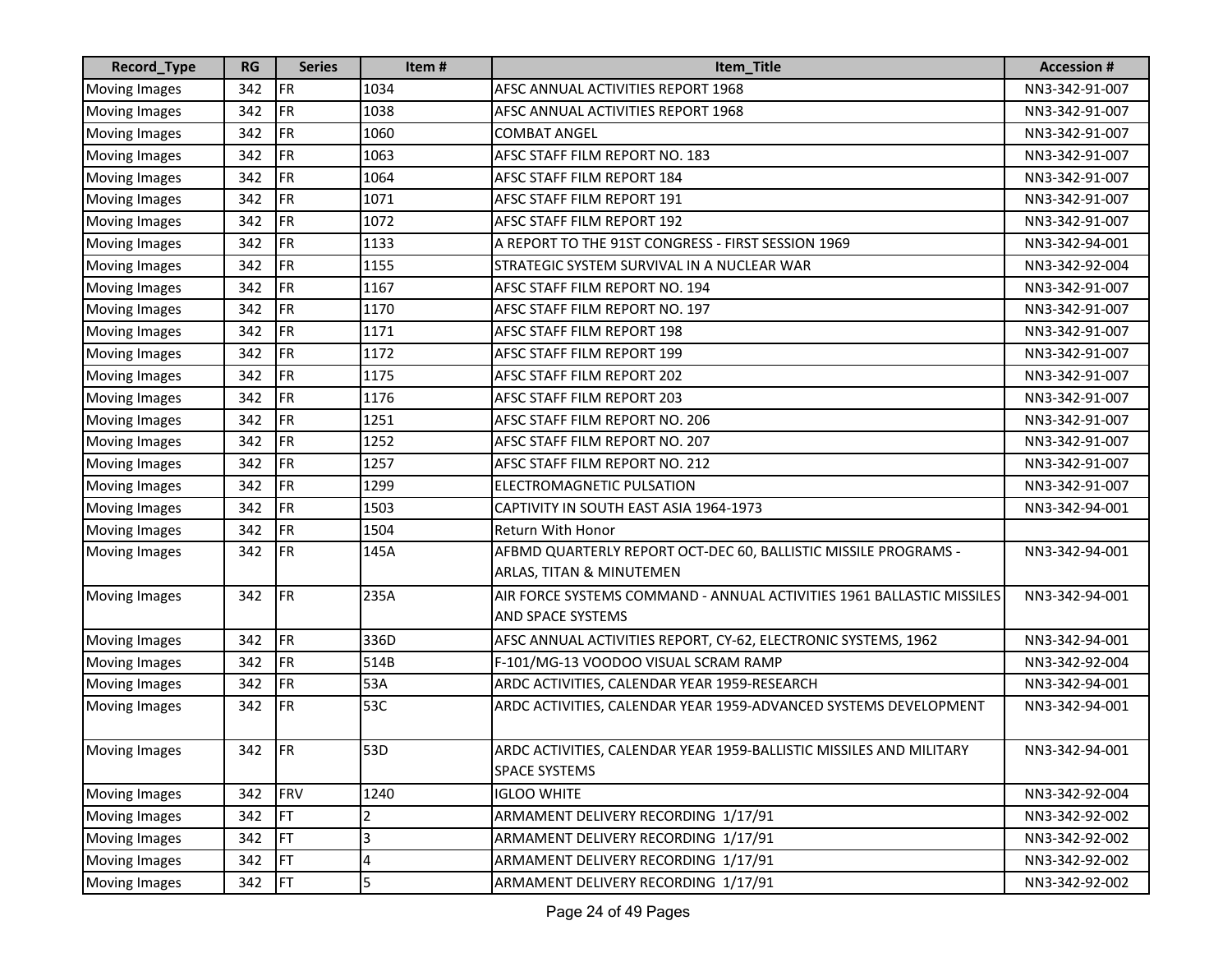| Record_Type | RG | Series | Item # | Item_Title | Accession # |
| --- | --- | --- | --- | --- | --- |
| Moving Images | 342 | FR | 1034 | AFSC ANNUAL ACTIVITIES REPORT 1968 | NN3-342-91-007 |
| Moving Images | 342 | FR | 1038 | AFSC ANNUAL ACTIVITIES REPORT 1968 | NN3-342-91-007 |
| Moving Images | 342 | FR | 1060 | COMBAT ANGEL | NN3-342-91-007 |
| Moving Images | 342 | FR | 1063 | AFSC STAFF FILM REPORT NO. 183 | NN3-342-91-007 |
| Moving Images | 342 | FR | 1064 | AFSC STAFF FILM REPORT 184 | NN3-342-91-007 |
| Moving Images | 342 | FR | 1071 | AFSC STAFF FILM REPORT 191 | NN3-342-91-007 |
| Moving Images | 342 | FR | 1072 | AFSC STAFF FILM REPORT 192 | NN3-342-91-007 |
| Moving Images | 342 | FR | 1133 | A REPORT TO THE 91ST CONGRESS - FIRST SESSION 1969 | NN3-342-94-001 |
| Moving Images | 342 | FR | 1155 | STRATEGIC SYSTEM SURVIVAL IN A NUCLEAR WAR | NN3-342-92-004 |
| Moving Images | 342 | FR | 1167 | AFSC STAFF FILM REPORT NO. 194 | NN3-342-91-007 |
| Moving Images | 342 | FR | 1170 | AFSC STAFF FILM REPORT NO. 197 | NN3-342-91-007 |
| Moving Images | 342 | FR | 1171 | AFSC STAFF FILM REPORT 198 | NN3-342-91-007 |
| Moving Images | 342 | FR | 1172 | AFSC STAFF FILM REPORT 199 | NN3-342-91-007 |
| Moving Images | 342 | FR | 1175 | AFSC STAFF FILM REPORT 202 | NN3-342-91-007 |
| Moving Images | 342 | FR | 1176 | AFSC STAFF FILM REPORT 203 | NN3-342-91-007 |
| Moving Images | 342 | FR | 1251 | AFSC STAFF FILM REPORT NO. 206 | NN3-342-91-007 |
| Moving Images | 342 | FR | 1252 | AFSC STAFF FILM REPORT NO. 207 | NN3-342-91-007 |
| Moving Images | 342 | FR | 1257 | AFSC STAFF FILM REPORT NO. 212 | NN3-342-91-007 |
| Moving Images | 342 | FR | 1299 | ELECTROMAGNETIC PULSATION | NN3-342-91-007 |
| Moving Images | 342 | FR | 1503 | CAPTIVITY IN SOUTH EAST ASIA 1964-1973 | NN3-342-94-001 |
| Moving Images | 342 | FR | 1504 | Return With Honor | |
| Moving Images | 342 | FR | 145A | AFBMD QUARTERLY REPORT OCT-DEC 60, BALLISTIC MISSILE PROGRAMS - ARLAS, TITAN & MINUTEMEN | NN3-342-94-001 |
| Moving Images | 342 | FR | 235A | AIR FORCE SYSTEMS COMMAND - ANNUAL ACTIVITIES 1961 BALLASTIC MISSILES AND SPACE SYSTEMS | NN3-342-94-001 |
| Moving Images | 342 | FR | 336D | AFSC ANNUAL ACTIVITIES REPORT, CY-62, ELECTRONIC SYSTEMS, 1962 | NN3-342-94-001 |
| Moving Images | 342 | FR | 514B | F-101/MG-13 VOODOO VISUAL SCRAM RAMP | NN3-342-92-004 |
| Moving Images | 342 | FR | 53A | ARDC ACTIVITIES, CALENDAR YEAR 1959-RESEARCH | NN3-342-94-001 |
| Moving Images | 342 | FR | 53C | ARDC ACTIVITIES, CALENDAR YEAR 1959-ADVANCED SYSTEMS DEVELOPMENT | NN3-342-94-001 |
| Moving Images | 342 | FR | 53D | ARDC ACTIVITIES, CALENDAR YEAR 1959-BALLISTIC MISSILES AND MILITARY SPACE SYSTEMS | NN3-342-94-001 |
| Moving Images | 342 | FRV | 1240 | IGLOO WHITE | NN3-342-92-004 |
| Moving Images | 342 | FT | 2 | ARMAMENT DELIVERY RECORDING 1/17/91 | NN3-342-92-002 |
| Moving Images | 342 | FT | 3 | ARMAMENT DELIVERY RECORDING 1/17/91 | NN3-342-92-002 |
| Moving Images | 342 | FT | 4 | ARMAMENT DELIVERY RECORDING 1/17/91 | NN3-342-92-002 |
| Moving Images | 342 | FT | 5 | ARMAMENT DELIVERY RECORDING 1/17/91 | NN3-342-92-002 |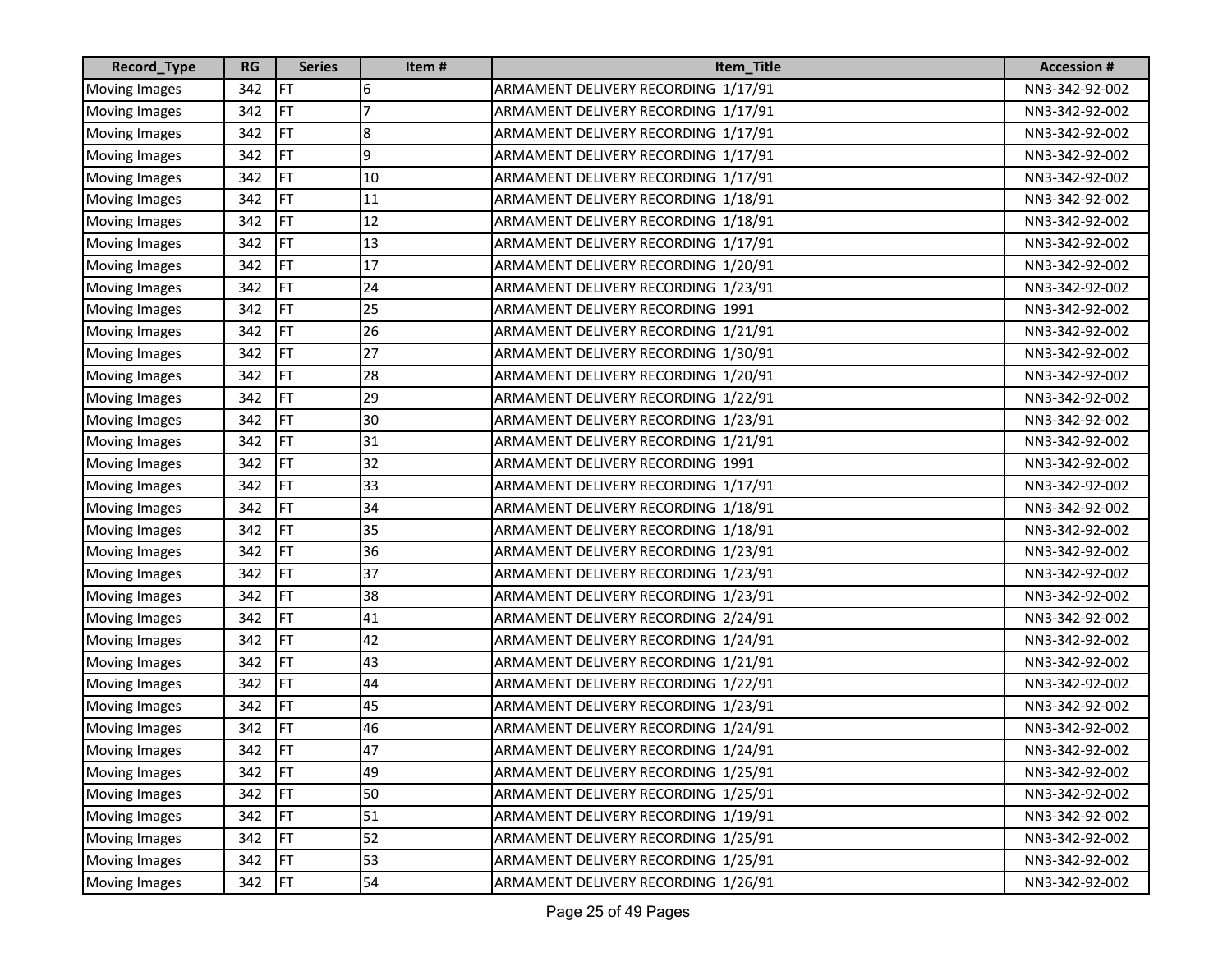| Record_Type | RG | Series | Item # | Item_Title | Accession # |
|---|---|---|---|---|---|
| Moving Images | 342 | FT | 6 | ARMAMENT DELIVERY RECORDING 1/17/91 | NN3-342-92-002 |
| Moving Images | 342 | FT | 7 | ARMAMENT DELIVERY RECORDING 1/17/91 | NN3-342-92-002 |
| Moving Images | 342 | FT | 8 | ARMAMENT DELIVERY RECORDING 1/17/91 | NN3-342-92-002 |
| Moving Images | 342 | FT | 9 | ARMAMENT DELIVERY RECORDING 1/17/91 | NN3-342-92-002 |
| Moving Images | 342 | FT | 10 | ARMAMENT DELIVERY RECORDING 1/17/91 | NN3-342-92-002 |
| Moving Images | 342 | FT | 11 | ARMAMENT DELIVERY RECORDING 1/18/91 | NN3-342-92-002 |
| Moving Images | 342 | FT | 12 | ARMAMENT DELIVERY RECORDING 1/18/91 | NN3-342-92-002 |
| Moving Images | 342 | FT | 13 | ARMAMENT DELIVERY RECORDING 1/17/91 | NN3-342-92-002 |
| Moving Images | 342 | FT | 17 | ARMAMENT DELIVERY RECORDING 1/20/91 | NN3-342-92-002 |
| Moving Images | 342 | FT | 24 | ARMAMENT DELIVERY RECORDING 1/23/91 | NN3-342-92-002 |
| Moving Images | 342 | FT | 25 | ARMAMENT DELIVERY RECORDING 1991 | NN3-342-92-002 |
| Moving Images | 342 | FT | 26 | ARMAMENT DELIVERY RECORDING 1/21/91 | NN3-342-92-002 |
| Moving Images | 342 | FT | 27 | ARMAMENT DELIVERY RECORDING 1/30/91 | NN3-342-92-002 |
| Moving Images | 342 | FT | 28 | ARMAMENT DELIVERY RECORDING 1/20/91 | NN3-342-92-002 |
| Moving Images | 342 | FT | 29 | ARMAMENT DELIVERY RECORDING 1/22/91 | NN3-342-92-002 |
| Moving Images | 342 | FT | 30 | ARMAMENT DELIVERY RECORDING 1/23/91 | NN3-342-92-002 |
| Moving Images | 342 | FT | 31 | ARMAMENT DELIVERY RECORDING 1/21/91 | NN3-342-92-002 |
| Moving Images | 342 | FT | 32 | ARMAMENT DELIVERY RECORDING 1991 | NN3-342-92-002 |
| Moving Images | 342 | FT | 33 | ARMAMENT DELIVERY RECORDING 1/17/91 | NN3-342-92-002 |
| Moving Images | 342 | FT | 34 | ARMAMENT DELIVERY RECORDING 1/18/91 | NN3-342-92-002 |
| Moving Images | 342 | FT | 35 | ARMAMENT DELIVERY RECORDING 1/18/91 | NN3-342-92-002 |
| Moving Images | 342 | FT | 36 | ARMAMENT DELIVERY RECORDING 1/23/91 | NN3-342-92-002 |
| Moving Images | 342 | FT | 37 | ARMAMENT DELIVERY RECORDING 1/23/91 | NN3-342-92-002 |
| Moving Images | 342 | FT | 38 | ARMAMENT DELIVERY RECORDING 1/23/91 | NN3-342-92-002 |
| Moving Images | 342 | FT | 41 | ARMAMENT DELIVERY RECORDING 2/24/91 | NN3-342-92-002 |
| Moving Images | 342 | FT | 42 | ARMAMENT DELIVERY RECORDING 1/24/91 | NN3-342-92-002 |
| Moving Images | 342 | FT | 43 | ARMAMENT DELIVERY RECORDING 1/21/91 | NN3-342-92-002 |
| Moving Images | 342 | FT | 44 | ARMAMENT DELIVERY RECORDING 1/22/91 | NN3-342-92-002 |
| Moving Images | 342 | FT | 45 | ARMAMENT DELIVERY RECORDING 1/23/91 | NN3-342-92-002 |
| Moving Images | 342 | FT | 46 | ARMAMENT DELIVERY RECORDING 1/24/91 | NN3-342-92-002 |
| Moving Images | 342 | FT | 47 | ARMAMENT DELIVERY RECORDING 1/24/91 | NN3-342-92-002 |
| Moving Images | 342 | FT | 49 | ARMAMENT DELIVERY RECORDING 1/25/91 | NN3-342-92-002 |
| Moving Images | 342 | FT | 50 | ARMAMENT DELIVERY RECORDING 1/25/91 | NN3-342-92-002 |
| Moving Images | 342 | FT | 51 | ARMAMENT DELIVERY RECORDING 1/19/91 | NN3-342-92-002 |
| Moving Images | 342 | FT | 52 | ARMAMENT DELIVERY RECORDING 1/25/91 | NN3-342-92-002 |
| Moving Images | 342 | FT | 53 | ARMAMENT DELIVERY RECORDING 1/25/91 | NN3-342-92-002 |
| Moving Images | 342 | FT | 54 | ARMAMENT DELIVERY RECORDING 1/26/91 | NN3-342-92-002 |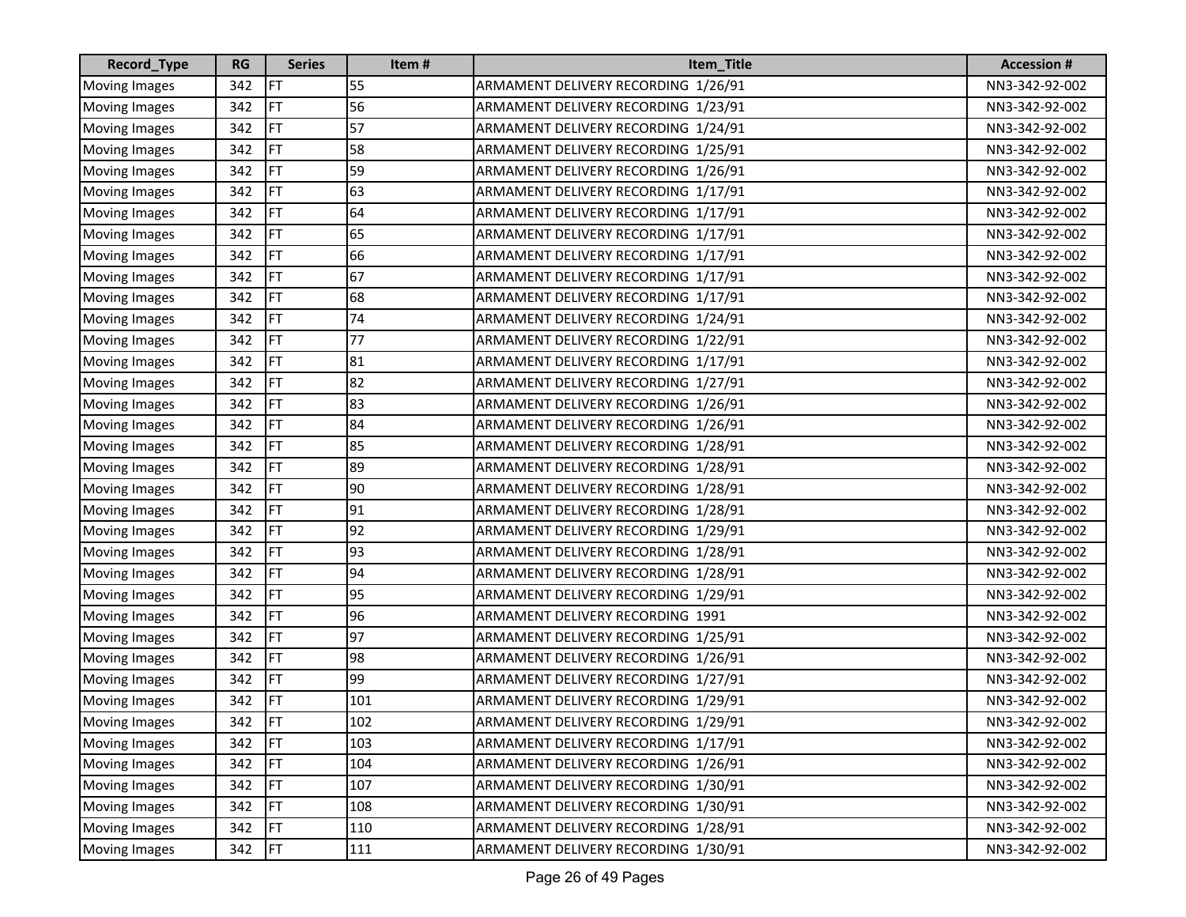| Record_Type | RG | Series | Item # | Item_Title | Accession # |
|---|---|---|---|---|---|
| Moving Images | 342 | FT | 55 | ARMAMENT DELIVERY RECORDING 1/26/91 | NN3-342-92-002 |
| Moving Images | 342 | FT | 56 | ARMAMENT DELIVERY RECORDING 1/23/91 | NN3-342-92-002 |
| Moving Images | 342 | FT | 57 | ARMAMENT DELIVERY RECORDING 1/24/91 | NN3-342-92-002 |
| Moving Images | 342 | FT | 58 | ARMAMENT DELIVERY RECORDING 1/25/91 | NN3-342-92-002 |
| Moving Images | 342 | FT | 59 | ARMAMENT DELIVERY RECORDING 1/26/91 | NN3-342-92-002 |
| Moving Images | 342 | FT | 63 | ARMAMENT DELIVERY RECORDING 1/17/91 | NN3-342-92-002 |
| Moving Images | 342 | FT | 64 | ARMAMENT DELIVERY RECORDING 1/17/91 | NN3-342-92-002 |
| Moving Images | 342 | FT | 65 | ARMAMENT DELIVERY RECORDING 1/17/91 | NN3-342-92-002 |
| Moving Images | 342 | FT | 66 | ARMAMENT DELIVERY RECORDING 1/17/91 | NN3-342-92-002 |
| Moving Images | 342 | FT | 67 | ARMAMENT DELIVERY RECORDING 1/17/91 | NN3-342-92-002 |
| Moving Images | 342 | FT | 68 | ARMAMENT DELIVERY RECORDING 1/17/91 | NN3-342-92-002 |
| Moving Images | 342 | FT | 74 | ARMAMENT DELIVERY RECORDING 1/24/91 | NN3-342-92-002 |
| Moving Images | 342 | FT | 77 | ARMAMENT DELIVERY RECORDING 1/22/91 | NN3-342-92-002 |
| Moving Images | 342 | FT | 81 | ARMAMENT DELIVERY RECORDING 1/17/91 | NN3-342-92-002 |
| Moving Images | 342 | FT | 82 | ARMAMENT DELIVERY RECORDING 1/27/91 | NN3-342-92-002 |
| Moving Images | 342 | FT | 83 | ARMAMENT DELIVERY RECORDING 1/26/91 | NN3-342-92-002 |
| Moving Images | 342 | FT | 84 | ARMAMENT DELIVERY RECORDING 1/26/91 | NN3-342-92-002 |
| Moving Images | 342 | FT | 85 | ARMAMENT DELIVERY RECORDING 1/28/91 | NN3-342-92-002 |
| Moving Images | 342 | FT | 89 | ARMAMENT DELIVERY RECORDING 1/28/91 | NN3-342-92-002 |
| Moving Images | 342 | FT | 90 | ARMAMENT DELIVERY RECORDING 1/28/91 | NN3-342-92-002 |
| Moving Images | 342 | FT | 91 | ARMAMENT DELIVERY RECORDING 1/28/91 | NN3-342-92-002 |
| Moving Images | 342 | FT | 92 | ARMAMENT DELIVERY RECORDING 1/29/91 | NN3-342-92-002 |
| Moving Images | 342 | FT | 93 | ARMAMENT DELIVERY RECORDING 1/28/91 | NN3-342-92-002 |
| Moving Images | 342 | FT | 94 | ARMAMENT DELIVERY RECORDING 1/28/91 | NN3-342-92-002 |
| Moving Images | 342 | FT | 95 | ARMAMENT DELIVERY RECORDING 1/29/91 | NN3-342-92-002 |
| Moving Images | 342 | FT | 96 | ARMAMENT DELIVERY RECORDING 1991 | NN3-342-92-002 |
| Moving Images | 342 | FT | 97 | ARMAMENT DELIVERY RECORDING 1/25/91 | NN3-342-92-002 |
| Moving Images | 342 | FT | 98 | ARMAMENT DELIVERY RECORDING 1/26/91 | NN3-342-92-002 |
| Moving Images | 342 | FT | 99 | ARMAMENT DELIVERY RECORDING 1/27/91 | NN3-342-92-002 |
| Moving Images | 342 | FT | 101 | ARMAMENT DELIVERY RECORDING 1/29/91 | NN3-342-92-002 |
| Moving Images | 342 | FT | 102 | ARMAMENT DELIVERY RECORDING 1/29/91 | NN3-342-92-002 |
| Moving Images | 342 | FT | 103 | ARMAMENT DELIVERY RECORDING 1/17/91 | NN3-342-92-002 |
| Moving Images | 342 | FT | 104 | ARMAMENT DELIVERY RECORDING 1/26/91 | NN3-342-92-002 |
| Moving Images | 342 | FT | 107 | ARMAMENT DELIVERY RECORDING 1/30/91 | NN3-342-92-002 |
| Moving Images | 342 | FT | 108 | ARMAMENT DELIVERY RECORDING 1/30/91 | NN3-342-92-002 |
| Moving Images | 342 | FT | 110 | ARMAMENT DELIVERY RECORDING 1/28/91 | NN3-342-92-002 |
| Moving Images | 342 | FT | 111 | ARMAMENT DELIVERY RECORDING 1/30/91 | NN3-342-92-002 |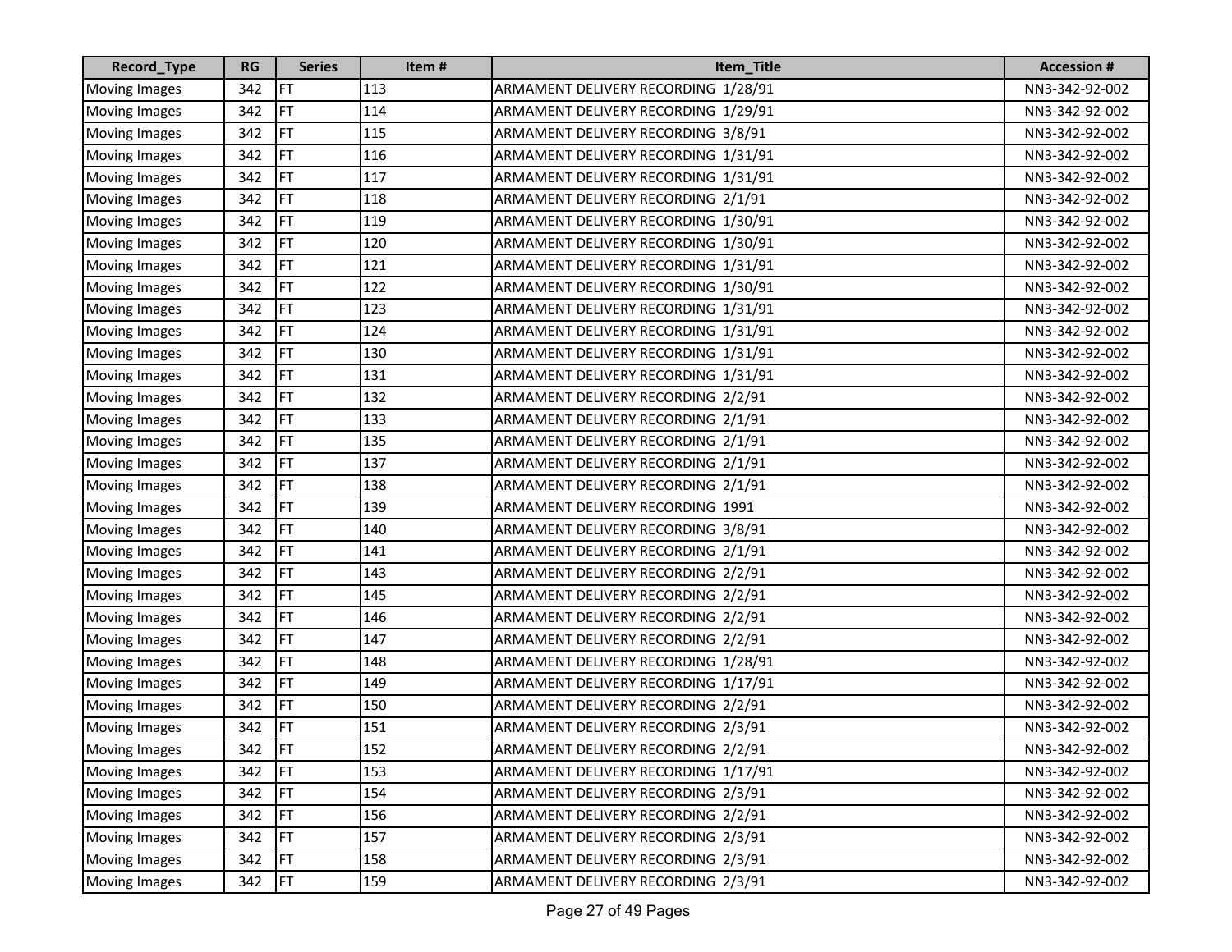| Record_Type | RG | Series | Item # | Item_Title | Accession # |
|---|---|---|---|---|---|
| Moving Images | 342 | FT | 113 | ARMAMENT DELIVERY RECORDING 1/28/91 | NN3-342-92-002 |
| Moving Images | 342 | FT | 114 | ARMAMENT DELIVERY RECORDING 1/29/91 | NN3-342-92-002 |
| Moving Images | 342 | FT | 115 | ARMAMENT DELIVERY RECORDING 3/8/91 | NN3-342-92-002 |
| Moving Images | 342 | FT | 116 | ARMAMENT DELIVERY RECORDING 1/31/91 | NN3-342-92-002 |
| Moving Images | 342 | FT | 117 | ARMAMENT DELIVERY RECORDING 1/31/91 | NN3-342-92-002 |
| Moving Images | 342 | FT | 118 | ARMAMENT DELIVERY RECORDING 2/1/91 | NN3-342-92-002 |
| Moving Images | 342 | FT | 119 | ARMAMENT DELIVERY RECORDING 1/30/91 | NN3-342-92-002 |
| Moving Images | 342 | FT | 120 | ARMAMENT DELIVERY RECORDING 1/30/91 | NN3-342-92-002 |
| Moving Images | 342 | FT | 121 | ARMAMENT DELIVERY RECORDING 1/31/91 | NN3-342-92-002 |
| Moving Images | 342 | FT | 122 | ARMAMENT DELIVERY RECORDING 1/30/91 | NN3-342-92-002 |
| Moving Images | 342 | FT | 123 | ARMAMENT DELIVERY RECORDING 1/31/91 | NN3-342-92-002 |
| Moving Images | 342 | FT | 124 | ARMAMENT DELIVERY RECORDING 1/31/91 | NN3-342-92-002 |
| Moving Images | 342 | FT | 130 | ARMAMENT DELIVERY RECORDING 1/31/91 | NN3-342-92-002 |
| Moving Images | 342 | FT | 131 | ARMAMENT DELIVERY RECORDING 1/31/91 | NN3-342-92-002 |
| Moving Images | 342 | FT | 132 | ARMAMENT DELIVERY RECORDING 2/2/91 | NN3-342-92-002 |
| Moving Images | 342 | FT | 133 | ARMAMENT DELIVERY RECORDING 2/1/91 | NN3-342-92-002 |
| Moving Images | 342 | FT | 135 | ARMAMENT DELIVERY RECORDING 2/1/91 | NN3-342-92-002 |
| Moving Images | 342 | FT | 137 | ARMAMENT DELIVERY RECORDING 2/1/91 | NN3-342-92-002 |
| Moving Images | 342 | FT | 138 | ARMAMENT DELIVERY RECORDING 2/1/91 | NN3-342-92-002 |
| Moving Images | 342 | FT | 139 | ARMAMENT DELIVERY RECORDING 1991 | NN3-342-92-002 |
| Moving Images | 342 | FT | 140 | ARMAMENT DELIVERY RECORDING 3/8/91 | NN3-342-92-002 |
| Moving Images | 342 | FT | 141 | ARMAMENT DELIVERY RECORDING 2/1/91 | NN3-342-92-002 |
| Moving Images | 342 | FT | 143 | ARMAMENT DELIVERY RECORDING 2/2/91 | NN3-342-92-002 |
| Moving Images | 342 | FT | 145 | ARMAMENT DELIVERY RECORDING 2/2/91 | NN3-342-92-002 |
| Moving Images | 342 | FT | 146 | ARMAMENT DELIVERY RECORDING 2/2/91 | NN3-342-92-002 |
| Moving Images | 342 | FT | 147 | ARMAMENT DELIVERY RECORDING 2/2/91 | NN3-342-92-002 |
| Moving Images | 342 | FT | 148 | ARMAMENT DELIVERY RECORDING 1/28/91 | NN3-342-92-002 |
| Moving Images | 342 | FT | 149 | ARMAMENT DELIVERY RECORDING 1/17/91 | NN3-342-92-002 |
| Moving Images | 342 | FT | 150 | ARMAMENT DELIVERY RECORDING 2/2/91 | NN3-342-92-002 |
| Moving Images | 342 | FT | 151 | ARMAMENT DELIVERY RECORDING 2/3/91 | NN3-342-92-002 |
| Moving Images | 342 | FT | 152 | ARMAMENT DELIVERY RECORDING 2/2/91 | NN3-342-92-002 |
| Moving Images | 342 | FT | 153 | ARMAMENT DELIVERY RECORDING 1/17/91 | NN3-342-92-002 |
| Moving Images | 342 | FT | 154 | ARMAMENT DELIVERY RECORDING 2/3/91 | NN3-342-92-002 |
| Moving Images | 342 | FT | 156 | ARMAMENT DELIVERY RECORDING 2/2/91 | NN3-342-92-002 |
| Moving Images | 342 | FT | 157 | ARMAMENT DELIVERY RECORDING 2/3/91 | NN3-342-92-002 |
| Moving Images | 342 | FT | 158 | ARMAMENT DELIVERY RECORDING 2/3/91 | NN3-342-92-002 |
| Moving Images | 342 | FT | 159 | ARMAMENT DELIVERY RECORDING 2/3/91 | NN3-342-92-002 |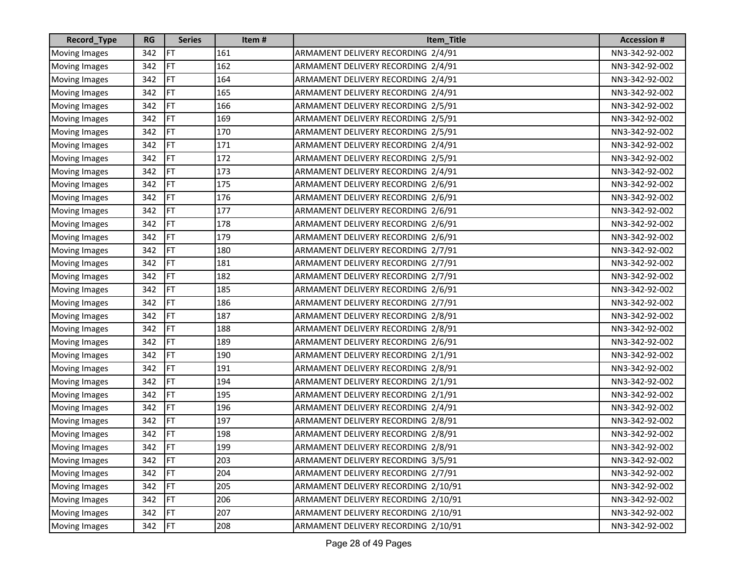| Record_Type | RG | Series | Item # | Item_Title | Accession # |
| --- | --- | --- | --- | --- | --- |
| Moving Images | 342 | FT | 161 | ARMAMENT DELIVERY RECORDING 2/4/91 | NN3-342-92-002 |
| Moving Images | 342 | FT | 162 | ARMAMENT DELIVERY RECORDING 2/4/91 | NN3-342-92-002 |
| Moving Images | 342 | FT | 164 | ARMAMENT DELIVERY RECORDING 2/4/91 | NN3-342-92-002 |
| Moving Images | 342 | FT | 165 | ARMAMENT DELIVERY RECORDING 2/4/91 | NN3-342-92-002 |
| Moving Images | 342 | FT | 166 | ARMAMENT DELIVERY RECORDING 2/5/91 | NN3-342-92-002 |
| Moving Images | 342 | FT | 169 | ARMAMENT DELIVERY RECORDING 2/5/91 | NN3-342-92-002 |
| Moving Images | 342 | FT | 170 | ARMAMENT DELIVERY RECORDING 2/5/91 | NN3-342-92-002 |
| Moving Images | 342 | FT | 171 | ARMAMENT DELIVERY RECORDING 2/4/91 | NN3-342-92-002 |
| Moving Images | 342 | FT | 172 | ARMAMENT DELIVERY RECORDING 2/5/91 | NN3-342-92-002 |
| Moving Images | 342 | FT | 173 | ARMAMENT DELIVERY RECORDING 2/4/91 | NN3-342-92-002 |
| Moving Images | 342 | FT | 175 | ARMAMENT DELIVERY RECORDING 2/6/91 | NN3-342-92-002 |
| Moving Images | 342 | FT | 176 | ARMAMENT DELIVERY RECORDING 2/6/91 | NN3-342-92-002 |
| Moving Images | 342 | FT | 177 | ARMAMENT DELIVERY RECORDING 2/6/91 | NN3-342-92-002 |
| Moving Images | 342 | FT | 178 | ARMAMENT DELIVERY RECORDING 2/6/91 | NN3-342-92-002 |
| Moving Images | 342 | FT | 179 | ARMAMENT DELIVERY RECORDING 2/6/91 | NN3-342-92-002 |
| Moving Images | 342 | FT | 180 | ARMAMENT DELIVERY RECORDING 2/7/91 | NN3-342-92-002 |
| Moving Images | 342 | FT | 181 | ARMAMENT DELIVERY RECORDING 2/7/91 | NN3-342-92-002 |
| Moving Images | 342 | FT | 182 | ARMAMENT DELIVERY RECORDING 2/7/91 | NN3-342-92-002 |
| Moving Images | 342 | FT | 185 | ARMAMENT DELIVERY RECORDING 2/6/91 | NN3-342-92-002 |
| Moving Images | 342 | FT | 186 | ARMAMENT DELIVERY RECORDING 2/7/91 | NN3-342-92-002 |
| Moving Images | 342 | FT | 187 | ARMAMENT DELIVERY RECORDING 2/8/91 | NN3-342-92-002 |
| Moving Images | 342 | FT | 188 | ARMAMENT DELIVERY RECORDING 2/8/91 | NN3-342-92-002 |
| Moving Images | 342 | FT | 189 | ARMAMENT DELIVERY RECORDING 2/6/91 | NN3-342-92-002 |
| Moving Images | 342 | FT | 190 | ARMAMENT DELIVERY RECORDING 2/1/91 | NN3-342-92-002 |
| Moving Images | 342 | FT | 191 | ARMAMENT DELIVERY RECORDING 2/8/91 | NN3-342-92-002 |
| Moving Images | 342 | FT | 194 | ARMAMENT DELIVERY RECORDING 2/1/91 | NN3-342-92-002 |
| Moving Images | 342 | FT | 195 | ARMAMENT DELIVERY RECORDING 2/1/91 | NN3-342-92-002 |
| Moving Images | 342 | FT | 196 | ARMAMENT DELIVERY RECORDING 2/4/91 | NN3-342-92-002 |
| Moving Images | 342 | FT | 197 | ARMAMENT DELIVERY RECORDING 2/8/91 | NN3-342-92-002 |
| Moving Images | 342 | FT | 198 | ARMAMENT DELIVERY RECORDING 2/8/91 | NN3-342-92-002 |
| Moving Images | 342 | FT | 199 | ARMAMENT DELIVERY RECORDING 2/8/91 | NN3-342-92-002 |
| Moving Images | 342 | FT | 203 | ARMAMENT DELIVERY RECORDING 3/5/91 | NN3-342-92-002 |
| Moving Images | 342 | FT | 204 | ARMAMENT DELIVERY RECORDING 2/7/91 | NN3-342-92-002 |
| Moving Images | 342 | FT | 205 | ARMAMENT DELIVERY RECORDING 2/10/91 | NN3-342-92-002 |
| Moving Images | 342 | FT | 206 | ARMAMENT DELIVERY RECORDING 2/10/91 | NN3-342-92-002 |
| Moving Images | 342 | FT | 207 | ARMAMENT DELIVERY RECORDING 2/10/91 | NN3-342-92-002 |
| Moving Images | 342 | FT | 208 | ARMAMENT DELIVERY RECORDING 2/10/91 | NN3-342-92-002 |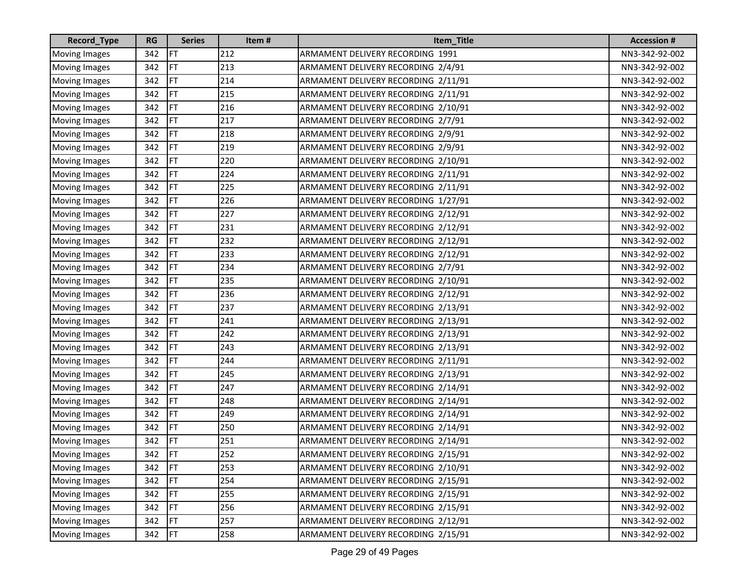| Record_Type | RG | Series | Item # | Item_Title | Accession # |
|---|---|---|---|---|---|
| Moving Images | 342 | FT | 212 | ARMAMENT DELIVERY RECORDING  1991 | NN3-342-92-002 |
| Moving Images | 342 | FT | 213 | ARMAMENT DELIVERY RECORDING  2/4/91 | NN3-342-92-002 |
| Moving Images | 342 | FT | 214 | ARMAMENT DELIVERY RECORDING  2/11/91 | NN3-342-92-002 |
| Moving Images | 342 | FT | 215 | ARMAMENT DELIVERY RECORDING  2/11/91 | NN3-342-92-002 |
| Moving Images | 342 | FT | 216 | ARMAMENT DELIVERY RECORDING  2/10/91 | NN3-342-92-002 |
| Moving Images | 342 | FT | 217 | ARMAMENT DELIVERY RECORDING  2/7/91 | NN3-342-92-002 |
| Moving Images | 342 | FT | 218 | ARMAMENT DELIVERY RECORDING  2/9/91 | NN3-342-92-002 |
| Moving Images | 342 | FT | 219 | ARMAMENT DELIVERY RECORDING  2/9/91 | NN3-342-92-002 |
| Moving Images | 342 | FT | 220 | ARMAMENT DELIVERY RECORDING  2/10/91 | NN3-342-92-002 |
| Moving Images | 342 | FT | 224 | ARMAMENT DELIVERY RECORDING  2/11/91 | NN3-342-92-002 |
| Moving Images | 342 | FT | 225 | ARMAMENT DELIVERY RECORDING  2/11/91 | NN3-342-92-002 |
| Moving Images | 342 | FT | 226 | ARMAMENT DELIVERY RECORDING  1/27/91 | NN3-342-92-002 |
| Moving Images | 342 | FT | 227 | ARMAMENT DELIVERY RECORDING  2/12/91 | NN3-342-92-002 |
| Moving Images | 342 | FT | 231 | ARMAMENT DELIVERY RECORDING  2/12/91 | NN3-342-92-002 |
| Moving Images | 342 | FT | 232 | ARMAMENT DELIVERY RECORDING  2/12/91 | NN3-342-92-002 |
| Moving Images | 342 | FT | 233 | ARMAMENT DELIVERY RECORDING  2/12/91 | NN3-342-92-002 |
| Moving Images | 342 | FT | 234 | ARMAMENT DELIVERY RECORDING  2/7/91 | NN3-342-92-002 |
| Moving Images | 342 | FT | 235 | ARMAMENT DELIVERY RECORDING  2/10/91 | NN3-342-92-002 |
| Moving Images | 342 | FT | 236 | ARMAMENT DELIVERY RECORDING  2/12/91 | NN3-342-92-002 |
| Moving Images | 342 | FT | 237 | ARMAMENT DELIVERY RECORDING  2/13/91 | NN3-342-92-002 |
| Moving Images | 342 | FT | 241 | ARMAMENT DELIVERY RECORDING  2/13/91 | NN3-342-92-002 |
| Moving Images | 342 | FT | 242 | ARMAMENT DELIVERY RECORDING  2/13/91 | NN3-342-92-002 |
| Moving Images | 342 | FT | 243 | ARMAMENT DELIVERY RECORDING  2/13/91 | NN3-342-92-002 |
| Moving Images | 342 | FT | 244 | ARMAMENT DELIVERY RECORDING  2/11/91 | NN3-342-92-002 |
| Moving Images | 342 | FT | 245 | ARMAMENT DELIVERY RECORDING  2/13/91 | NN3-342-92-002 |
| Moving Images | 342 | FT | 247 | ARMAMENT DELIVERY RECORDING  2/14/91 | NN3-342-92-002 |
| Moving Images | 342 | FT | 248 | ARMAMENT DELIVERY RECORDING  2/14/91 | NN3-342-92-002 |
| Moving Images | 342 | FT | 249 | ARMAMENT DELIVERY RECORDING  2/14/91 | NN3-342-92-002 |
| Moving Images | 342 | FT | 250 | ARMAMENT DELIVERY RECORDING  2/14/91 | NN3-342-92-002 |
| Moving Images | 342 | FT | 251 | ARMAMENT DELIVERY RECORDING  2/14/91 | NN3-342-92-002 |
| Moving Images | 342 | FT | 252 | ARMAMENT DELIVERY RECORDING  2/15/91 | NN3-342-92-002 |
| Moving Images | 342 | FT | 253 | ARMAMENT DELIVERY RECORDING  2/10/91 | NN3-342-92-002 |
| Moving Images | 342 | FT | 254 | ARMAMENT DELIVERY RECORDING  2/15/91 | NN3-342-92-002 |
| Moving Images | 342 | FT | 255 | ARMAMENT DELIVERY RECORDING  2/15/91 | NN3-342-92-002 |
| Moving Images | 342 | FT | 256 | ARMAMENT DELIVERY RECORDING  2/15/91 | NN3-342-92-002 |
| Moving Images | 342 | FT | 257 | ARMAMENT DELIVERY RECORDING  2/12/91 | NN3-342-92-002 |
| Moving Images | 342 | FT | 258 | ARMAMENT DELIVERY RECORDING  2/15/91 | NN3-342-92-002 |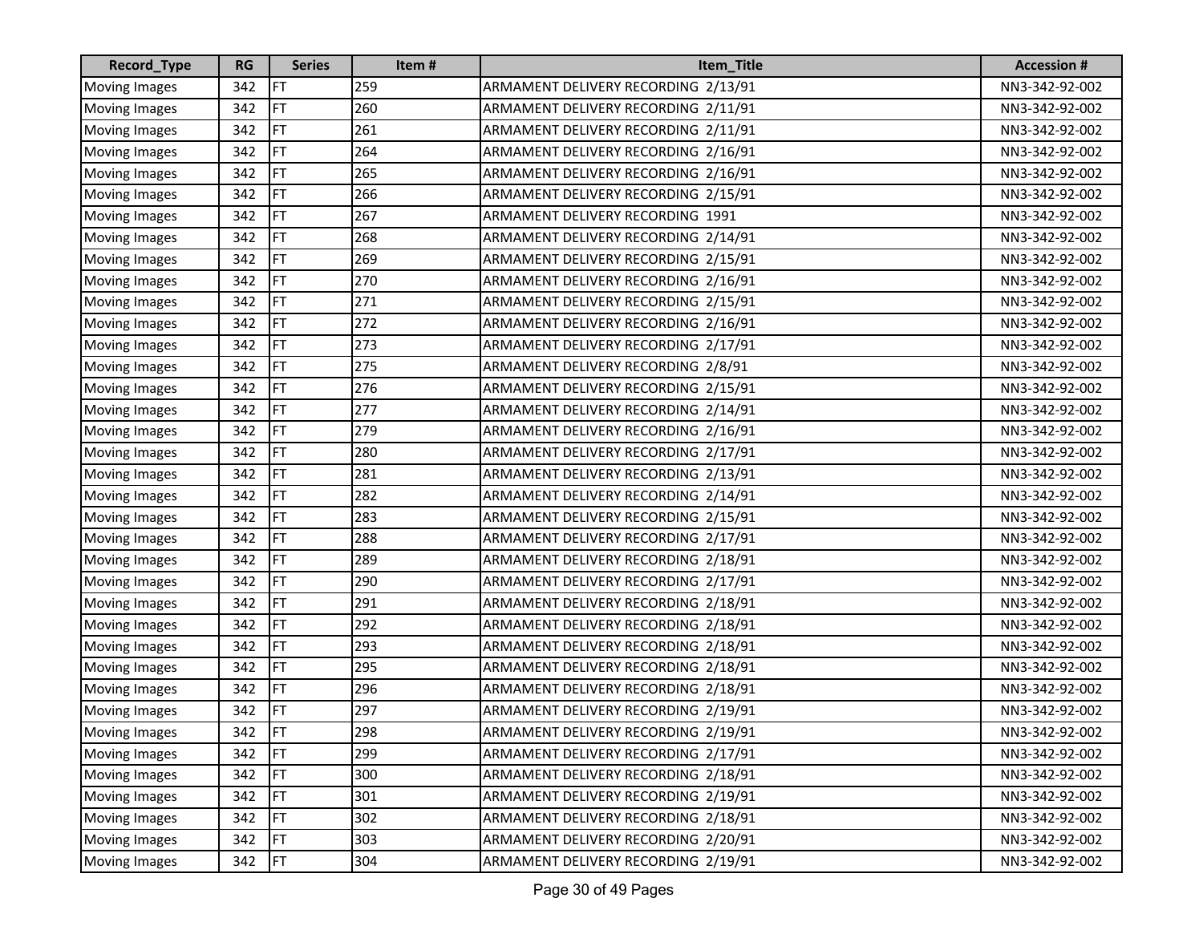| Record_Type | RG | Series | Item # | Item_Title | Accession # |
|---|---|---|---|---|---|
| Moving Images | 342 | FT | 259 | ARMAMENT DELIVERY RECORDING  2/13/91 | NN3-342-92-002 |
| Moving Images | 342 | FT | 260 | ARMAMENT DELIVERY RECORDING  2/11/91 | NN3-342-92-002 |
| Moving Images | 342 | FT | 261 | ARMAMENT DELIVERY RECORDING  2/11/91 | NN3-342-92-002 |
| Moving Images | 342 | FT | 264 | ARMAMENT DELIVERY RECORDING  2/16/91 | NN3-342-92-002 |
| Moving Images | 342 | FT | 265 | ARMAMENT DELIVERY RECORDING  2/16/91 | NN3-342-92-002 |
| Moving Images | 342 | FT | 266 | ARMAMENT DELIVERY RECORDING  2/15/91 | NN3-342-92-002 |
| Moving Images | 342 | FT | 267 | ARMAMENT DELIVERY RECORDING  1991 | NN3-342-92-002 |
| Moving Images | 342 | FT | 268 | ARMAMENT DELIVERY RECORDING  2/14/91 | NN3-342-92-002 |
| Moving Images | 342 | FT | 269 | ARMAMENT DELIVERY RECORDING  2/15/91 | NN3-342-92-002 |
| Moving Images | 342 | FT | 270 | ARMAMENT DELIVERY RECORDING  2/16/91 | NN3-342-92-002 |
| Moving Images | 342 | FT | 271 | ARMAMENT DELIVERY RECORDING  2/15/91 | NN3-342-92-002 |
| Moving Images | 342 | FT | 272 | ARMAMENT DELIVERY RECORDING  2/16/91 | NN3-342-92-002 |
| Moving Images | 342 | FT | 273 | ARMAMENT DELIVERY RECORDING  2/17/91 | NN3-342-92-002 |
| Moving Images | 342 | FT | 275 | ARMAMENT DELIVERY RECORDING  2/8/91 | NN3-342-92-002 |
| Moving Images | 342 | FT | 276 | ARMAMENT DELIVERY RECORDING  2/15/91 | NN3-342-92-002 |
| Moving Images | 342 | FT | 277 | ARMAMENT DELIVERY RECORDING  2/14/91 | NN3-342-92-002 |
| Moving Images | 342 | FT | 279 | ARMAMENT DELIVERY RECORDING  2/16/91 | NN3-342-92-002 |
| Moving Images | 342 | FT | 280 | ARMAMENT DELIVERY RECORDING  2/17/91 | NN3-342-92-002 |
| Moving Images | 342 | FT | 281 | ARMAMENT DELIVERY RECORDING  2/13/91 | NN3-342-92-002 |
| Moving Images | 342 | FT | 282 | ARMAMENT DELIVERY RECORDING  2/14/91 | NN3-342-92-002 |
| Moving Images | 342 | FT | 283 | ARMAMENT DELIVERY RECORDING  2/15/91 | NN3-342-92-002 |
| Moving Images | 342 | FT | 288 | ARMAMENT DELIVERY RECORDING  2/17/91 | NN3-342-92-002 |
| Moving Images | 342 | FT | 289 | ARMAMENT DELIVERY RECORDING  2/18/91 | NN3-342-92-002 |
| Moving Images | 342 | FT | 290 | ARMAMENT DELIVERY RECORDING  2/17/91 | NN3-342-92-002 |
| Moving Images | 342 | FT | 291 | ARMAMENT DELIVERY RECORDING  2/18/91 | NN3-342-92-002 |
| Moving Images | 342 | FT | 292 | ARMAMENT DELIVERY RECORDING  2/18/91 | NN3-342-92-002 |
| Moving Images | 342 | FT | 293 | ARMAMENT DELIVERY RECORDING  2/18/91 | NN3-342-92-002 |
| Moving Images | 342 | FT | 295 | ARMAMENT DELIVERY RECORDING  2/18/91 | NN3-342-92-002 |
| Moving Images | 342 | FT | 296 | ARMAMENT DELIVERY RECORDING  2/18/91 | NN3-342-92-002 |
| Moving Images | 342 | FT | 297 | ARMAMENT DELIVERY RECORDING  2/19/91 | NN3-342-92-002 |
| Moving Images | 342 | FT | 298 | ARMAMENT DELIVERY RECORDING  2/19/91 | NN3-342-92-002 |
| Moving Images | 342 | FT | 299 | ARMAMENT DELIVERY RECORDING  2/17/91 | NN3-342-92-002 |
| Moving Images | 342 | FT | 300 | ARMAMENT DELIVERY RECORDING  2/18/91 | NN3-342-92-002 |
| Moving Images | 342 | FT | 301 | ARMAMENT DELIVERY RECORDING  2/19/91 | NN3-342-92-002 |
| Moving Images | 342 | FT | 302 | ARMAMENT DELIVERY RECORDING  2/18/91 | NN3-342-92-002 |
| Moving Images | 342 | FT | 303 | ARMAMENT DELIVERY RECORDING  2/20/91 | NN3-342-92-002 |
| Moving Images | 342 | FT | 304 | ARMAMENT DELIVERY RECORDING  2/19/91 | NN3-342-92-002 |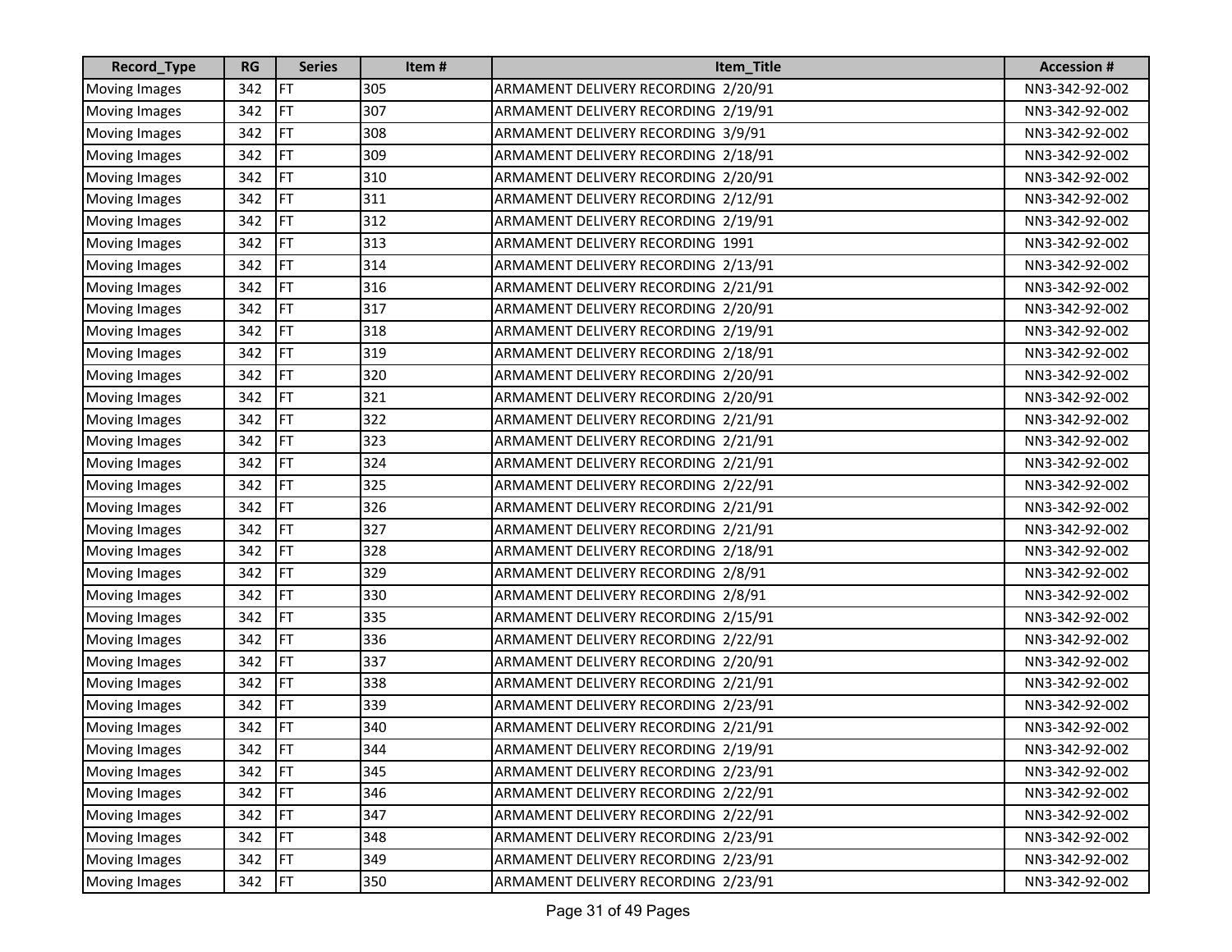| Record_Type | RG | Series | Item # | Item_Title | Accession # |
|---|---|---|---|---|---|
| Moving Images | 342 | FT | 305 | ARMAMENT DELIVERY RECORDING 2/20/91 | NN3-342-92-002 |
| Moving Images | 342 | FT | 307 | ARMAMENT DELIVERY RECORDING 2/19/91 | NN3-342-92-002 |
| Moving Images | 342 | FT | 308 | ARMAMENT DELIVERY RECORDING 3/9/91 | NN3-342-92-002 |
| Moving Images | 342 | FT | 309 | ARMAMENT DELIVERY RECORDING 2/18/91 | NN3-342-92-002 |
| Moving Images | 342 | FT | 310 | ARMAMENT DELIVERY RECORDING 2/20/91 | NN3-342-92-002 |
| Moving Images | 342 | FT | 311 | ARMAMENT DELIVERY RECORDING 2/12/91 | NN3-342-92-002 |
| Moving Images | 342 | FT | 312 | ARMAMENT DELIVERY RECORDING 2/19/91 | NN3-342-92-002 |
| Moving Images | 342 | FT | 313 | ARMAMENT DELIVERY RECORDING 1991 | NN3-342-92-002 |
| Moving Images | 342 | FT | 314 | ARMAMENT DELIVERY RECORDING 2/13/91 | NN3-342-92-002 |
| Moving Images | 342 | FT | 316 | ARMAMENT DELIVERY RECORDING 2/21/91 | NN3-342-92-002 |
| Moving Images | 342 | FT | 317 | ARMAMENT DELIVERY RECORDING 2/20/91 | NN3-342-92-002 |
| Moving Images | 342 | FT | 318 | ARMAMENT DELIVERY RECORDING 2/19/91 | NN3-342-92-002 |
| Moving Images | 342 | FT | 319 | ARMAMENT DELIVERY RECORDING 2/18/91 | NN3-342-92-002 |
| Moving Images | 342 | FT | 320 | ARMAMENT DELIVERY RECORDING 2/20/91 | NN3-342-92-002 |
| Moving Images | 342 | FT | 321 | ARMAMENT DELIVERY RECORDING 2/20/91 | NN3-342-92-002 |
| Moving Images | 342 | FT | 322 | ARMAMENT DELIVERY RECORDING 2/21/91 | NN3-342-92-002 |
| Moving Images | 342 | FT | 323 | ARMAMENT DELIVERY RECORDING 2/21/91 | NN3-342-92-002 |
| Moving Images | 342 | FT | 324 | ARMAMENT DELIVERY RECORDING 2/21/91 | NN3-342-92-002 |
| Moving Images | 342 | FT | 325 | ARMAMENT DELIVERY RECORDING 2/22/91 | NN3-342-92-002 |
| Moving Images | 342 | FT | 326 | ARMAMENT DELIVERY RECORDING 2/21/91 | NN3-342-92-002 |
| Moving Images | 342 | FT | 327 | ARMAMENT DELIVERY RECORDING 2/21/91 | NN3-342-92-002 |
| Moving Images | 342 | FT | 328 | ARMAMENT DELIVERY RECORDING 2/18/91 | NN3-342-92-002 |
| Moving Images | 342 | FT | 329 | ARMAMENT DELIVERY RECORDING 2/8/91 | NN3-342-92-002 |
| Moving Images | 342 | FT | 330 | ARMAMENT DELIVERY RECORDING 2/8/91 | NN3-342-92-002 |
| Moving Images | 342 | FT | 335 | ARMAMENT DELIVERY RECORDING 2/15/91 | NN3-342-92-002 |
| Moving Images | 342 | FT | 336 | ARMAMENT DELIVERY RECORDING 2/22/91 | NN3-342-92-002 |
| Moving Images | 342 | FT | 337 | ARMAMENT DELIVERY RECORDING 2/20/91 | NN3-342-92-002 |
| Moving Images | 342 | FT | 338 | ARMAMENT DELIVERY RECORDING 2/21/91 | NN3-342-92-002 |
| Moving Images | 342 | FT | 339 | ARMAMENT DELIVERY RECORDING 2/23/91 | NN3-342-92-002 |
| Moving Images | 342 | FT | 340 | ARMAMENT DELIVERY RECORDING 2/21/91 | NN3-342-92-002 |
| Moving Images | 342 | FT | 344 | ARMAMENT DELIVERY RECORDING 2/19/91 | NN3-342-92-002 |
| Moving Images | 342 | FT | 345 | ARMAMENT DELIVERY RECORDING 2/23/91 | NN3-342-92-002 |
| Moving Images | 342 | FT | 346 | ARMAMENT DELIVERY RECORDING 2/22/91 | NN3-342-92-002 |
| Moving Images | 342 | FT | 347 | ARMAMENT DELIVERY RECORDING 2/22/91 | NN3-342-92-002 |
| Moving Images | 342 | FT | 348 | ARMAMENT DELIVERY RECORDING 2/23/91 | NN3-342-92-002 |
| Moving Images | 342 | FT | 349 | ARMAMENT DELIVERY RECORDING 2/23/91 | NN3-342-92-002 |
| Moving Images | 342 | FT | 350 | ARMAMENT DELIVERY RECORDING 2/23/91 | NN3-342-92-002 |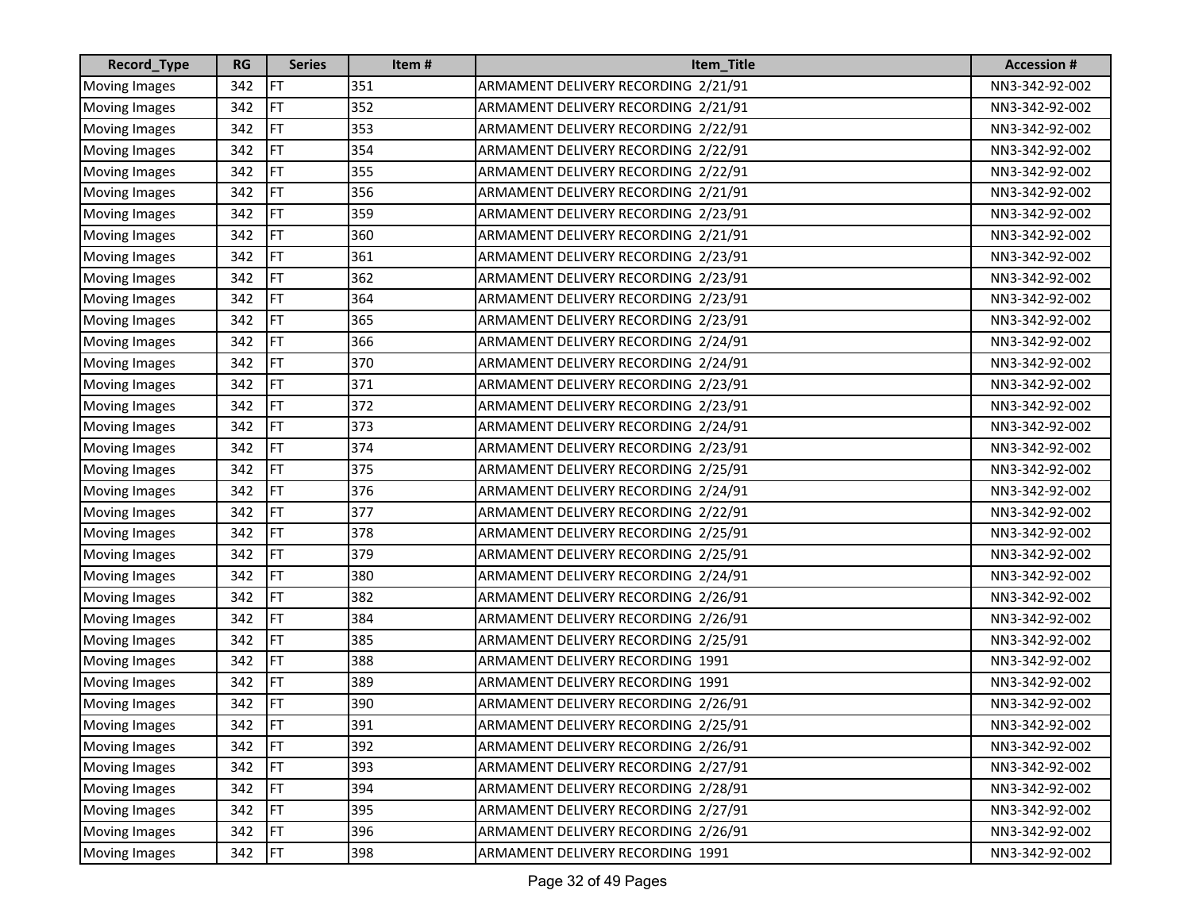| Record_Type | RG | Series | Item # | Item_Title | Accession # |
|---|---|---|---|---|---|
| Moving Images | 342 | FT | 351 | ARMAMENT DELIVERY RECORDING 2/21/91 | NN3-342-92-002 |
| Moving Images | 342 | FT | 352 | ARMAMENT DELIVERY RECORDING 2/21/91 | NN3-342-92-002 |
| Moving Images | 342 | FT | 353 | ARMAMENT DELIVERY RECORDING 2/22/91 | NN3-342-92-002 |
| Moving Images | 342 | FT | 354 | ARMAMENT DELIVERY RECORDING 2/22/91 | NN3-342-92-002 |
| Moving Images | 342 | FT | 355 | ARMAMENT DELIVERY RECORDING 2/22/91 | NN3-342-92-002 |
| Moving Images | 342 | FT | 356 | ARMAMENT DELIVERY RECORDING 2/21/91 | NN3-342-92-002 |
| Moving Images | 342 | FT | 359 | ARMAMENT DELIVERY RECORDING 2/23/91 | NN3-342-92-002 |
| Moving Images | 342 | FT | 360 | ARMAMENT DELIVERY RECORDING 2/21/91 | NN3-342-92-002 |
| Moving Images | 342 | FT | 361 | ARMAMENT DELIVERY RECORDING 2/23/91 | NN3-342-92-002 |
| Moving Images | 342 | FT | 362 | ARMAMENT DELIVERY RECORDING 2/23/91 | NN3-342-92-002 |
| Moving Images | 342 | FT | 364 | ARMAMENT DELIVERY RECORDING 2/23/91 | NN3-342-92-002 |
| Moving Images | 342 | FT | 365 | ARMAMENT DELIVERY RECORDING 2/23/91 | NN3-342-92-002 |
| Moving Images | 342 | FT | 366 | ARMAMENT DELIVERY RECORDING 2/24/91 | NN3-342-92-002 |
| Moving Images | 342 | FT | 370 | ARMAMENT DELIVERY RECORDING 2/24/91 | NN3-342-92-002 |
| Moving Images | 342 | FT | 371 | ARMAMENT DELIVERY RECORDING 2/23/91 | NN3-342-92-002 |
| Moving Images | 342 | FT | 372 | ARMAMENT DELIVERY RECORDING 2/23/91 | NN3-342-92-002 |
| Moving Images | 342 | FT | 373 | ARMAMENT DELIVERY RECORDING 2/24/91 | NN3-342-92-002 |
| Moving Images | 342 | FT | 374 | ARMAMENT DELIVERY RECORDING 2/23/91 | NN3-342-92-002 |
| Moving Images | 342 | FT | 375 | ARMAMENT DELIVERY RECORDING 2/25/91 | NN3-342-92-002 |
| Moving Images | 342 | FT | 376 | ARMAMENT DELIVERY RECORDING 2/24/91 | NN3-342-92-002 |
| Moving Images | 342 | FT | 377 | ARMAMENT DELIVERY RECORDING 2/22/91 | NN3-342-92-002 |
| Moving Images | 342 | FT | 378 | ARMAMENT DELIVERY RECORDING 2/25/91 | NN3-342-92-002 |
| Moving Images | 342 | FT | 379 | ARMAMENT DELIVERY RECORDING 2/25/91 | NN3-342-92-002 |
| Moving Images | 342 | FT | 380 | ARMAMENT DELIVERY RECORDING 2/24/91 | NN3-342-92-002 |
| Moving Images | 342 | FT | 382 | ARMAMENT DELIVERY RECORDING 2/26/91 | NN3-342-92-002 |
| Moving Images | 342 | FT | 384 | ARMAMENT DELIVERY RECORDING 2/26/91 | NN3-342-92-002 |
| Moving Images | 342 | FT | 385 | ARMAMENT DELIVERY RECORDING 2/25/91 | NN3-342-92-002 |
| Moving Images | 342 | FT | 388 | ARMAMENT DELIVERY RECORDING 1991 | NN3-342-92-002 |
| Moving Images | 342 | FT | 389 | ARMAMENT DELIVERY RECORDING 1991 | NN3-342-92-002 |
| Moving Images | 342 | FT | 390 | ARMAMENT DELIVERY RECORDING 2/26/91 | NN3-342-92-002 |
| Moving Images | 342 | FT | 391 | ARMAMENT DELIVERY RECORDING 2/25/91 | NN3-342-92-002 |
| Moving Images | 342 | FT | 392 | ARMAMENT DELIVERY RECORDING 2/26/91 | NN3-342-92-002 |
| Moving Images | 342 | FT | 393 | ARMAMENT DELIVERY RECORDING 2/27/91 | NN3-342-92-002 |
| Moving Images | 342 | FT | 394 | ARMAMENT DELIVERY RECORDING 2/28/91 | NN3-342-92-002 |
| Moving Images | 342 | FT | 395 | ARMAMENT DELIVERY RECORDING 2/27/91 | NN3-342-92-002 |
| Moving Images | 342 | FT | 396 | ARMAMENT DELIVERY RECORDING 2/26/91 | NN3-342-92-002 |
| Moving Images | 342 | FT | 398 | ARMAMENT DELIVERY RECORDING 1991 | NN3-342-92-002 |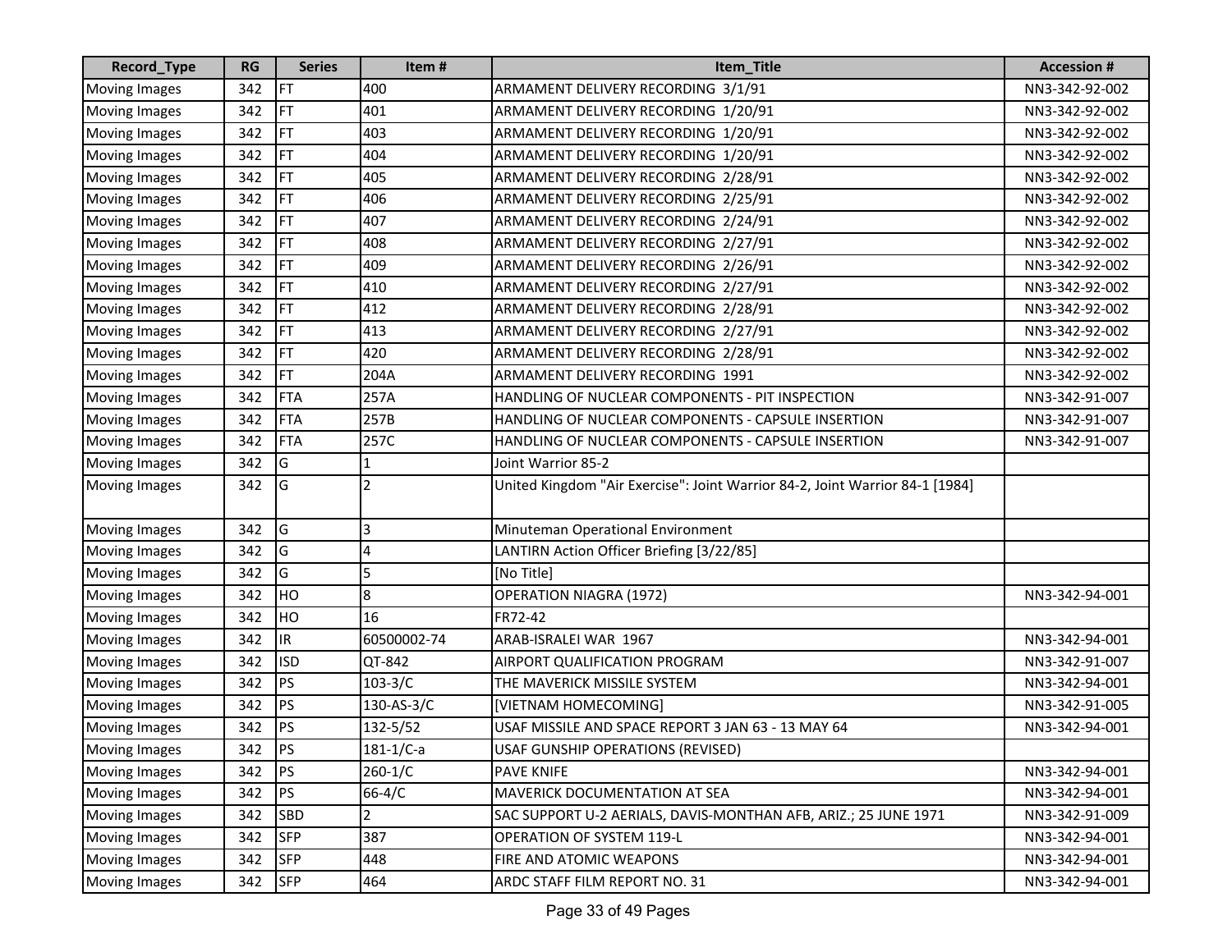| Record_Type | RG | Series | Item # | Item_Title | Accession # |
|---|---|---|---|---|---|
| Moving Images | 342 | FT | 400 | ARMAMENT DELIVERY RECORDING 3/1/91 | NN3-342-92-002 |
| Moving Images | 342 | FT | 401 | ARMAMENT DELIVERY RECORDING 1/20/91 | NN3-342-92-002 |
| Moving Images | 342 | FT | 403 | ARMAMENT DELIVERY RECORDING 1/20/91 | NN3-342-92-002 |
| Moving Images | 342 | FT | 404 | ARMAMENT DELIVERY RECORDING 1/20/91 | NN3-342-92-002 |
| Moving Images | 342 | FT | 405 | ARMAMENT DELIVERY RECORDING 2/28/91 | NN3-342-92-002 |
| Moving Images | 342 | FT | 406 | ARMAMENT DELIVERY RECORDING 2/25/91 | NN3-342-92-002 |
| Moving Images | 342 | FT | 407 | ARMAMENT DELIVERY RECORDING 2/24/91 | NN3-342-92-002 |
| Moving Images | 342 | FT | 408 | ARMAMENT DELIVERY RECORDING 2/27/91 | NN3-342-92-002 |
| Moving Images | 342 | FT | 409 | ARMAMENT DELIVERY RECORDING 2/26/91 | NN3-342-92-002 |
| Moving Images | 342 | FT | 410 | ARMAMENT DELIVERY RECORDING 2/27/91 | NN3-342-92-002 |
| Moving Images | 342 | FT | 412 | ARMAMENT DELIVERY RECORDING 2/28/91 | NN3-342-92-002 |
| Moving Images | 342 | FT | 413 | ARMAMENT DELIVERY RECORDING 2/27/91 | NN3-342-92-002 |
| Moving Images | 342 | FT | 420 | ARMAMENT DELIVERY RECORDING 2/28/91 | NN3-342-92-002 |
| Moving Images | 342 | FT | 204A | ARMAMENT DELIVERY RECORDING 1991 | NN3-342-92-002 |
| Moving Images | 342 | FTA | 257A | HANDLING OF NUCLEAR COMPONENTS - PIT INSPECTION | NN3-342-91-007 |
| Moving Images | 342 | FTA | 257B | HANDLING OF NUCLEAR COMPONENTS - CAPSULE INSERTION | NN3-342-91-007 |
| Moving Images | 342 | FTA | 257C | HANDLING OF NUCLEAR COMPONENTS - CAPSULE INSERTION | NN3-342-91-007 |
| Moving Images | 342 | G | 1 | Joint Warrior 85-2 | |
| Moving Images | 342 | G | 2 | United Kingdom "Air Exercise": Joint Warrior 84-2, Joint Warrior 84-1 [1984] | |
| Moving Images | 342 | G | 3 | Minuteman Operational Environment | |
| Moving Images | 342 | G | 4 | LANTIRN Action Officer Briefing [3/22/85] | |
| Moving Images | 342 | G | 5 | [No Title] | |
| Moving Images | 342 | HO | 8 | OPERATION NIAGRA (1972) | NN3-342-94-001 |
| Moving Images | 342 | HO | 16 | FR72-42 | |
| Moving Images | 342 | IR | 60500002-74 | ARAB-ISRALEI WAR 1967 | NN3-342-94-001 |
| Moving Images | 342 | ISD | QT-842 | AIRPORT QUALIFICATION PROGRAM | NN3-342-91-007 |
| Moving Images | 342 | PS | 103-3/C | THE MAVERICK MISSILE SYSTEM | NN3-342-94-001 |
| Moving Images | 342 | PS | 130-AS-3/C | [VIETNAM HOMECOMING] | NN3-342-91-005 |
| Moving Images | 342 | PS | 132-5/52 | USAF MISSILE AND SPACE REPORT 3 JAN 63 - 13 MAY 64 | NN3-342-94-001 |
| Moving Images | 342 | PS | 181-1/C-a | USAF GUNSHIP OPERATIONS (REVISED) | |
| Moving Images | 342 | PS | 260-1/C | PAVE KNIFE | NN3-342-94-001 |
| Moving Images | 342 | PS | 66-4/C | MAVERICK DOCUMENTATION AT SEA | NN3-342-94-001 |
| Moving Images | 342 | SBD | 2 | SAC SUPPORT U-2 AERIALS, DAVIS-MONTHAN AFB, ARIZ.; 25 JUNE 1971 | NN3-342-91-009 |
| Moving Images | 342 | SFP | 387 | OPERATION OF SYSTEM 119-L | NN3-342-94-001 |
| Moving Images | 342 | SFP | 448 | FIRE AND ATOMIC WEAPONS | NN3-342-94-001 |
| Moving Images | 342 | SFP | 464 | ARDC STAFF FILM REPORT NO. 31 | NN3-342-94-001 |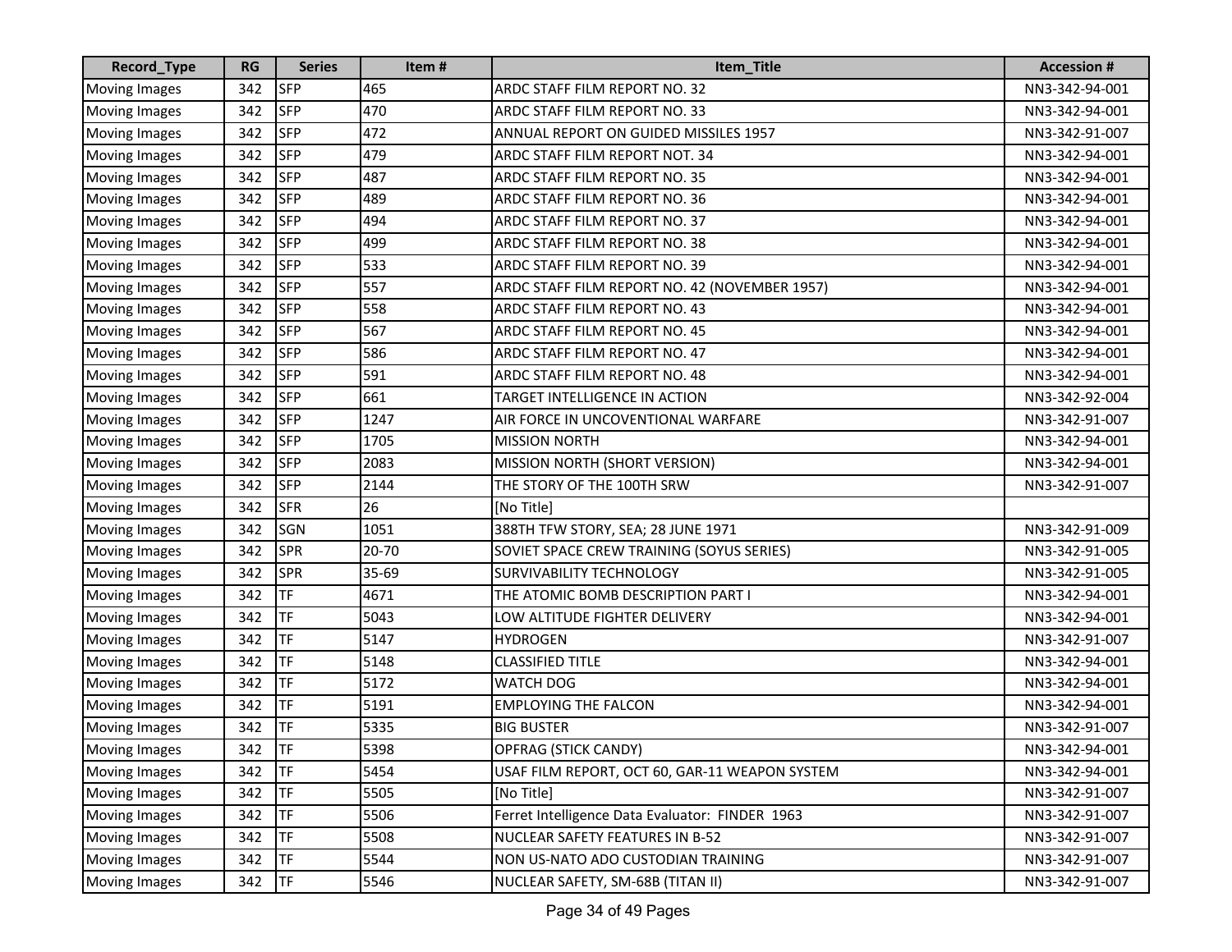| Record_Type | RG | Series | Item # | Item_Title | Accession # |
|---|---|---|---|---|---|
| Moving Images | 342 | SFP | 465 | ARDC STAFF FILM REPORT NO. 32 | NN3-342-94-001 |
| Moving Images | 342 | SFP | 470 | ARDC STAFF FILM REPORT NO. 33 | NN3-342-94-001 |
| Moving Images | 342 | SFP | 472 | ANNUAL REPORT ON GUIDED MISSILES 1957 | NN3-342-91-007 |
| Moving Images | 342 | SFP | 479 | ARDC STAFF FILM REPORT NOT. 34 | NN3-342-94-001 |
| Moving Images | 342 | SFP | 487 | ARDC STAFF FILM REPORT NO. 35 | NN3-342-94-001 |
| Moving Images | 342 | SFP | 489 | ARDC STAFF FILM REPORT NO. 36 | NN3-342-94-001 |
| Moving Images | 342 | SFP | 494 | ARDC STAFF FILM REPORT NO. 37 | NN3-342-94-001 |
| Moving Images | 342 | SFP | 499 | ARDC STAFF FILM REPORT NO. 38 | NN3-342-94-001 |
| Moving Images | 342 | SFP | 533 | ARDC STAFF FILM REPORT NO. 39 | NN3-342-94-001 |
| Moving Images | 342 | SFP | 557 | ARDC STAFF FILM REPORT NO. 42 (NOVEMBER 1957) | NN3-342-94-001 |
| Moving Images | 342 | SFP | 558 | ARDC STAFF FILM REPORT NO. 43 | NN3-342-94-001 |
| Moving Images | 342 | SFP | 567 | ARDC STAFF FILM REPORT NO. 45 | NN3-342-94-001 |
| Moving Images | 342 | SFP | 586 | ARDC STAFF FILM REPORT NO. 47 | NN3-342-94-001 |
| Moving Images | 342 | SFP | 591 | ARDC STAFF FILM REPORT NO. 48 | NN3-342-94-001 |
| Moving Images | 342 | SFP | 661 | TARGET INTELLIGENCE IN ACTION | NN3-342-92-004 |
| Moving Images | 342 | SFP | 1247 | AIR FORCE IN UNCOVENTIONAL WARFARE | NN3-342-91-007 |
| Moving Images | 342 | SFP | 1705 | MISSION NORTH | NN3-342-94-001 |
| Moving Images | 342 | SFP | 2083 | MISSION NORTH (SHORT VERSION) | NN3-342-94-001 |
| Moving Images | 342 | SFP | 2144 | THE STORY OF THE 100TH SRW | NN3-342-91-007 |
| Moving Images | 342 | SFR | 26 | [No Title] | |
| Moving Images | 342 | SGN | 1051 | 388TH TFW STORY, SEA; 28 JUNE 1971 | NN3-342-91-009 |
| Moving Images | 342 | SPR | 20-70 | SOVIET SPACE CREW TRAINING (SOYUS SERIES) | NN3-342-91-005 |
| Moving Images | 342 | SPR | 35-69 | SURVIVABILITY TECHNOLOGY | NN3-342-91-005 |
| Moving Images | 342 | TF | 4671 | THE ATOMIC BOMB DESCRIPTION PART I | NN3-342-94-001 |
| Moving Images | 342 | TF | 5043 | LOW ALTITUDE FIGHTER DELIVERY | NN3-342-94-001 |
| Moving Images | 342 | TF | 5147 | HYDROGEN | NN3-342-91-007 |
| Moving Images | 342 | TF | 5148 | CLASSIFIED TITLE | NN3-342-94-001 |
| Moving Images | 342 | TF | 5172 | WATCH DOG | NN3-342-94-001 |
| Moving Images | 342 | TF | 5191 | EMPLOYING THE FALCON | NN3-342-94-001 |
| Moving Images | 342 | TF | 5335 | BIG BUSTER | NN3-342-91-007 |
| Moving Images | 342 | TF | 5398 | OPFRAG (STICK CANDY) | NN3-342-94-001 |
| Moving Images | 342 | TF | 5454 | USAF FILM REPORT, OCT 60, GAR-11 WEAPON SYSTEM | NN3-342-94-001 |
| Moving Images | 342 | TF | 5505 | [No Title] | NN3-342-91-007 |
| Moving Images | 342 | TF | 5506 | Ferret Intelligence Data Evaluator: FINDER 1963 | NN3-342-91-007 |
| Moving Images | 342 | TF | 5508 | NUCLEAR SAFETY FEATURES IN B-52 | NN3-342-91-007 |
| Moving Images | 342 | TF | 5544 | NON US-NATO ADO CUSTODIAN TRAINING | NN3-342-91-007 |
| Moving Images | 342 | TF | 5546 | NUCLEAR SAFETY, SM-68B (TITAN II) | NN3-342-91-007 |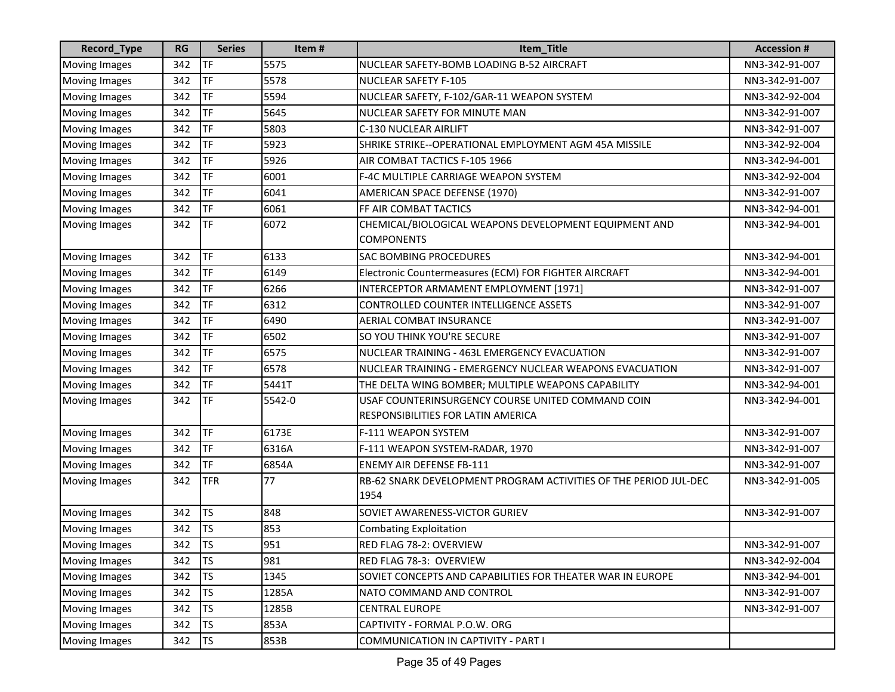| Record_Type | RG | Series | Item # | Item_Title | Accession # |
|---|---|---|---|---|---|
| Moving Images | 342 | TF | 5575 | NUCLEAR SAFETY-BOMB LOADING B-52 AIRCRAFT | NN3-342-91-007 |
| Moving Images | 342 | TF | 5578 | NUCLEAR SAFETY F-105 | NN3-342-91-007 |
| Moving Images | 342 | TF | 5594 | NUCLEAR SAFETY, F-102/GAR-11 WEAPON SYSTEM | NN3-342-92-004 |
| Moving Images | 342 | TF | 5645 | NUCLEAR SAFETY FOR MINUTE MAN | NN3-342-91-007 |
| Moving Images | 342 | TF | 5803 | C-130 NUCLEAR AIRLIFT | NN3-342-91-007 |
| Moving Images | 342 | TF | 5923 | SHRIKE STRIKE--OPERATIONAL EMPLOYMENT AGM 45A MISSILE | NN3-342-92-004 |
| Moving Images | 342 | TF | 5926 | AIR COMBAT TACTICS F-105 1966 | NN3-342-94-001 |
| Moving Images | 342 | TF | 6001 | F-4C MULTIPLE CARRIAGE WEAPON SYSTEM | NN3-342-92-004 |
| Moving Images | 342 | TF | 6041 | AMERICAN SPACE DEFENSE (1970) | NN3-342-91-007 |
| Moving Images | 342 | TF | 6061 | FF AIR COMBAT TACTICS | NN3-342-94-001 |
| Moving Images | 342 | TF | 6072 | CHEMICAL/BIOLOGICAL WEAPONS DEVELOPMENT EQUIPMENT AND COMPONENTS | NN3-342-94-001 |
| Moving Images | 342 | TF | 6133 | SAC BOMBING PROCEDURES | NN3-342-94-001 |
| Moving Images | 342 | TF | 6149 | Electronic Countermeasures (ECM) FOR FIGHTER AIRCRAFT | NN3-342-94-001 |
| Moving Images | 342 | TF | 6266 | INTERCEPTOR ARMAMENT EMPLOYMENT [1971] | NN3-342-91-007 |
| Moving Images | 342 | TF | 6312 | CONTROLLED COUNTER INTELLIGENCE ASSETS | NN3-342-91-007 |
| Moving Images | 342 | TF | 6490 | AERIAL COMBAT INSURANCE | NN3-342-91-007 |
| Moving Images | 342 | TF | 6502 | SO YOU THINK YOU'RE SECURE | NN3-342-91-007 |
| Moving Images | 342 | TF | 6575 | NUCLEAR TRAINING - 463L EMERGENCY EVACUATION | NN3-342-91-007 |
| Moving Images | 342 | TF | 6578 | NUCLEAR TRAINING - EMERGENCY NUCLEAR WEAPONS EVACUATION | NN3-342-91-007 |
| Moving Images | 342 | TF | 5441T | THE DELTA WING BOMBER; MULTIPLE WEAPONS CAPABILITY | NN3-342-94-001 |
| Moving Images | 342 | TF | 5542-0 | USAF COUNTERINSURGENCY COURSE UNITED COMMAND COIN RESPONSIBILITIES FOR LATIN AMERICA | NN3-342-94-001 |
| Moving Images | 342 | TF | 6173E | F-111 WEAPON SYSTEM | NN3-342-91-007 |
| Moving Images | 342 | TF | 6316A | F-111 WEAPON SYSTEM-RADAR, 1970 | NN3-342-91-007 |
| Moving Images | 342 | TF | 6854A | ENEMY AIR DEFENSE FB-111 | NN3-342-91-007 |
| Moving Images | 342 | TFR | 77 | RB-62 SNARK DEVELOPMENT PROGRAM ACTIVITIES OF THE PERIOD JUL-DEC 1954 | NN3-342-91-005 |
| Moving Images | 342 | TS | 848 | SOVIET AWARENESS-VICTOR GURIEV | NN3-342-91-007 |
| Moving Images | 342 | TS | 853 | Combating Exploitation | |
| Moving Images | 342 | TS | 951 | RED FLAG 78-2: OVERVIEW | NN3-342-91-007 |
| Moving Images | 342 | TS | 981 | RED FLAG 78-3: OVERVIEW | NN3-342-92-004 |
| Moving Images | 342 | TS | 1345 | SOVIET CONCEPTS AND CAPABILITIES FOR THEATER WAR IN EUROPE | NN3-342-94-001 |
| Moving Images | 342 | TS | 1285A | NATO COMMAND AND CONTROL | NN3-342-91-007 |
| Moving Images | 342 | TS | 1285B | CENTRAL EUROPE | NN3-342-91-007 |
| Moving Images | 342 | TS | 853A | CAPTIVITY - FORMAL P.O.W. ORG | |
| Moving Images | 342 | TS | 853B | COMMUNICATION IN CAPTIVITY - PART I | |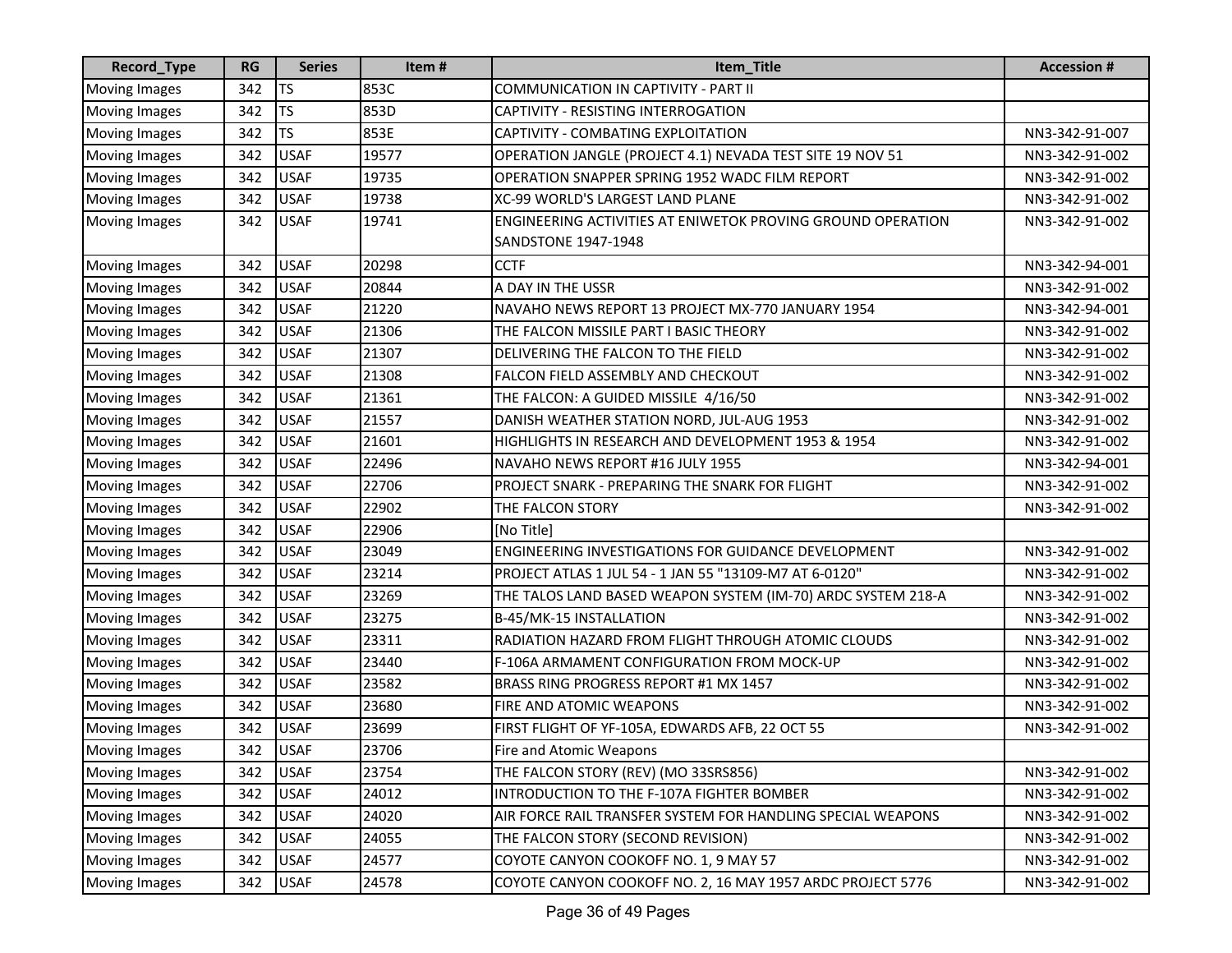| Record_Type | RG | Series | Item # | Item_Title | Accession # |
|---|---|---|---|---|---|
| Moving Images | 342 | TS | 853C | COMMUNICATION IN CAPTIVITY - PART II | |
| Moving Images | 342 | TS | 853D | CAPTIVITY - RESISTING INTERROGATION | |
| Moving Images | 342 | TS | 853E | CAPTIVITY - COMBATING EXPLOITATION | NN3-342-91-007 |
| Moving Images | 342 | USAF | 19577 | OPERATION JANGLE (PROJECT 4.1) NEVADA TEST SITE 19 NOV 51 | NN3-342-91-002 |
| Moving Images | 342 | USAF | 19735 | OPERATION SNAPPER SPRING 1952 WADC FILM REPORT | NN3-342-91-002 |
| Moving Images | 342 | USAF | 19738 | XC-99 WORLD'S LARGEST LAND PLANE | NN3-342-91-002 |
| Moving Images | 342 | USAF | 19741 | ENGINEERING ACTIVITIES AT ENIWETOK PROVING GROUND OPERATION SANDSTONE 1947-1948 | NN3-342-91-002 |
| Moving Images | 342 | USAF | 20298 | CCTF | NN3-342-94-001 |
| Moving Images | 342 | USAF | 20844 | A DAY IN THE USSR | NN3-342-91-002 |
| Moving Images | 342 | USAF | 21220 | NAVAHO NEWS REPORT 13 PROJECT MX-770 JANUARY 1954 | NN3-342-94-001 |
| Moving Images | 342 | USAF | 21306 | THE FALCON MISSILE PART I BASIC THEORY | NN3-342-91-002 |
| Moving Images | 342 | USAF | 21307 | DELIVERING THE FALCON TO THE FIELD | NN3-342-91-002 |
| Moving Images | 342 | USAF | 21308 | FALCON FIELD ASSEMBLY AND CHECKOUT | NN3-342-91-002 |
| Moving Images | 342 | USAF | 21361 | THE FALCON: A GUIDED MISSILE 4/16/50 | NN3-342-91-002 |
| Moving Images | 342 | USAF | 21557 | DANISH WEATHER STATION NORD, JUL-AUG 1953 | NN3-342-91-002 |
| Moving Images | 342 | USAF | 21601 | HIGHLIGHTS IN RESEARCH AND DEVELOPMENT 1953 & 1954 | NN3-342-91-002 |
| Moving Images | 342 | USAF | 22496 | NAVAHO NEWS REPORT #16 JULY 1955 | NN3-342-94-001 |
| Moving Images | 342 | USAF | 22706 | PROJECT SNARK - PREPARING THE SNARK FOR FLIGHT | NN3-342-91-002 |
| Moving Images | 342 | USAF | 22902 | THE FALCON STORY | NN3-342-91-002 |
| Moving Images | 342 | USAF | 22906 | [No Title] | |
| Moving Images | 342 | USAF | 23049 | ENGINEERING INVESTIGATIONS FOR GUIDANCE DEVELOPMENT | NN3-342-91-002 |
| Moving Images | 342 | USAF | 23214 | PROJECT ATLAS 1 JUL 54 - 1 JAN 55 "13109-M7 AT 6-0120" | NN3-342-91-002 |
| Moving Images | 342 | USAF | 23269 | THE TALOS LAND BASED WEAPON SYSTEM (IM-70) ARDC SYSTEM 218-A | NN3-342-91-002 |
| Moving Images | 342 | USAF | 23275 | B-45/MK-15 INSTALLATION | NN3-342-91-002 |
| Moving Images | 342 | USAF | 23311 | RADIATION HAZARD FROM FLIGHT THROUGH ATOMIC CLOUDS | NN3-342-91-002 |
| Moving Images | 342 | USAF | 23440 | F-106A ARMAMENT CONFIGURATION FROM MOCK-UP | NN3-342-91-002 |
| Moving Images | 342 | USAF | 23582 | BRASS RING PROGRESS REPORT #1 MX 1457 | NN3-342-91-002 |
| Moving Images | 342 | USAF | 23680 | FIRE AND ATOMIC WEAPONS | NN3-342-91-002 |
| Moving Images | 342 | USAF | 23699 | FIRST FLIGHT OF YF-105A, EDWARDS AFB, 22 OCT 55 | NN3-342-91-002 |
| Moving Images | 342 | USAF | 23706 | Fire and Atomic Weapons | |
| Moving Images | 342 | USAF | 23754 | THE FALCON STORY (REV) (MO 33SRS856) | NN3-342-91-002 |
| Moving Images | 342 | USAF | 24012 | INTRODUCTION TO THE F-107A FIGHTER BOMBER | NN3-342-91-002 |
| Moving Images | 342 | USAF | 24020 | AIR FORCE RAIL TRANSFER SYSTEM FOR HANDLING SPECIAL WEAPONS | NN3-342-91-002 |
| Moving Images | 342 | USAF | 24055 | THE FALCON STORY (SECOND REVISION) | NN3-342-91-002 |
| Moving Images | 342 | USAF | 24577 | COYOTE CANYON COOKOFF NO. 1, 9 MAY 57 | NN3-342-91-002 |
| Moving Images | 342 | USAF | 24578 | COYOTE CANYON COOKOFF NO. 2, 16 MAY 1957 ARDC PROJECT 5776 | NN3-342-91-002 |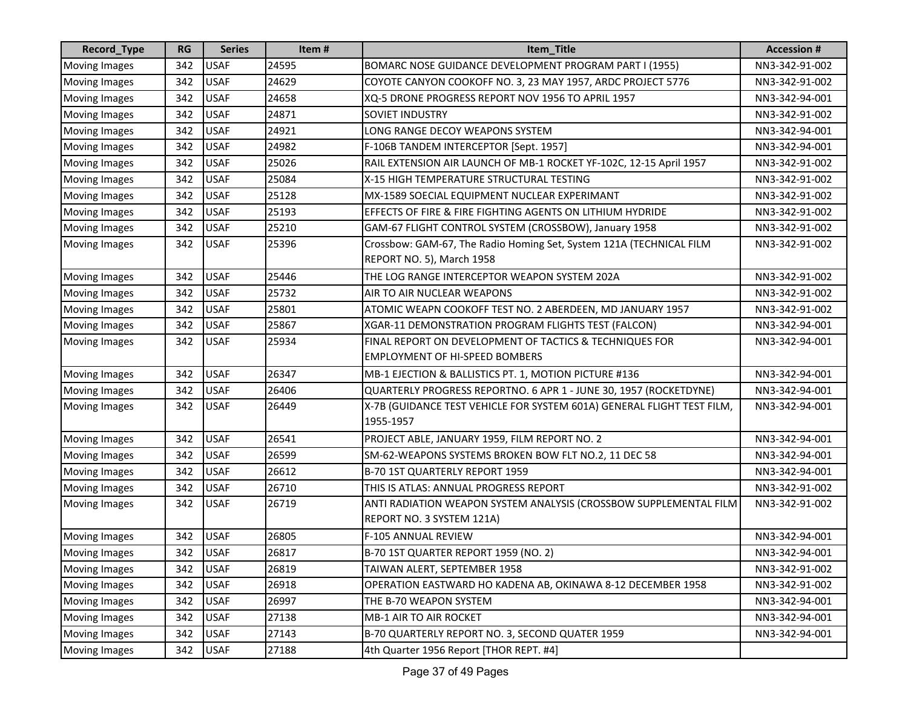| Record_Type | RG | Series | Item # | Item_Title | Accession # |
|---|---|---|---|---|---|
| Moving Images | 342 | USAF | 24595 | BOMARC NOSE GUIDANCE DEVELOPMENT PROGRAM PART I (1955) | NN3-342-91-002 |
| Moving Images | 342 | USAF | 24629 | COYOTE CANYON COOKOFF NO. 3, 23 MAY 1957, ARDC PROJECT 5776 | NN3-342-91-002 |
| Moving Images | 342 | USAF | 24658 | XQ-5 DRONE PROGRESS REPORT NOV 1956 TO APRIL 1957 | NN3-342-94-001 |
| Moving Images | 342 | USAF | 24871 | SOVIET INDUSTRY | NN3-342-91-002 |
| Moving Images | 342 | USAF | 24921 | LONG RANGE DECOY WEAPONS SYSTEM | NN3-342-94-001 |
| Moving Images | 342 | USAF | 24982 | F-106B TANDEM INTERCEPTOR [Sept. 1957] | NN3-342-94-001 |
| Moving Images | 342 | USAF | 25026 | RAIL EXTENSION AIR LAUNCH OF MB-1 ROCKET YF-102C, 12-15 April 1957 | NN3-342-91-002 |
| Moving Images | 342 | USAF | 25084 | X-15 HIGH TEMPERATURE STRUCTURAL TESTING | NN3-342-91-002 |
| Moving Images | 342 | USAF | 25128 | MX-1589 SOECIAL EQUIPMENT NUCLEAR EXPERIMANT | NN3-342-91-002 |
| Moving Images | 342 | USAF | 25193 | EFFECTS OF FIRE & FIRE FIGHTING AGENTS ON LITHIUM HYDRIDE | NN3-342-91-002 |
| Moving Images | 342 | USAF | 25210 | GAM-67 FLIGHT CONTROL SYSTEM (CROSSBOW), January 1958 | NN3-342-91-002 |
| Moving Images | 342 | USAF | 25396 | Crossbow: GAM-67, The Radio Homing Set, System 121A (TECHNICAL FILM REPORT NO. 5), March 1958 | NN3-342-91-002 |
| Moving Images | 342 | USAF | 25446 | THE LOG RANGE INTERCEPTOR WEAPON SYSTEM 202A | NN3-342-91-002 |
| Moving Images | 342 | USAF | 25732 | AIR TO AIR NUCLEAR WEAPONS | NN3-342-91-002 |
| Moving Images | 342 | USAF | 25801 | ATOMIC WEAPN COOKOFF TEST NO. 2 ABERDEEN, MD JANUARY 1957 | NN3-342-91-002 |
| Moving Images | 342 | USAF | 25867 | XGAR-11 DEMONSTRATION PROGRAM FLIGHTS TEST (FALCON) | NN3-342-94-001 |
| Moving Images | 342 | USAF | 25934 | FINAL REPORT ON DEVELOPMENT OF TACTICS & TECHNIQUES FOR EMPLOYMENT OF HI-SPEED BOMBERS | NN3-342-94-001 |
| Moving Images | 342 | USAF | 26347 | MB-1 EJECTION & BALLISTICS PT. 1, MOTION PICTURE #136 | NN3-342-94-001 |
| Moving Images | 342 | USAF | 26406 | QUARTERLY PROGRESS REPORTNO. 6 APR 1 - JUNE 30, 1957 (ROCKETDYNE) | NN3-342-94-001 |
| Moving Images | 342 | USAF | 26449 | X-7B (GUIDANCE TEST VEHICLE FOR SYSTEM 601A) GENERAL FLIGHT TEST FILM, 1955-1957 | NN3-342-94-001 |
| Moving Images | 342 | USAF | 26541 | PROJECT ABLE, JANUARY 1959, FILM REPORT NO. 2 | NN3-342-94-001 |
| Moving Images | 342 | USAF | 26599 | SM-62-WEAPONS SYSTEMS BROKEN BOW FLT NO.2, 11 DEC 58 | NN3-342-94-001 |
| Moving Images | 342 | USAF | 26612 | B-70 1ST QUARTERLY REPORT 1959 | NN3-342-94-001 |
| Moving Images | 342 | USAF | 26710 | THIS IS ATLAS: ANNUAL PROGRESS REPORT | NN3-342-91-002 |
| Moving Images | 342 | USAF | 26719 | ANTI RADIATION WEAPON SYSTEM ANALYSIS (CROSSBOW SUPPLEMENTAL FILM REPORT NO. 3 SYSTEM 121A) | NN3-342-91-002 |
| Moving Images | 342 | USAF | 26805 | F-105 ANNUAL REVIEW | NN3-342-94-001 |
| Moving Images | 342 | USAF | 26817 | B-70 1ST QUARTER REPORT 1959 (NO. 2) | NN3-342-94-001 |
| Moving Images | 342 | USAF | 26819 | TAIWAN ALERT, SEPTEMBER 1958 | NN3-342-91-002 |
| Moving Images | 342 | USAF | 26918 | OPERATION EASTWARD HO KADENA AB, OKINAWA 8-12 DECEMBER 1958 | NN3-342-91-002 |
| Moving Images | 342 | USAF | 26997 | THE B-70 WEAPON SYSTEM | NN3-342-94-001 |
| Moving Images | 342 | USAF | 27138 | MB-1 AIR TO AIR ROCKET | NN3-342-94-001 |
| Moving Images | 342 | USAF | 27143 | B-70 QUARTERLY REPORT NO. 3, SECOND QUATER 1959 | NN3-342-94-001 |
| Moving Images | 342 | USAF | 27188 | 4th Quarter 1956 Report [THOR REPT. #4] | |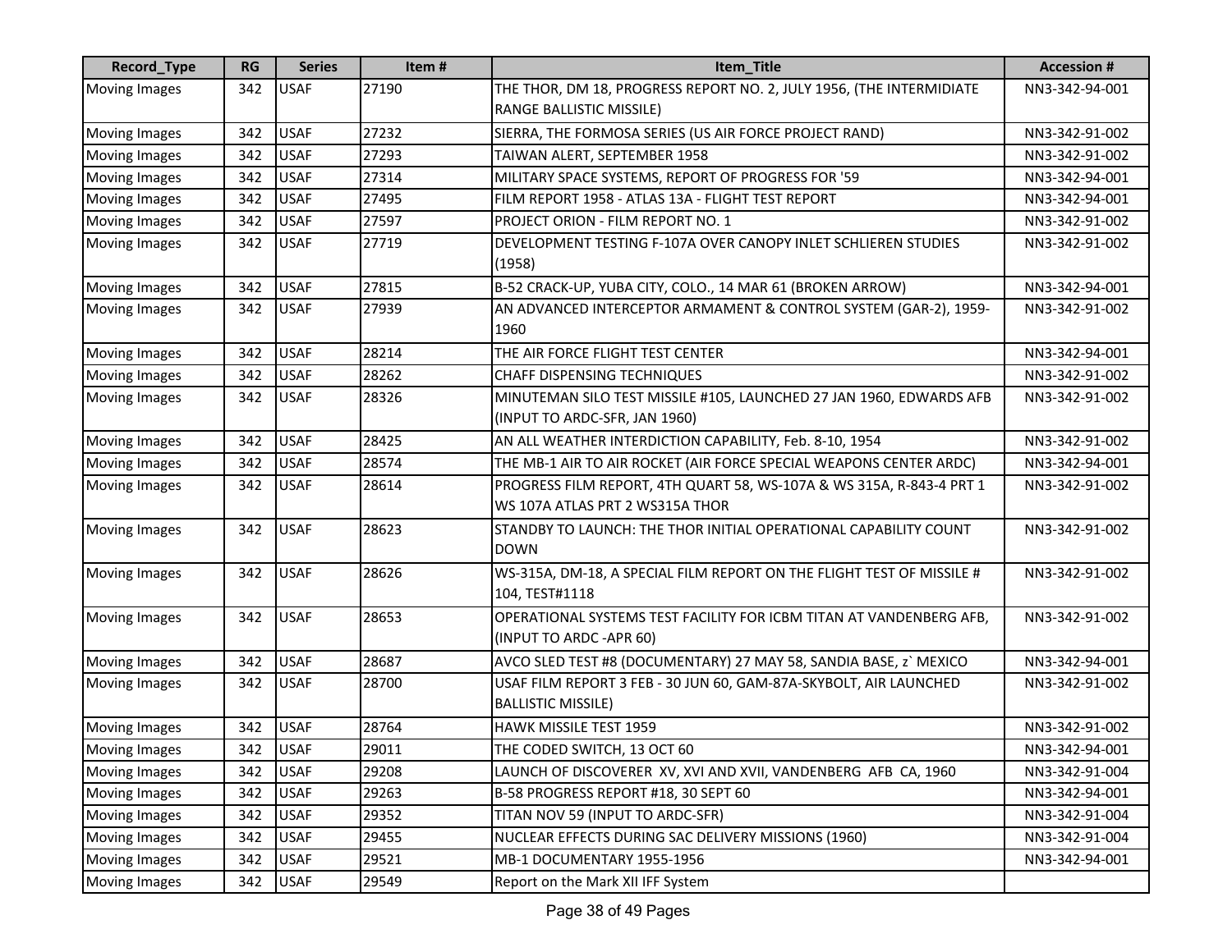| Record_Type | RG | Series | Item # | Item_Title | Accession # |
|---|---|---|---|---|---|
| Moving Images | 342 | USAF | 27190 | THE THOR, DM 18, PROGRESS REPORT NO. 2, JULY 1956, (THE INTERMIDIATE RANGE BALLISTIC MISSILE) | NN3-342-94-001 |
| Moving Images | 342 | USAF | 27232 | SIERRA, THE FORMOSA SERIES (US AIR FORCE PROJECT RAND) | NN3-342-91-002 |
| Moving Images | 342 | USAF | 27293 | TAIWAN ALERT, SEPTEMBER 1958 | NN3-342-91-002 |
| Moving Images | 342 | USAF | 27314 | MILITARY SPACE SYSTEMS, REPORT OF PROGRESS FOR '59 | NN3-342-94-001 |
| Moving Images | 342 | USAF | 27495 | FILM REPORT 1958 - ATLAS 13A - FLIGHT TEST REPORT | NN3-342-94-001 |
| Moving Images | 342 | USAF | 27597 | PROJECT ORION - FILM REPORT NO. 1 | NN3-342-91-002 |
| Moving Images | 342 | USAF | 27719 | DEVELOPMENT TESTING F-107A OVER CANOPY INLET SCHLIEREN STUDIES (1958) | NN3-342-91-002 |
| Moving Images | 342 | USAF | 27815 | B-52 CRACK-UP, YUBA CITY, COLO., 14 MAR 61 (BROKEN ARROW) | NN3-342-94-001 |
| Moving Images | 342 | USAF | 27939 | AN ADVANCED INTERCEPTOR ARMAMENT & CONTROL SYSTEM (GAR-2), 1959-1960 | NN3-342-91-002 |
| Moving Images | 342 | USAF | 28214 | THE AIR FORCE FLIGHT TEST CENTER | NN3-342-94-001 |
| Moving Images | 342 | USAF | 28262 | CHAFF DISPENSING TECHNIQUES | NN3-342-91-002 |
| Moving Images | 342 | USAF | 28326 | MINUTEMAN SILO TEST MISSILE #105, LAUNCHED 27 JAN 1960, EDWARDS AFB (INPUT TO ARDC-SFR, JAN 1960) | NN3-342-91-002 |
| Moving Images | 342 | USAF | 28425 | AN ALL WEATHER INTERDICTION CAPABILITY, Feb. 8-10, 1954 | NN3-342-91-002 |
| Moving Images | 342 | USAF | 28574 | THE MB-1 AIR TO AIR ROCKET (AIR FORCE SPECIAL WEAPONS CENTER ARDC) | NN3-342-94-001 |
| Moving Images | 342 | USAF | 28614 | PROGRESS FILM REPORT, 4TH QUART 58, WS-107A & WS 315A, R-843-4 PRT 1 WS 107A ATLAS PRT 2 WS315A THOR | NN3-342-91-002 |
| Moving Images | 342 | USAF | 28623 | STANDBY TO LAUNCH: THE THOR INITIAL OPERATIONAL CAPABILITY COUNT DOWN | NN3-342-91-002 |
| Moving Images | 342 | USAF | 28626 | WS-315A, DM-18, A SPECIAL FILM REPORT ON THE FLIGHT TEST OF MISSILE # 104, TEST#1118 | NN3-342-91-002 |
| Moving Images | 342 | USAF | 28653 | OPERATIONAL SYSTEMS TEST FACILITY FOR ICBM TITAN AT VANDENBERG AFB, (INPUT TO ARDC -APR 60) | NN3-342-91-002 |
| Moving Images | 342 | USAF | 28687 | AVCO SLED TEST #8 (DOCUMENTARY) 27 MAY 58, SANDIA BASE, z` MEXICO | NN3-342-94-001 |
| Moving Images | 342 | USAF | 28700 | USAF FILM REPORT 3 FEB - 30 JUN 60, GAM-87A-SKYBOLT, AIR LAUNCHED BALLISTIC MISSILE) | NN3-342-91-002 |
| Moving Images | 342 | USAF | 28764 | HAWK MISSILE TEST 1959 | NN3-342-91-002 |
| Moving Images | 342 | USAF | 29011 | THE CODED SWITCH, 13 OCT 60 | NN3-342-94-001 |
| Moving Images | 342 | USAF | 29208 | LAUNCH OF DISCOVERER XV, XVI AND XVII, VANDENBERG AFB CA, 1960 | NN3-342-91-004 |
| Moving Images | 342 | USAF | 29263 | B-58 PROGRESS REPORT #18, 30 SEPT 60 | NN3-342-94-001 |
| Moving Images | 342 | USAF | 29352 | TITAN NOV 59 (INPUT TO ARDC-SFR) | NN3-342-91-004 |
| Moving Images | 342 | USAF | 29455 | NUCLEAR EFFECTS DURING SAC DELIVERY MISSIONS (1960) | NN3-342-91-004 |
| Moving Images | 342 | USAF | 29521 | MB-1 DOCUMENTARY 1955-1956 | NN3-342-94-001 |
| Moving Images | 342 | USAF | 29549 | Report on the Mark XII IFF System | |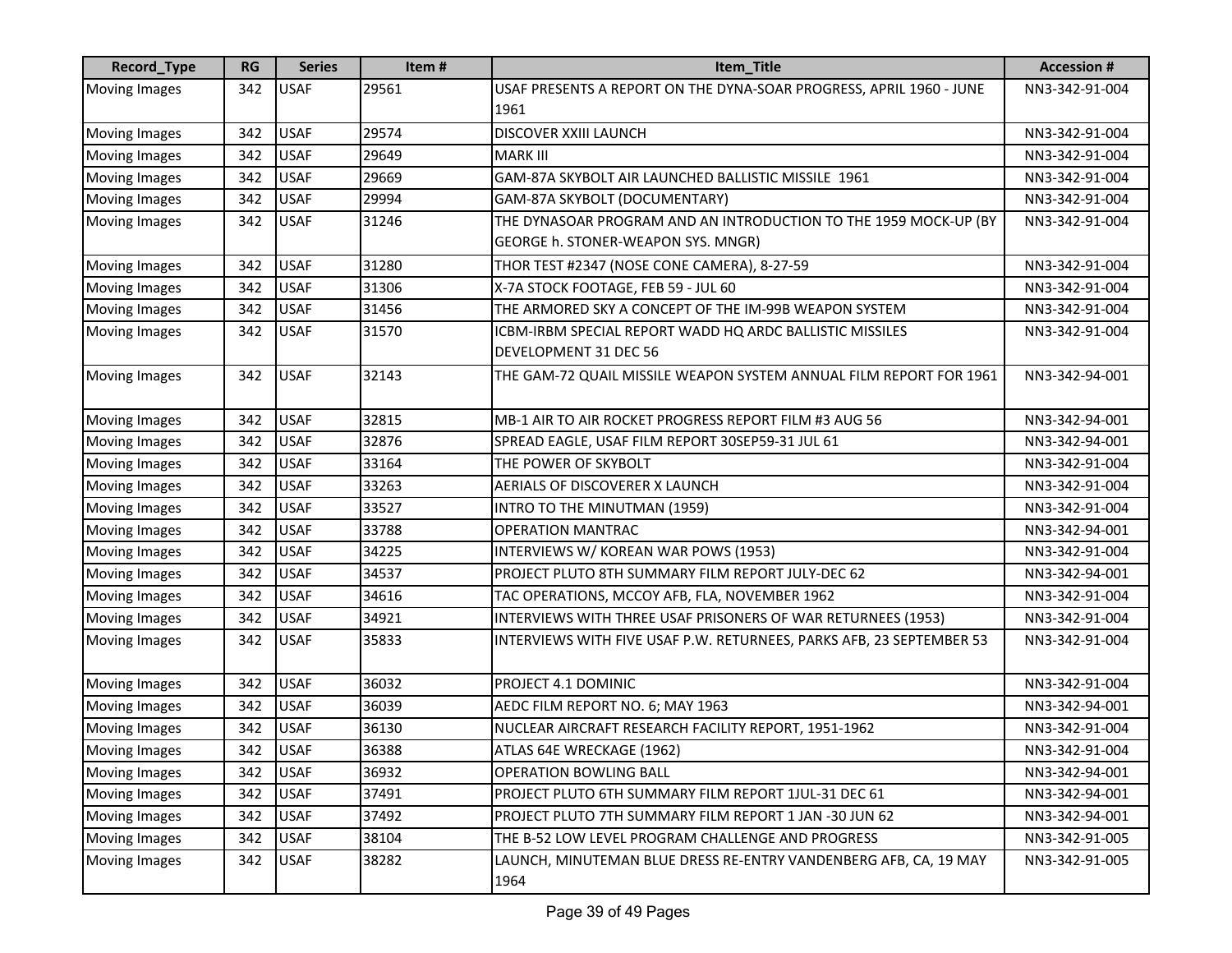| Record_Type | RG | Series | Item # | Item_Title | Accession # |
|---|---|---|---|---|---|
| Moving Images | 342 | USAF | 29561 | USAF PRESENTS A REPORT ON THE DYNA-SOAR PROGRESS, APRIL 1960 - JUNE 1961 | NN3-342-91-004 |
| Moving Images | 342 | USAF | 29574 | DISCOVER XXIII LAUNCH | NN3-342-91-004 |
| Moving Images | 342 | USAF | 29649 | MARK III | NN3-342-91-004 |
| Moving Images | 342 | USAF | 29669 | GAM-87A SKYBOLT AIR LAUNCHED BALLISTIC MISSILE 1961 | NN3-342-91-004 |
| Moving Images | 342 | USAF | 29994 | GAM-87A SKYBOLT (DOCUMENTARY) | NN3-342-91-004 |
| Moving Images | 342 | USAF | 31246 | THE DYNASOAR PROGRAM AND AN INTRODUCTION TO THE 1959 MOCK-UP (BY GEORGE h. STONER-WEAPON SYS. MNGR) | NN3-342-91-004 |
| Moving Images | 342 | USAF | 31280 | THOR TEST #2347 (NOSE CONE CAMERA), 8-27-59 | NN3-342-91-004 |
| Moving Images | 342 | USAF | 31306 | X-7A STOCK FOOTAGE, FEB 59 - JUL 60 | NN3-342-91-004 |
| Moving Images | 342 | USAF | 31456 | THE ARMORED SKY A CONCEPT OF THE IM-99B WEAPON SYSTEM | NN3-342-91-004 |
| Moving Images | 342 | USAF | 31570 | ICBM-IRBM SPECIAL REPORT WADD HQ ARDC BALLISTIC MISSILES DEVELOPMENT 31 DEC 56 | NN3-342-91-004 |
| Moving Images | 342 | USAF | 32143 | THE GAM-72 QUAIL MISSILE WEAPON SYSTEM ANNUAL FILM REPORT FOR 1961 | NN3-342-94-001 |
| Moving Images | 342 | USAF | 32815 | MB-1 AIR TO AIR ROCKET PROGRESS REPORT FILM #3 AUG 56 | NN3-342-94-001 |
| Moving Images | 342 | USAF | 32876 | SPREAD EAGLE, USAF FILM REPORT 30SEP59-31 JUL 61 | NN3-342-94-001 |
| Moving Images | 342 | USAF | 33164 | THE POWER OF SKYBOLT | NN3-342-91-004 |
| Moving Images | 342 | USAF | 33263 | AERIALS OF DISCOVERER X LAUNCH | NN3-342-91-004 |
| Moving Images | 342 | USAF | 33527 | INTRO TO THE MINUTMAN (1959) | NN3-342-91-004 |
| Moving Images | 342 | USAF | 33788 | OPERATION MANTRAC | NN3-342-94-001 |
| Moving Images | 342 | USAF | 34225 | INTERVIEWS W/ KOREAN WAR POWS (1953) | NN3-342-91-004 |
| Moving Images | 342 | USAF | 34537 | PROJECT PLUTO 8TH SUMMARY FILM REPORT JULY-DEC 62 | NN3-342-94-001 |
| Moving Images | 342 | USAF | 34616 | TAC OPERATIONS, MCCOY AFB, FLA, NOVEMBER 1962 | NN3-342-91-004 |
| Moving Images | 342 | USAF | 34921 | INTERVIEWS WITH THREE USAF PRISONERS OF WAR RETURNEES (1953) | NN3-342-91-004 |
| Moving Images | 342 | USAF | 35833 | INTERVIEWS WITH FIVE USAF P.W. RETURNEES, PARKS AFB, 23 SEPTEMBER 53 | NN3-342-91-004 |
| Moving Images | 342 | USAF | 36032 | PROJECT 4.1 DOMINIC | NN3-342-91-004 |
| Moving Images | 342 | USAF | 36039 | AEDC FILM REPORT NO. 6; MAY 1963 | NN3-342-94-001 |
| Moving Images | 342 | USAF | 36130 | NUCLEAR AIRCRAFT RESEARCH FACILITY REPORT, 1951-1962 | NN3-342-91-004 |
| Moving Images | 342 | USAF | 36388 | ATLAS 64E WRECKAGE (1962) | NN3-342-91-004 |
| Moving Images | 342 | USAF | 36932 | OPERATION BOWLING BALL | NN3-342-94-001 |
| Moving Images | 342 | USAF | 37491 | PROJECT PLUTO 6TH SUMMARY FILM REPORT 1JUL-31 DEC 61 | NN3-342-94-001 |
| Moving Images | 342 | USAF | 37492 | PROJECT PLUTO 7TH SUMMARY FILM REPORT 1 JAN -30 JUN 62 | NN3-342-94-001 |
| Moving Images | 342 | USAF | 38104 | THE B-52 LOW LEVEL PROGRAM CHALLENGE AND PROGRESS | NN3-342-91-005 |
| Moving Images | 342 | USAF | 38282 | LAUNCH, MINUTEMAN BLUE DRESS RE-ENTRY VANDENBERG AFB, CA, 19 MAY 1964 | NN3-342-91-005 |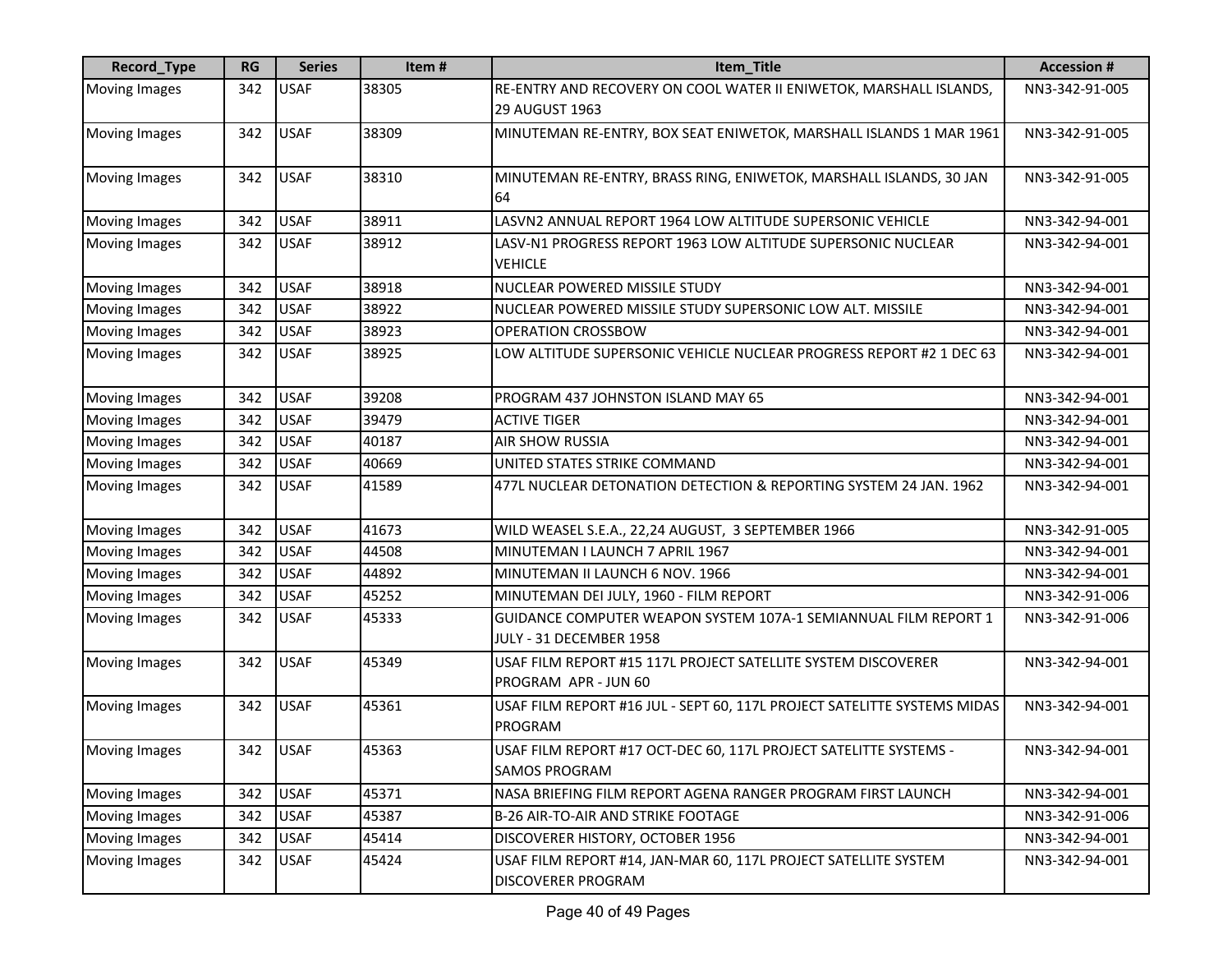| Record_Type | RG | Series | Item # | Item_Title | Accession # |
|---|---|---|---|---|---|
| Moving Images | 342 | USAF | 38305 | RE-ENTRY AND RECOVERY ON COOL WATER II ENIWETOK, MARSHALL ISLANDS, 29 AUGUST 1963 | NN3-342-91-005 |
| Moving Images | 342 | USAF | 38309 | MINUTEMAN RE-ENTRY, BOX SEAT ENIWETOK, MARSHALL ISLANDS 1 MAR 1961 | NN3-342-91-005 |
| Moving Images | 342 | USAF | 38310 | MINUTEMAN RE-ENTRY, BRASS RING, ENIWETOK, MARSHALL ISLANDS, 30 JAN 64 | NN3-342-91-005 |
| Moving Images | 342 | USAF | 38911 | LASVN2 ANNUAL REPORT 1964 LOW ALTITUDE SUPERSONIC VEHICLE | NN3-342-94-001 |
| Moving Images | 342 | USAF | 38912 | LASV-N1 PROGRESS REPORT 1963 LOW ALTITUDE SUPERSONIC NUCLEAR VEHICLE | NN3-342-94-001 |
| Moving Images | 342 | USAF | 38918 | NUCLEAR POWERED MISSILE STUDY | NN3-342-94-001 |
| Moving Images | 342 | USAF | 38922 | NUCLEAR POWERED MISSILE STUDY SUPERSONIC LOW ALT. MISSILE | NN3-342-94-001 |
| Moving Images | 342 | USAF | 38923 | OPERATION CROSSBOW | NN3-342-94-001 |
| Moving Images | 342 | USAF | 38925 | LOW ALTITUDE SUPERSONIC VEHICLE NUCLEAR PROGRESS REPORT #2 1 DEC 63 | NN3-342-94-001 |
| Moving Images | 342 | USAF | 39208 | PROGRAM 437 JOHNSTON ISLAND MAY 65 | NN3-342-94-001 |
| Moving Images | 342 | USAF | 39479 | ACTIVE TIGER | NN3-342-94-001 |
| Moving Images | 342 | USAF | 40187 | AIR SHOW RUSSIA | NN3-342-94-001 |
| Moving Images | 342 | USAF | 40669 | UNITED STATES STRIKE COMMAND | NN3-342-94-001 |
| Moving Images | 342 | USAF | 41589 | 477L NUCLEAR DETONATION DETECTION & REPORTING SYSTEM 24 JAN. 1962 | NN3-342-94-001 |
| Moving Images | 342 | USAF | 41673 | WILD WEASEL S.E.A., 22,24 AUGUST, 3 SEPTEMBER 1966 | NN3-342-91-005 |
| Moving Images | 342 | USAF | 44508 | MINUTEMAN I LAUNCH 7 APRIL 1967 | NN3-342-94-001 |
| Moving Images | 342 | USAF | 44892 | MINUTEMAN II LAUNCH 6 NOV. 1966 | NN3-342-94-001 |
| Moving Images | 342 | USAF | 45252 | MINUTEMAN DEI JULY, 1960 - FILM REPORT | NN3-342-91-006 |
| Moving Images | 342 | USAF | 45333 | GUIDANCE COMPUTER WEAPON SYSTEM 107A-1 SEMIANNUAL FILM REPORT 1 JULY - 31 DECEMBER 1958 | NN3-342-91-006 |
| Moving Images | 342 | USAF | 45349 | USAF FILM REPORT #15 117L PROJECT SATELLITE SYSTEM DISCOVERER PROGRAM APR - JUN 60 | NN3-342-94-001 |
| Moving Images | 342 | USAF | 45361 | USAF FILM REPORT #16 JUL - SEPT 60, 117L PROJECT SATELITTE SYSTEMS MIDAS PROGRAM | NN3-342-94-001 |
| Moving Images | 342 | USAF | 45363 | USAF FILM REPORT #17 OCT-DEC 60, 117L PROJECT SATELITTE SYSTEMS - SAMOS PROGRAM | NN3-342-94-001 |
| Moving Images | 342 | USAF | 45371 | NASA BRIEFING FILM REPORT AGENA RANGER PROGRAM FIRST LAUNCH | NN3-342-94-001 |
| Moving Images | 342 | USAF | 45387 | B-26 AIR-TO-AIR AND STRIKE FOOTAGE | NN3-342-91-006 |
| Moving Images | 342 | USAF | 45414 | DISCOVERER HISTORY, OCTOBER 1956 | NN3-342-94-001 |
| Moving Images | 342 | USAF | 45424 | USAF FILM REPORT #14, JAN-MAR 60, 117L PROJECT SATELLITE SYSTEM DISCOVERER PROGRAM | NN3-342-94-001 |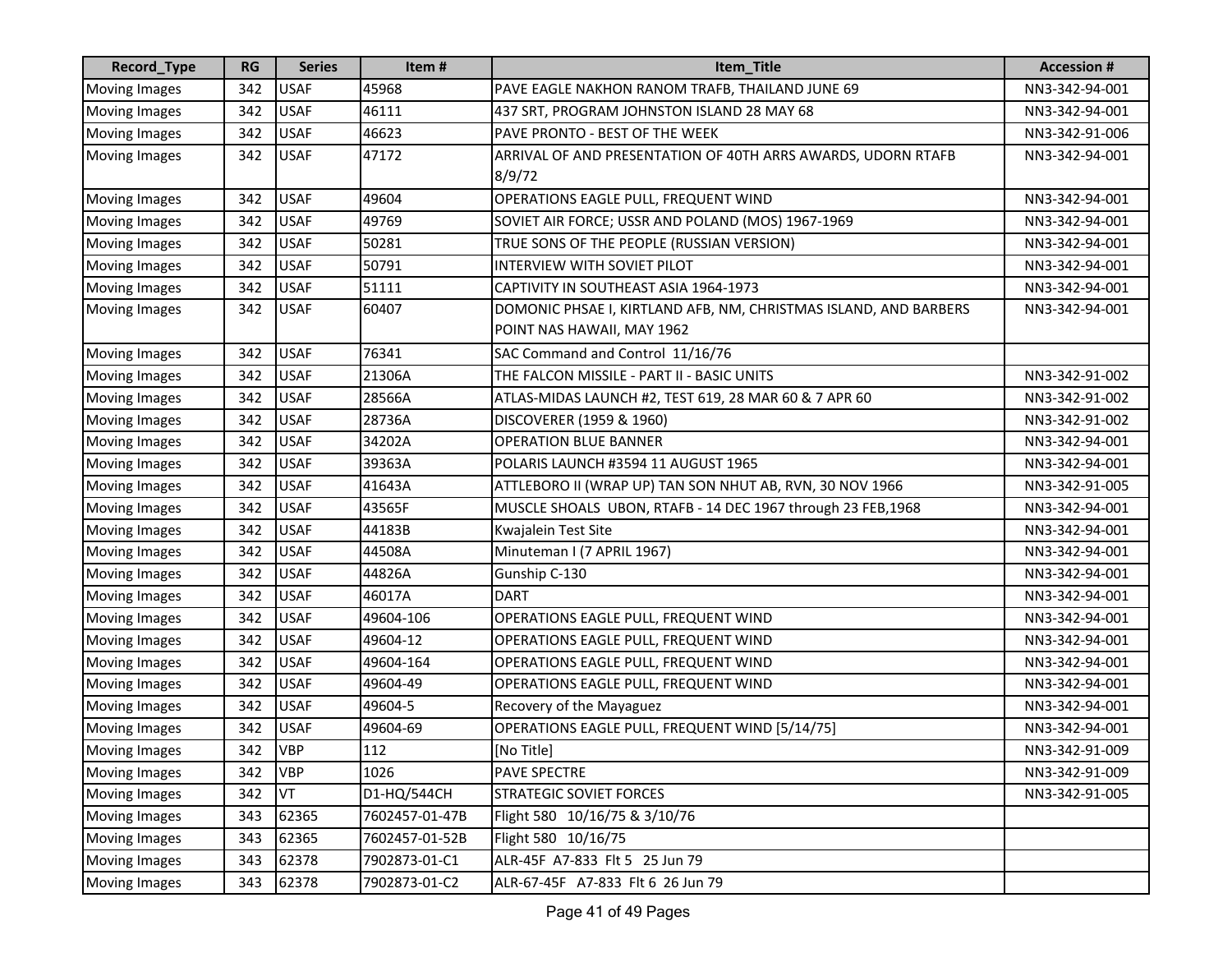| Record_Type | RG | Series | Item # | Item_Title | Accession # |
|---|---|---|---|---|---|
| Moving Images | 342 | USAF | 45968 | PAVE EAGLE NAKHON RANOM TRAFB, THAILAND JUNE 69 | NN3-342-94-001 |
| Moving Images | 342 | USAF | 46111 | 437 SRT, PROGRAM JOHNSTON ISLAND 28 MAY 68 | NN3-342-94-001 |
| Moving Images | 342 | USAF | 46623 | PAVE PRONTO - BEST OF THE WEEK | NN3-342-91-006 |
| Moving Images | 342 | USAF | 47172 | ARRIVAL OF AND PRESENTATION OF 40TH ARRS AWARDS, UDORN RTAFB 8/9/72 | NN3-342-94-001 |
| Moving Images | 342 | USAF | 49604 | OPERATIONS EAGLE PULL, FREQUENT WIND | NN3-342-94-001 |
| Moving Images | 342 | USAF | 49769 | SOVIET AIR FORCE; USSR AND POLAND (MOS) 1967-1969 | NN3-342-94-001 |
| Moving Images | 342 | USAF | 50281 | TRUE SONS OF THE PEOPLE (RUSSIAN VERSION) | NN3-342-94-001 |
| Moving Images | 342 | USAF | 50791 | INTERVIEW WITH SOVIET PILOT | NN3-342-94-001 |
| Moving Images | 342 | USAF | 51111 | CAPTIVITY IN SOUTHEAST ASIA 1964-1973 | NN3-342-94-001 |
| Moving Images | 342 | USAF | 60407 | DOMONIC PHSAE I, KIRTLAND AFB, NM, CHRISTMAS ISLAND, AND BARBERS POINT NAS HAWAII, MAY 1962 | NN3-342-94-001 |
| Moving Images | 342 | USAF | 76341 | SAC Command and Control 11/16/76 | |
| Moving Images | 342 | USAF | 21306A | THE FALCON MISSILE - PART II - BASIC UNITS | NN3-342-91-002 |
| Moving Images | 342 | USAF | 28566A | ATLAS-MIDAS LAUNCH #2, TEST 619, 28 MAR 60 & 7 APR 60 | NN3-342-91-002 |
| Moving Images | 342 | USAF | 28736A | DISCOVERER (1959 & 1960) | NN3-342-91-002 |
| Moving Images | 342 | USAF | 34202A | OPERATION BLUE BANNER | NN3-342-94-001 |
| Moving Images | 342 | USAF | 39363A | POLARIS LAUNCH #3594 11 AUGUST 1965 | NN3-342-94-001 |
| Moving Images | 342 | USAF | 41643A | ATTLEBORO II (WRAP UP) TAN SON NHUT AB, RVN, 30 NOV 1966 | NN3-342-91-005 |
| Moving Images | 342 | USAF | 43565F | MUSCLE SHOALS UBON, RTAFB - 14 DEC 1967 through 23 FEB,1968 | NN3-342-94-001 |
| Moving Images | 342 | USAF | 44183B | Kwajalein Test Site | NN3-342-94-001 |
| Moving Images | 342 | USAF | 44508A | Minuteman I (7 APRIL 1967) | NN3-342-94-001 |
| Moving Images | 342 | USAF | 44826A | Gunship C-130 | NN3-342-94-001 |
| Moving Images | 342 | USAF | 46017A | DART | NN3-342-94-001 |
| Moving Images | 342 | USAF | 49604-106 | OPERATIONS EAGLE PULL, FREQUENT WIND | NN3-342-94-001 |
| Moving Images | 342 | USAF | 49604-12 | OPERATIONS EAGLE PULL, FREQUENT WIND | NN3-342-94-001 |
| Moving Images | 342 | USAF | 49604-164 | OPERATIONS EAGLE PULL, FREQUENT WIND | NN3-342-94-001 |
| Moving Images | 342 | USAF | 49604-49 | OPERATIONS EAGLE PULL, FREQUENT WIND | NN3-342-94-001 |
| Moving Images | 342 | USAF | 49604-5 | Recovery of the Mayaguez | NN3-342-94-001 |
| Moving Images | 342 | USAF | 49604-69 | OPERATIONS EAGLE PULL, FREQUENT WIND [5/14/75] | NN3-342-94-001 |
| Moving Images | 342 | VBP | 112 | [No Title] | NN3-342-91-009 |
| Moving Images | 342 | VBP | 1026 | PAVE SPECTRE | NN3-342-91-009 |
| Moving Images | 342 | VT | D1-HQ/544CH | STRATEGIC SOVIET FORCES | NN3-342-91-005 |
| Moving Images | 343 | 62365 | 7602457-01-47B | Flight 580 10/16/75 & 3/10/76 | |
| Moving Images | 343 | 62365 | 7602457-01-52B | Flight 580 10/16/75 | |
| Moving Images | 343 | 62378 | 7902873-01-C1 | ALR-45F A7-833 Flt 5 25 Jun 79 | |
| Moving Images | 343 | 62378 | 7902873-01-C2 | ALR-67-45F A7-833 Flt 6 26 Jun 79 | |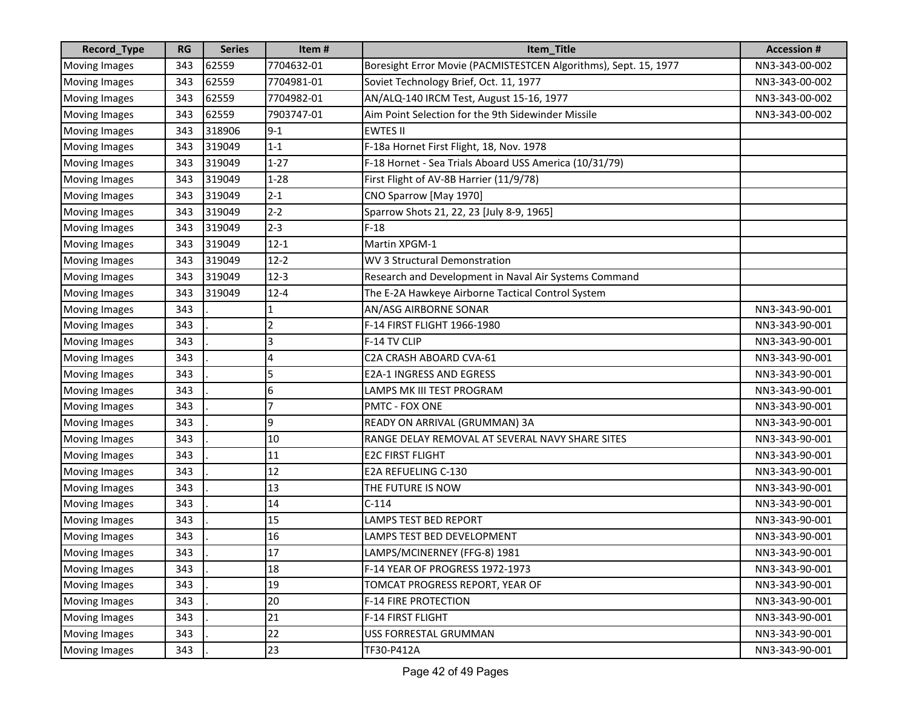| Record_Type | RG | Series | Item # | Item_Title | Accession # |
|---|---|---|---|---|---|
| Moving Images | 343 | 62559 | 7704632-01 | Boresight Error Movie (PACMISTESTCEN Algorithms), Sept. 15, 1977 | NN3-343-00-002 |
| Moving Images | 343 | 62559 | 7704981-01 | Soviet Technology Brief, Oct. 11, 1977 | NN3-343-00-002 |
| Moving Images | 343 | 62559 | 7704982-01 | AN/ALQ-140 IRCM Test, August 15-16, 1977 | NN3-343-00-002 |
| Moving Images | 343 | 62559 | 7903747-01 | Aim Point Selection for the 9th Sidewinder Missile | NN3-343-00-002 |
| Moving Images | 343 | 318906 | 9-1 | EWTES II | |
| Moving Images | 343 | 319049 | 1-1 | F-18a Hornet First Flight, 18, Nov. 1978 | |
| Moving Images | 343 | 319049 | 1-27 | F-18 Hornet - Sea Trials Aboard USS America (10/31/79) | |
| Moving Images | 343 | 319049 | 1-28 | First Flight of AV-8B Harrier (11/9/78) | |
| Moving Images | 343 | 319049 | 2-1 | CNO Sparrow [May 1970] | |
| Moving Images | 343 | 319049 | 2-2 | Sparrow Shots 21, 22, 23 [July 8-9, 1965] | |
| Moving Images | 343 | 319049 | 2-3 | F-18 | |
| Moving Images | 343 | 319049 | 12-1 | Martin XPGM-1 | |
| Moving Images | 343 | 319049 | 12-2 | WV 3 Structural Demonstration | |
| Moving Images | 343 | 319049 | 12-3 | Research and Development in Naval Air Systems Command | |
| Moving Images | 343 | 319049 | 12-4 | The E-2A Hawkeye Airborne Tactical Control System | |
| Moving Images | 343 | . | 1 | AN/ASG AIRBORNE SONAR | NN3-343-90-001 |
| Moving Images | 343 | . | 2 | F-14 FIRST FLIGHT 1966-1980 | NN3-343-90-001 |
| Moving Images | 343 | . | 3 | F-14 TV CLIP | NN3-343-90-001 |
| Moving Images | 343 | . | 4 | C2A CRASH ABOARD CVA-61 | NN3-343-90-001 |
| Moving Images | 343 | . | 5 | E2A-1 INGRESS AND EGRESS | NN3-343-90-001 |
| Moving Images | 343 | . | 6 | LAMPS MK III TEST PROGRAM | NN3-343-90-001 |
| Moving Images | 343 | . | 7 | PMTC - FOX ONE | NN3-343-90-001 |
| Moving Images | 343 | . | 9 | READY ON ARRIVAL (GRUMMAN) 3A | NN3-343-90-001 |
| Moving Images | 343 | . | 10 | RANGE DELAY REMOVAL AT SEVERAL NAVY SHARE SITES | NN3-343-90-001 |
| Moving Images | 343 | . | 11 | E2C FIRST FLIGHT | NN3-343-90-001 |
| Moving Images | 343 | . | 12 | E2A REFUELING C-130 | NN3-343-90-001 |
| Moving Images | 343 | . | 13 | THE FUTURE IS NOW | NN3-343-90-001 |
| Moving Images | 343 | . | 14 | C-114 | NN3-343-90-001 |
| Moving Images | 343 | . | 15 | LAMPS TEST BED REPORT | NN3-343-90-001 |
| Moving Images | 343 | . | 16 | LAMPS TEST BED DEVELOPMENT | NN3-343-90-001 |
| Moving Images | 343 | . | 17 | LAMPS/MCINERNEY (FFG-8) 1981 | NN3-343-90-001 |
| Moving Images | 343 | . | 18 | F-14 YEAR OF PROGRESS 1972-1973 | NN3-343-90-001 |
| Moving Images | 343 | . | 19 | TOMCAT PROGRESS REPORT, YEAR OF | NN3-343-90-001 |
| Moving Images | 343 | . | 20 | F-14 FIRE PROTECTION | NN3-343-90-001 |
| Moving Images | 343 | . | 21 | F-14 FIRST FLIGHT | NN3-343-90-001 |
| Moving Images | 343 | . | 22 | USS FORRESTAL GRUMMAN | NN3-343-90-001 |
| Moving Images | 343 | . | 23 | TF30-P412A | NN3-343-90-001 |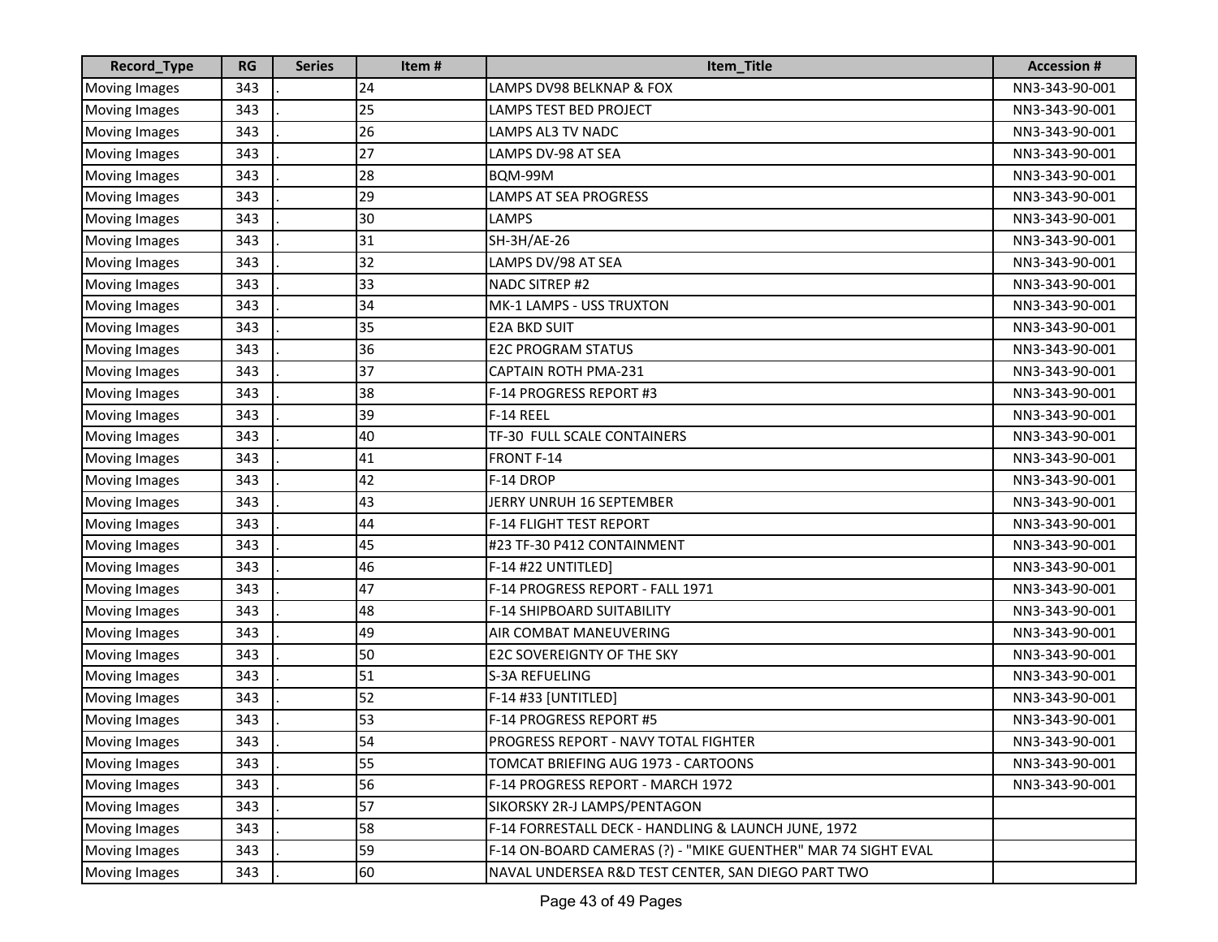| Record_Type | RG | Series | Item # | Item_Title | Accession # |
|---|---|---|---|---|---|
| Moving Images | 343 | . | 24 | LAMPS DV98 BELKNAP & FOX | NN3-343-90-001 |
| Moving Images | 343 | . | 25 | LAMPS TEST BED PROJECT | NN3-343-90-001 |
| Moving Images | 343 | . | 26 | LAMPS AL3 TV NADC | NN3-343-90-001 |
| Moving Images | 343 | . | 27 | LAMPS DV-98 AT SEA | NN3-343-90-001 |
| Moving Images | 343 | . | 28 | BQM-99M | NN3-343-90-001 |
| Moving Images | 343 | . | 29 | LAMPS AT SEA PROGRESS | NN3-343-90-001 |
| Moving Images | 343 | . | 30 | LAMPS | NN3-343-90-001 |
| Moving Images | 343 | . | 31 | SH-3H/AE-26 | NN3-343-90-001 |
| Moving Images | 343 | . | 32 | LAMPS DV/98 AT SEA | NN3-343-90-001 |
| Moving Images | 343 | . | 33 | NADC SITREP #2 | NN3-343-90-001 |
| Moving Images | 343 | . | 34 | MK-1 LAMPS - USS TRUXTON | NN3-343-90-001 |
| Moving Images | 343 | . | 35 | E2A BKD SUIT | NN3-343-90-001 |
| Moving Images | 343 | . | 36 | E2C PROGRAM STATUS | NN3-343-90-001 |
| Moving Images | 343 | . | 37 | CAPTAIN ROTH PMA-231 | NN3-343-90-001 |
| Moving Images | 343 | . | 38 | F-14 PROGRESS REPORT #3 | NN3-343-90-001 |
| Moving Images | 343 | . | 39 | F-14 REEL | NN3-343-90-001 |
| Moving Images | 343 | . | 40 | TF-30 FULL SCALE CONTAINERS | NN3-343-90-001 |
| Moving Images | 343 | . | 41 | FRONT F-14 | NN3-343-90-001 |
| Moving Images | 343 | . | 42 | F-14 DROP | NN3-343-90-001 |
| Moving Images | 343 | . | 43 | JERRY UNRUH 16 SEPTEMBER | NN3-343-90-001 |
| Moving Images | 343 | . | 44 | F-14 FLIGHT TEST REPORT | NN3-343-90-001 |
| Moving Images | 343 | . | 45 | #23 TF-30 P412 CONTAINMENT | NN3-343-90-001 |
| Moving Images | 343 | . | 46 | F-14 #22 UNTITLED] | NN3-343-90-001 |
| Moving Images | 343 | . | 47 | F-14 PROGRESS REPORT - FALL 1971 | NN3-343-90-001 |
| Moving Images | 343 | . | 48 | F-14 SHIPBOARD SUITABILITY | NN3-343-90-001 |
| Moving Images | 343 | . | 49 | AIR COMBAT MANEUVERING | NN3-343-90-001 |
| Moving Images | 343 | . | 50 | E2C SOVEREIGNTY OF THE SKY | NN3-343-90-001 |
| Moving Images | 343 | . | 51 | S-3A REFUELING | NN3-343-90-001 |
| Moving Images | 343 | . | 52 | F-14 #33 [UNTITLED] | NN3-343-90-001 |
| Moving Images | 343 | . | 53 | F-14 PROGRESS REPORT #5 | NN3-343-90-001 |
| Moving Images | 343 | . | 54 | PROGRESS REPORT - NAVY TOTAL FIGHTER | NN3-343-90-001 |
| Moving Images | 343 | . | 55 | TOMCAT BRIEFING AUG 1973 - CARTOONS | NN3-343-90-001 |
| Moving Images | 343 | . | 56 | F-14 PROGRESS REPORT - MARCH 1972 | NN3-343-90-001 |
| Moving Images | 343 | . | 57 | SIKORSKY 2R-J LAMPS/PENTAGON | |
| Moving Images | 343 | . | 58 | F-14 FORRESTALL DECK - HANDLING & LAUNCH JUNE, 1972 | |
| Moving Images | 343 | . | 59 | F-14 ON-BOARD CAMERAS (?) - "MIKE GUENTHER" MAR 74 SIGHT EVAL | |
| Moving Images | 343 | . | 60 | NAVAL UNDERSEA R&D TEST CENTER, SAN DIEGO PART TWO | |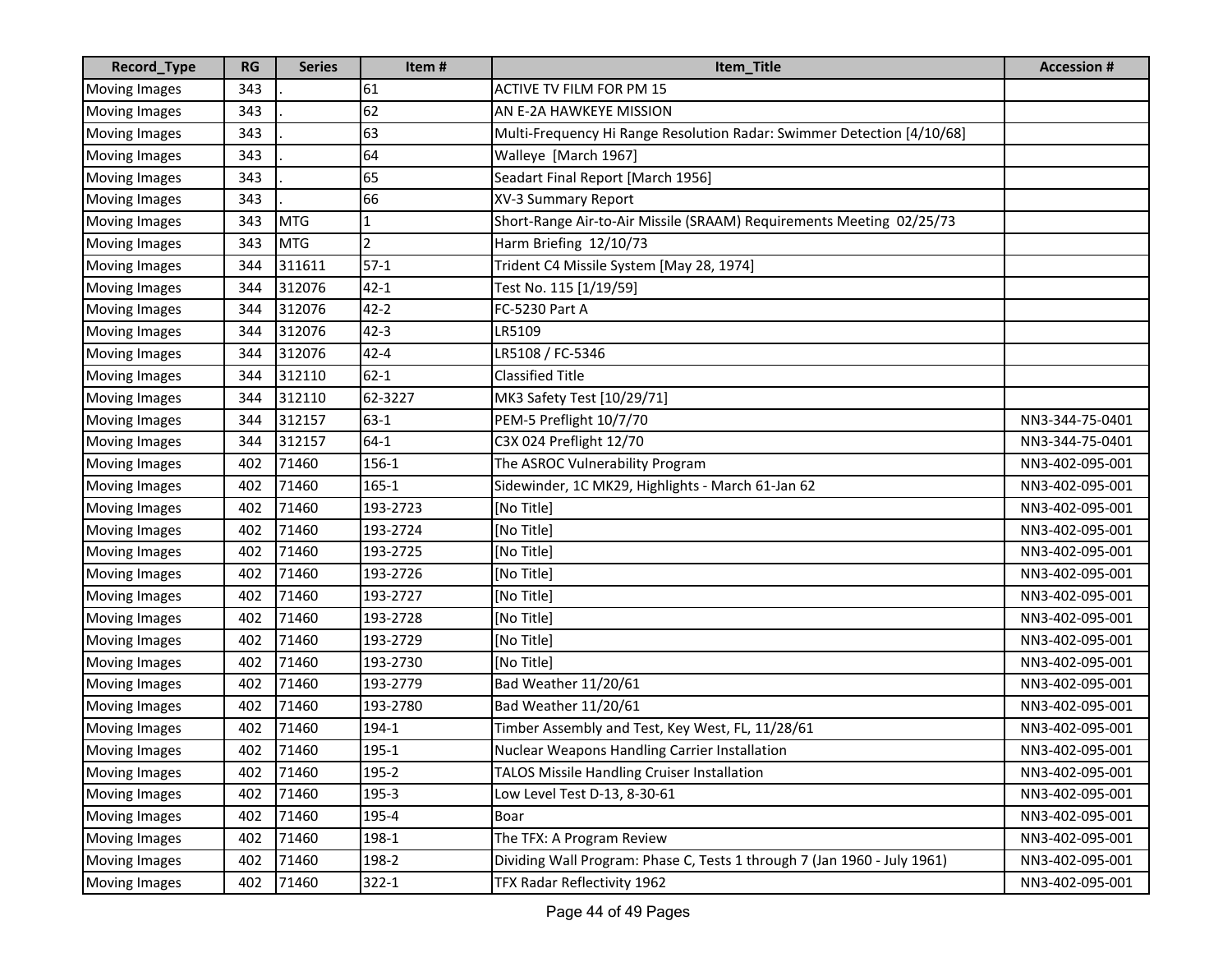| Record_Type | RG | Series | Item # | Item_Title | Accession # |
|---|---|---|---|---|---|
| Moving Images | 343 | . | 61 | ACTIVE TV FILM FOR PM 15 | |
| Moving Images | 343 | . | 62 | AN E-2A HAWKEYE MISSION | |
| Moving Images | 343 | . | 63 | Multi-Frequency Hi Range Resolution Radar: Swimmer Detection [4/10/68] | |
| Moving Images | 343 | . | 64 | Walleye [March 1967] | |
| Moving Images | 343 | . | 65 | Seadart Final Report [March 1956] | |
| Moving Images | 343 | . | 66 | XV-3 Summary Report | |
| Moving Images | 343 | MTG | 1 | Short-Range Air-to-Air Missile (SRAAM) Requirements Meeting 02/25/73 | |
| Moving Images | 343 | MTG | 2 | Harm Briefing 12/10/73 | |
| Moving Images | 344 | 311611 | 57-1 | Trident C4 Missile System [May 28, 1974] | |
| Moving Images | 344 | 312076 | 42-1 | Test No. 115 [1/19/59] | |
| Moving Images | 344 | 312076 | 42-2 | FC-5230 Part A | |
| Moving Images | 344 | 312076 | 42-3 | LR5109 | |
| Moving Images | 344 | 312076 | 42-4 | LR5108 / FC-5346 | |
| Moving Images | 344 | 312110 | 62-1 | Classified Title | |
| Moving Images | 344 | 312110 | 62-3227 | MK3 Safety Test [10/29/71] | |
| Moving Images | 344 | 312157 | 63-1 | PEM-5 Preflight 10/7/70 | NN3-344-75-0401 |
| Moving Images | 344 | 312157 | 64-1 | C3X 024 Preflight 12/70 | NN3-344-75-0401 |
| Moving Images | 402 | 71460 | 156-1 | The ASROC Vulnerability Program | NN3-402-095-001 |
| Moving Images | 402 | 71460 | 165-1 | Sidewinder, 1C MK29, Highlights - March 61-Jan 62 | NN3-402-095-001 |
| Moving Images | 402 | 71460 | 193-2723 | [No Title] | NN3-402-095-001 |
| Moving Images | 402 | 71460 | 193-2724 | [No Title] | NN3-402-095-001 |
| Moving Images | 402 | 71460 | 193-2725 | [No Title] | NN3-402-095-001 |
| Moving Images | 402 | 71460 | 193-2726 | [No Title] | NN3-402-095-001 |
| Moving Images | 402 | 71460 | 193-2727 | [No Title] | NN3-402-095-001 |
| Moving Images | 402 | 71460 | 193-2728 | [No Title] | NN3-402-095-001 |
| Moving Images | 402 | 71460 | 193-2729 | [No Title] | NN3-402-095-001 |
| Moving Images | 402 | 71460 | 193-2730 | [No Title] | NN3-402-095-001 |
| Moving Images | 402 | 71460 | 193-2779 | Bad Weather 11/20/61 | NN3-402-095-001 |
| Moving Images | 402 | 71460 | 193-2780 | Bad Weather 11/20/61 | NN3-402-095-001 |
| Moving Images | 402 | 71460 | 194-1 | Timber Assembly and Test, Key West, FL, 11/28/61 | NN3-402-095-001 |
| Moving Images | 402 | 71460 | 195-1 | Nuclear Weapons Handling Carrier Installation | NN3-402-095-001 |
| Moving Images | 402 | 71460 | 195-2 | TALOS Missile Handling Cruiser Installation | NN3-402-095-001 |
| Moving Images | 402 | 71460 | 195-3 | Low Level Test D-13, 8-30-61 | NN3-402-095-001 |
| Moving Images | 402 | 71460 | 195-4 | Boar | NN3-402-095-001 |
| Moving Images | 402 | 71460 | 198-1 | The TFX: A Program Review | NN3-402-095-001 |
| Moving Images | 402 | 71460 | 198-2 | Dividing Wall Program: Phase C, Tests 1 through 7 (Jan 1960 - July 1961) | NN3-402-095-001 |
| Moving Images | 402 | 71460 | 322-1 | TFX Radar Reflectivity 1962 | NN3-402-095-001 |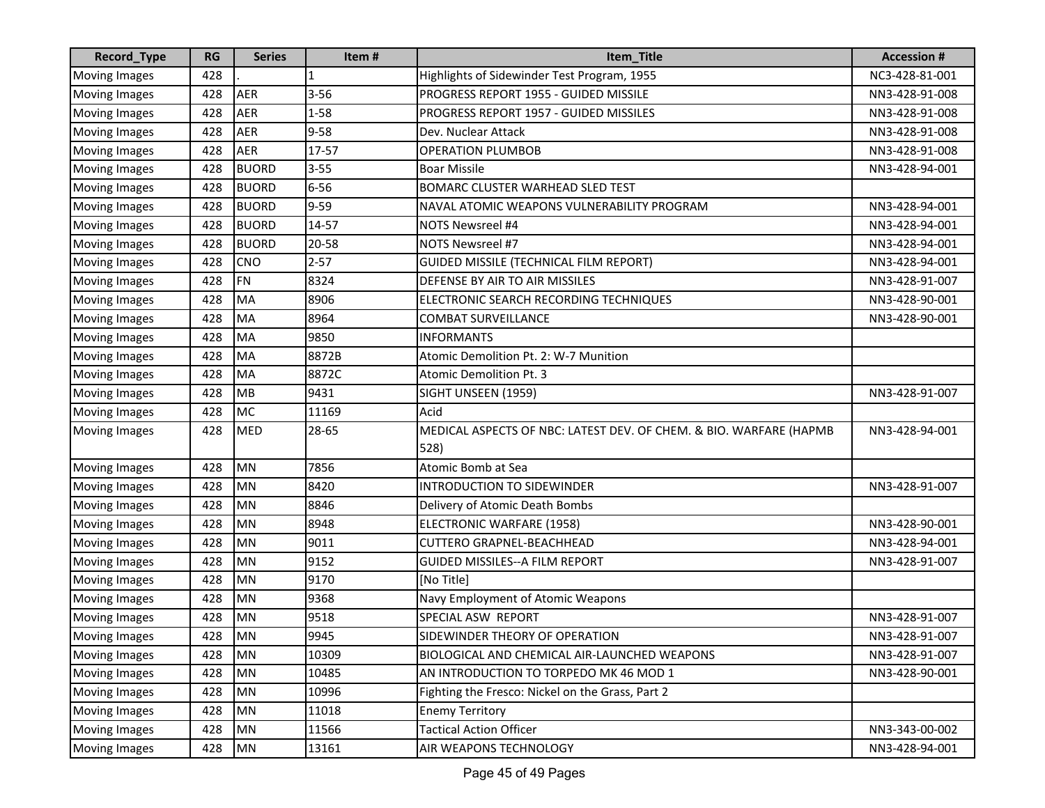| Record_Type | RG | Series | Item # | Item_Title | Accession # |
|---|---|---|---|---|---|
| Moving Images | 428 | . | 1 | Highlights of Sidewinder Test Program, 1955 | NC3-428-81-001 |
| Moving Images | 428 | AER | 3-56 | PROGRESS REPORT 1955 - GUIDED MISSILE | NN3-428-91-008 |
| Moving Images | 428 | AER | 1-58 | PROGRESS REPORT 1957 - GUIDED MISSILES | NN3-428-91-008 |
| Moving Images | 428 | AER | 9-58 | Dev. Nuclear Attack | NN3-428-91-008 |
| Moving Images | 428 | AER | 17-57 | OPERATION PLUMBOB | NN3-428-91-008 |
| Moving Images | 428 | BUORD | 3-55 | Boar Missile | NN3-428-94-001 |
| Moving Images | 428 | BUORD | 6-56 | BOMARC CLUSTER WARHEAD SLED TEST | |
| Moving Images | 428 | BUORD | 9-59 | NAVAL ATOMIC WEAPONS VULNERABILITY PROGRAM | NN3-428-94-001 |
| Moving Images | 428 | BUORD | 14-57 | NOTS Newsreel #4 | NN3-428-94-001 |
| Moving Images | 428 | BUORD | 20-58 | NOTS Newsreel #7 | NN3-428-94-001 |
| Moving Images | 428 | CNO | 2-57 | GUIDED MISSILE (TECHNICAL FILM REPORT) | NN3-428-94-001 |
| Moving Images | 428 | FN | 8324 | DEFENSE BY AIR TO AIR MISSILES | NN3-428-91-007 |
| Moving Images | 428 | MA | 8906 | ELECTRONIC SEARCH RECORDING TECHNIQUES | NN3-428-90-001 |
| Moving Images | 428 | MA | 8964 | COMBAT SURVEILLANCE | NN3-428-90-001 |
| Moving Images | 428 | MA | 9850 | INFORMANTS | |
| Moving Images | 428 | MA | 8872B | Atomic Demolition Pt. 2: W-7 Munition | |
| Moving Images | 428 | MA | 8872C | Atomic Demolition Pt. 3 | |
| Moving Images | 428 | MB | 9431 | SIGHT UNSEEN (1959) | NN3-428-91-007 |
| Moving Images | 428 | MC | 11169 | Acid | |
| Moving Images | 428 | MED | 28-65 | MEDICAL ASPECTS OF NBC: LATEST DEV. OF CHEM. & BIO. WARFARE (HAPMB 528) | NN3-428-94-001 |
| Moving Images | 428 | MN | 7856 | Atomic Bomb at Sea | |
| Moving Images | 428 | MN | 8420 | INTRODUCTION TO SIDEWINDER | NN3-428-91-007 |
| Moving Images | 428 | MN | 8846 | Delivery of Atomic Death Bombs | |
| Moving Images | 428 | MN | 8948 | ELECTRONIC WARFARE (1958) | NN3-428-90-001 |
| Moving Images | 428 | MN | 9011 | CUTTERO GRAPNEL-BEACHHEAD | NN3-428-94-001 |
| Moving Images | 428 | MN | 9152 | GUIDED MISSILES--A FILM REPORT | NN3-428-91-007 |
| Moving Images | 428 | MN | 9170 | [No Title] | |
| Moving Images | 428 | MN | 9368 | Navy Employment of Atomic Weapons | |
| Moving Images | 428 | MN | 9518 | SPECIAL ASW REPORT | NN3-428-91-007 |
| Moving Images | 428 | MN | 9945 | SIDEWINDER THEORY OF OPERATION | NN3-428-91-007 |
| Moving Images | 428 | MN | 10309 | BIOLOGICAL AND CHEMICAL AIR-LAUNCHED WEAPONS | NN3-428-91-007 |
| Moving Images | 428 | MN | 10485 | AN INTRODUCTION TO TORPEDO MK 46 MOD 1 | NN3-428-90-001 |
| Moving Images | 428 | MN | 10996 | Fighting the Fresco: Nickel on the Grass, Part 2 | |
| Moving Images | 428 | MN | 11018 | Enemy Territory | |
| Moving Images | 428 | MN | 11566 | Tactical Action Officer | NN3-343-00-002 |
| Moving Images | 428 | MN | 13161 | AIR WEAPONS TECHNOLOGY | NN3-428-94-001 |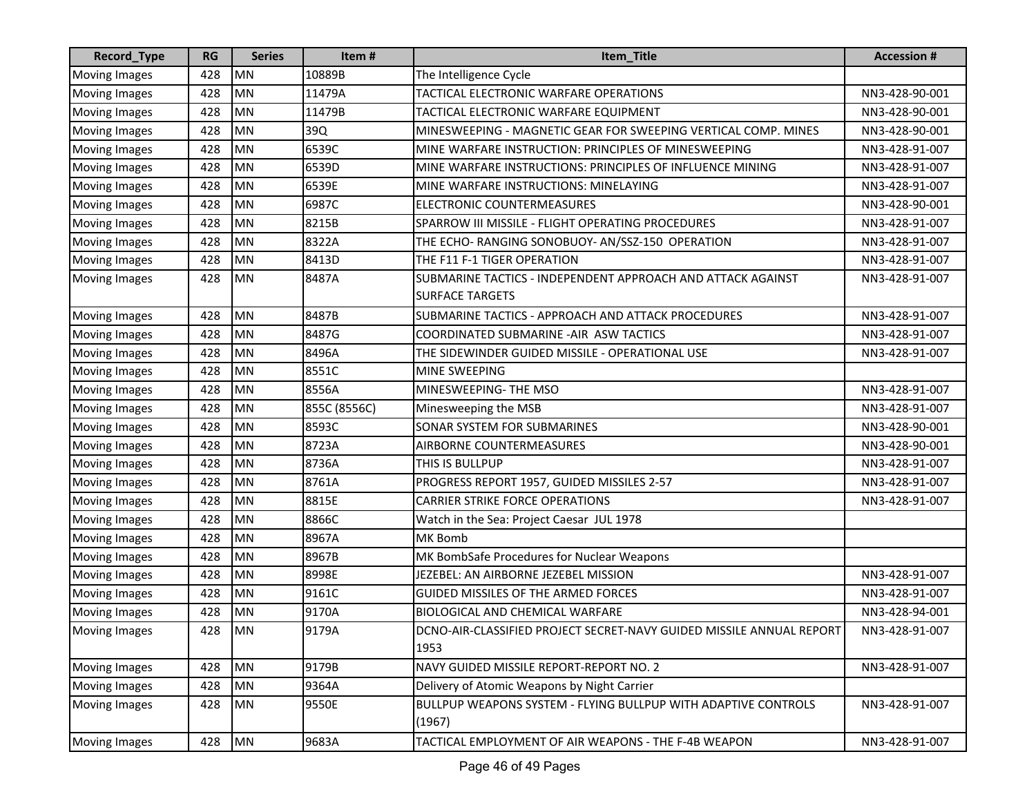| Record_Type | RG | Series | Item # | Item_Title | Accession # |
|---|---|---|---|---|---|
| Moving Images | 428 | MN | 10889B | The Intelligence Cycle | |
| Moving Images | 428 | MN | 11479A | TACTICAL ELECTRONIC WARFARE OPERATIONS | NN3-428-90-001 |
| Moving Images | 428 | MN | 11479B | TACTICAL ELECTRONIC WARFARE EQUIPMENT | NN3-428-90-001 |
| Moving Images | 428 | MN | 39Q | MINESWEEPING - MAGNETIC GEAR FOR SWEEPING VERTICAL COMP. MINES | NN3-428-90-001 |
| Moving Images | 428 | MN | 6539C | MINE WARFARE INSTRUCTION: PRINCIPLES OF MINESWEEPING | NN3-428-91-007 |
| Moving Images | 428 | MN | 6539D | MINE WARFARE INSTRUCTIONS: PRINCIPLES OF INFLUENCE MINING | NN3-428-91-007 |
| Moving Images | 428 | MN | 6539E | MINE WARFARE INSTRUCTIONS: MINELAYING | NN3-428-91-007 |
| Moving Images | 428 | MN | 6987C | ELECTRONIC COUNTERMEASURES | NN3-428-90-001 |
| Moving Images | 428 | MN | 8215B | SPARROW III MISSILE - FLIGHT OPERATING PROCEDURES | NN3-428-91-007 |
| Moving Images | 428 | MN | 8322A | THE ECHO- RANGING SONOBUOY- AN/SSZ-150 OPERATION | NN3-428-91-007 |
| Moving Images | 428 | MN | 8413D | THE F11 F-1 TIGER OPERATION | NN3-428-91-007 |
| Moving Images | 428 | MN | 8487A | SUBMARINE TACTICS - INDEPENDENT APPROACH AND ATTACK AGAINST SURFACE TARGETS | NN3-428-91-007 |
| Moving Images | 428 | MN | 8487B | SUBMARINE TACTICS - APPROACH AND ATTACK PROCEDURES | NN3-428-91-007 |
| Moving Images | 428 | MN | 8487G | COORDINATED SUBMARINE -AIR ASW TACTICS | NN3-428-91-007 |
| Moving Images | 428 | MN | 8496A | THE SIDEWINDER GUIDED MISSILE - OPERATIONAL USE | NN3-428-91-007 |
| Moving Images | 428 | MN | 8551C | MINE SWEEPING | |
| Moving Images | 428 | MN | 8556A | MINESWEEPING- THE MSO | NN3-428-91-007 |
| Moving Images | 428 | MN | 855C (8556C) | Minesweeping the MSB | NN3-428-91-007 |
| Moving Images | 428 | MN | 8593C | SONAR SYSTEM FOR SUBMARINES | NN3-428-90-001 |
| Moving Images | 428 | MN | 8723A | AIRBORNE COUNTERMEASURES | NN3-428-90-001 |
| Moving Images | 428 | MN | 8736A | THIS IS BULLPUP | NN3-428-91-007 |
| Moving Images | 428 | MN | 8761A | PROGRESS REPORT 1957, GUIDED MISSILES 2-57 | NN3-428-91-007 |
| Moving Images | 428 | MN | 8815E | CARRIER STRIKE FORCE OPERATIONS | NN3-428-91-007 |
| Moving Images | 428 | MN | 8866C | Watch in the Sea: Project Caesar JUL 1978 | |
| Moving Images | 428 | MN | 8967A | MK Bomb | |
| Moving Images | 428 | MN | 8967B | MK BombSafe Procedures for Nuclear Weapons | |
| Moving Images | 428 | MN | 8998E | JEZEBEL: AN AIRBORNE JEZEBEL MISSION | NN3-428-91-007 |
| Moving Images | 428 | MN | 9161C | GUIDED MISSILES OF THE ARMED FORCES | NN3-428-91-007 |
| Moving Images | 428 | MN | 9170A | BIOLOGICAL AND CHEMICAL WARFARE | NN3-428-94-001 |
| Moving Images | 428 | MN | 9179A | DCNO-AIR-CLASSIFIED PROJECT SECRET-NAVY GUIDED MISSILE ANNUAL REPORT 1953 | NN3-428-91-007 |
| Moving Images | 428 | MN | 9179B | NAVY GUIDED MISSILE REPORT-REPORT NO. 2 | NN3-428-91-007 |
| Moving Images | 428 | MN | 9364A | Delivery of Atomic Weapons by Night Carrier | |
| Moving Images | 428 | MN | 9550E | BULLPUP WEAPONS SYSTEM - FLYING BULLPUP WITH ADAPTIVE CONTROLS (1967) | NN3-428-91-007 |
| Moving Images | 428 | MN | 9683A | TACTICAL EMPLOYMENT OF AIR WEAPONS - THE F-4B WEAPON | NN3-428-91-007 |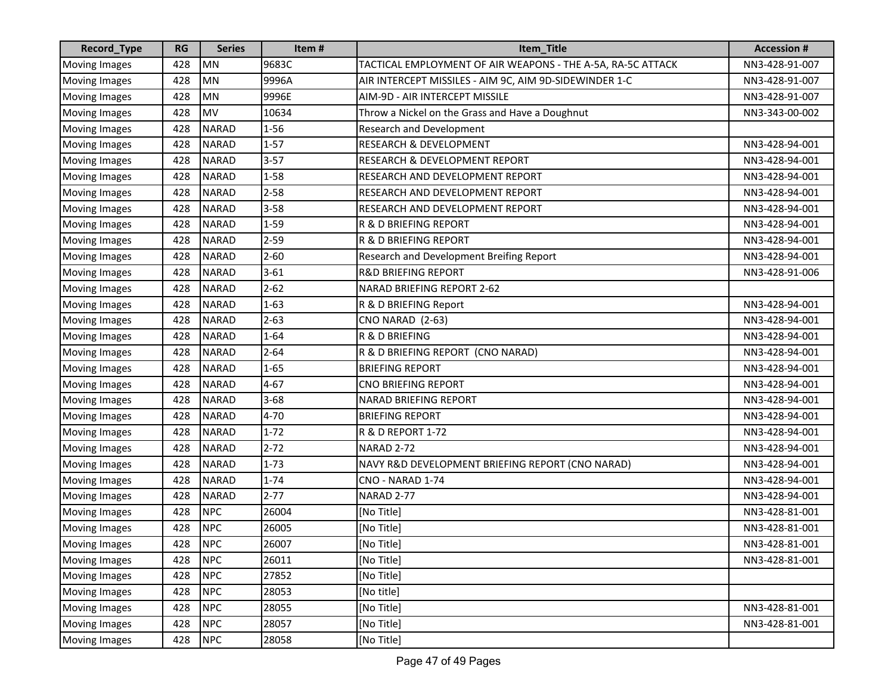| Record_Type | RG | Series | Item # | Item_Title | Accession # |
|---|---|---|---|---|---|
| Moving Images | 428 | MN | 9683C | TACTICAL EMPLOYMENT OF AIR WEAPONS - THE A-5A, RA-5C ATTACK | NN3-428-91-007 |
| Moving Images | 428 | MN | 9996A | AIR INTERCEPT MISSILES - AIM 9C, AIM 9D-SIDEWINDER 1-C | NN3-428-91-007 |
| Moving Images | 428 | MN | 9996E | AIM-9D - AIR INTERCEPT MISSILE | NN3-428-91-007 |
| Moving Images | 428 | MV | 10634 | Throw a Nickel on the Grass and Have a Doughnut | NN3-343-00-002 |
| Moving Images | 428 | NARAD | 1-56 | Research and Development | |
| Moving Images | 428 | NARAD | 1-57 | RESEARCH & DEVELOPMENT | NN3-428-94-001 |
| Moving Images | 428 | NARAD | 3-57 | RESEARCH & DEVELOPMENT REPORT | NN3-428-94-001 |
| Moving Images | 428 | NARAD | 1-58 | RESEARCH AND DEVELOPMENT REPORT | NN3-428-94-001 |
| Moving Images | 428 | NARAD | 2-58 | RESEARCH AND DEVELOPMENT REPORT | NN3-428-94-001 |
| Moving Images | 428 | NARAD | 3-58 | RESEARCH AND DEVELOPMENT REPORT | NN3-428-94-001 |
| Moving Images | 428 | NARAD | 1-59 | R & D BRIEFING REPORT | NN3-428-94-001 |
| Moving Images | 428 | NARAD | 2-59 | R & D BRIEFING REPORT | NN3-428-94-001 |
| Moving Images | 428 | NARAD | 2-60 | Research and Development Breifing Report | NN3-428-94-001 |
| Moving Images | 428 | NARAD | 3-61 | R&D BRIEFING REPORT | NN3-428-91-006 |
| Moving Images | 428 | NARAD | 2-62 | NARAD BRIEFING REPORT 2-62 | |
| Moving Images | 428 | NARAD | 1-63 | R & D BRIEFING Report | NN3-428-94-001 |
| Moving Images | 428 | NARAD | 2-63 | CNO NARAD (2-63) | NN3-428-94-001 |
| Moving Images | 428 | NARAD | 1-64 | R & D BRIEFING | NN3-428-94-001 |
| Moving Images | 428 | NARAD | 2-64 | R & D BRIEFING REPORT (CNO NARAD) | NN3-428-94-001 |
| Moving Images | 428 | NARAD | 1-65 | BRIEFING REPORT | NN3-428-94-001 |
| Moving Images | 428 | NARAD | 4-67 | CNO BRIEFING REPORT | NN3-428-94-001 |
| Moving Images | 428 | NARAD | 3-68 | NARAD BRIEFING REPORT | NN3-428-94-001 |
| Moving Images | 428 | NARAD | 4-70 | BRIEFING REPORT | NN3-428-94-001 |
| Moving Images | 428 | NARAD | 1-72 | R & D REPORT 1-72 | NN3-428-94-001 |
| Moving Images | 428 | NARAD | 2-72 | NARAD 2-72 | NN3-428-94-001 |
| Moving Images | 428 | NARAD | 1-73 | NAVY R&D DEVELOPMENT BRIEFING REPORT (CNO NARAD) | NN3-428-94-001 |
| Moving Images | 428 | NARAD | 1-74 | CNO - NARAD 1-74 | NN3-428-94-001 |
| Moving Images | 428 | NARAD | 2-77 | NARAD 2-77 | NN3-428-94-001 |
| Moving Images | 428 | NPC | 26004 | [No Title] | NN3-428-81-001 |
| Moving Images | 428 | NPC | 26005 | [No Title] | NN3-428-81-001 |
| Moving Images | 428 | NPC | 26007 | [No Title] | NN3-428-81-001 |
| Moving Images | 428 | NPC | 26011 | [No Title] | NN3-428-81-001 |
| Moving Images | 428 | NPC | 27852 | [No Title] | |
| Moving Images | 428 | NPC | 28053 | [No title] | |
| Moving Images | 428 | NPC | 28055 | [No Title] | NN3-428-81-001 |
| Moving Images | 428 | NPC | 28057 | [No Title] | NN3-428-81-001 |
| Moving Images | 428 | NPC | 28058 | [No Title] | |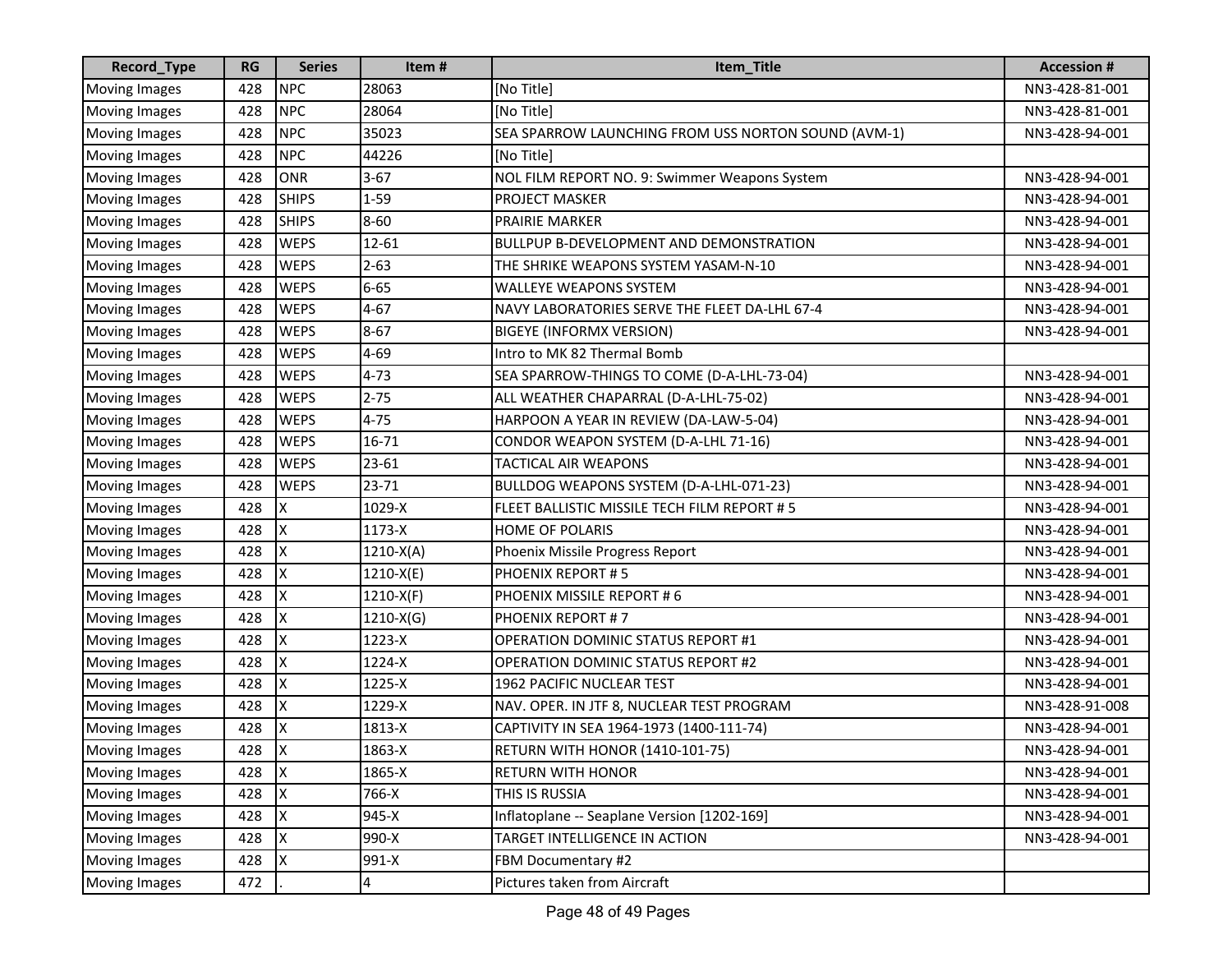| Record_Type | RG | Series | Item # | Item_Title | Accession # |
|---|---|---|---|---|---|
| Moving Images | 428 | NPC | 28063 | [No Title] | NN3-428-81-001 |
| Moving Images | 428 | NPC | 28064 | [No Title] | NN3-428-81-001 |
| Moving Images | 428 | NPC | 35023 | SEA SPARROW LAUNCHING FROM USS NORTON SOUND (AVM-1) | NN3-428-94-001 |
| Moving Images | 428 | NPC | 44226 | [No Title] | |
| Moving Images | 428 | ONR | 3-67 | NOL FILM REPORT NO. 9: Swimmer Weapons System | NN3-428-94-001 |
| Moving Images | 428 | SHIPS | 1-59 | PROJECT MASKER | NN3-428-94-001 |
| Moving Images | 428 | SHIPS | 8-60 | PRAIRIE MARKER | NN3-428-94-001 |
| Moving Images | 428 | WEPS | 12-61 | BULLPUP B-DEVELOPMENT AND DEMONSTRATION | NN3-428-94-001 |
| Moving Images | 428 | WEPS | 2-63 | THE SHRIKE WEAPONS SYSTEM YASAM-N-10 | NN3-428-94-001 |
| Moving Images | 428 | WEPS | 6-65 | WALLEYE WEAPONS SYSTEM | NN3-428-94-001 |
| Moving Images | 428 | WEPS | 4-67 | NAVY LABORATORIES SERVE THE FLEET DA-LHL 67-4 | NN3-428-94-001 |
| Moving Images | 428 | WEPS | 8-67 | BIGEYE (INFORMX VERSION) | NN3-428-94-001 |
| Moving Images | 428 | WEPS | 4-69 | Intro to MK 82 Thermal Bomb | |
| Moving Images | 428 | WEPS | 4-73 | SEA SPARROW-THINGS TO COME (D-A-LHL-73-04) | NN3-428-94-001 |
| Moving Images | 428 | WEPS | 2-75 | ALL WEATHER CHAPARRAL (D-A-LHL-75-02) | NN3-428-94-001 |
| Moving Images | 428 | WEPS | 4-75 | HARPOON A YEAR IN REVIEW (DA-LAW-5-04) | NN3-428-94-001 |
| Moving Images | 428 | WEPS | 16-71 | CONDOR WEAPON SYSTEM (D-A-LHL 71-16) | NN3-428-94-001 |
| Moving Images | 428 | WEPS | 23-61 | TACTICAL AIR WEAPONS | NN3-428-94-001 |
| Moving Images | 428 | WEPS | 23-71 | BULLDOG WEAPONS SYSTEM (D-A-LHL-071-23) | NN3-428-94-001 |
| Moving Images | 428 | X | 1029-X | FLEET BALLISTIC MISSILE TECH FILM REPORT # 5 | NN3-428-94-001 |
| Moving Images | 428 | X | 1173-X | HOME OF POLARIS | NN3-428-94-001 |
| Moving Images | 428 | X | 1210-X(A) | Phoenix Missile Progress Report | NN3-428-94-001 |
| Moving Images | 428 | X | 1210-X(E) | PHOENIX REPORT # 5 | NN3-428-94-001 |
| Moving Images | 428 | X | 1210-X(F) | PHOENIX MISSILE REPORT # 6 | NN3-428-94-001 |
| Moving Images | 428 | X | 1210-X(G) | PHOENIX REPORT # 7 | NN3-428-94-001 |
| Moving Images | 428 | X | 1223-X | OPERATION DOMINIC STATUS REPORT #1 | NN3-428-94-001 |
| Moving Images | 428 | X | 1224-X | OPERATION DOMINIC STATUS REPORT #2 | NN3-428-94-001 |
| Moving Images | 428 | X | 1225-X | 1962 PACIFIC NUCLEAR TEST | NN3-428-94-001 |
| Moving Images | 428 | X | 1229-X | NAV. OPER. IN JTF 8, NUCLEAR TEST PROGRAM | NN3-428-91-008 |
| Moving Images | 428 | X | 1813-X | CAPTIVITY IN SEA 1964-1973 (1400-111-74) | NN3-428-94-001 |
| Moving Images | 428 | X | 1863-X | RETURN WITH HONOR (1410-101-75) | NN3-428-94-001 |
| Moving Images | 428 | X | 1865-X | RETURN WITH HONOR | NN3-428-94-001 |
| Moving Images | 428 | X | 766-X | THIS IS RUSSIA | NN3-428-94-001 |
| Moving Images | 428 | X | 945-X | Inflatoplane -- Seaplane Version [1202-169] | NN3-428-94-001 |
| Moving Images | 428 | X | 990-X | TARGET INTELLIGENCE IN ACTION | NN3-428-94-001 |
| Moving Images | 428 | X | 991-X | FBM Documentary #2 | |
| Moving Images | 472 | . | 4 | Pictures taken from Aircraft | |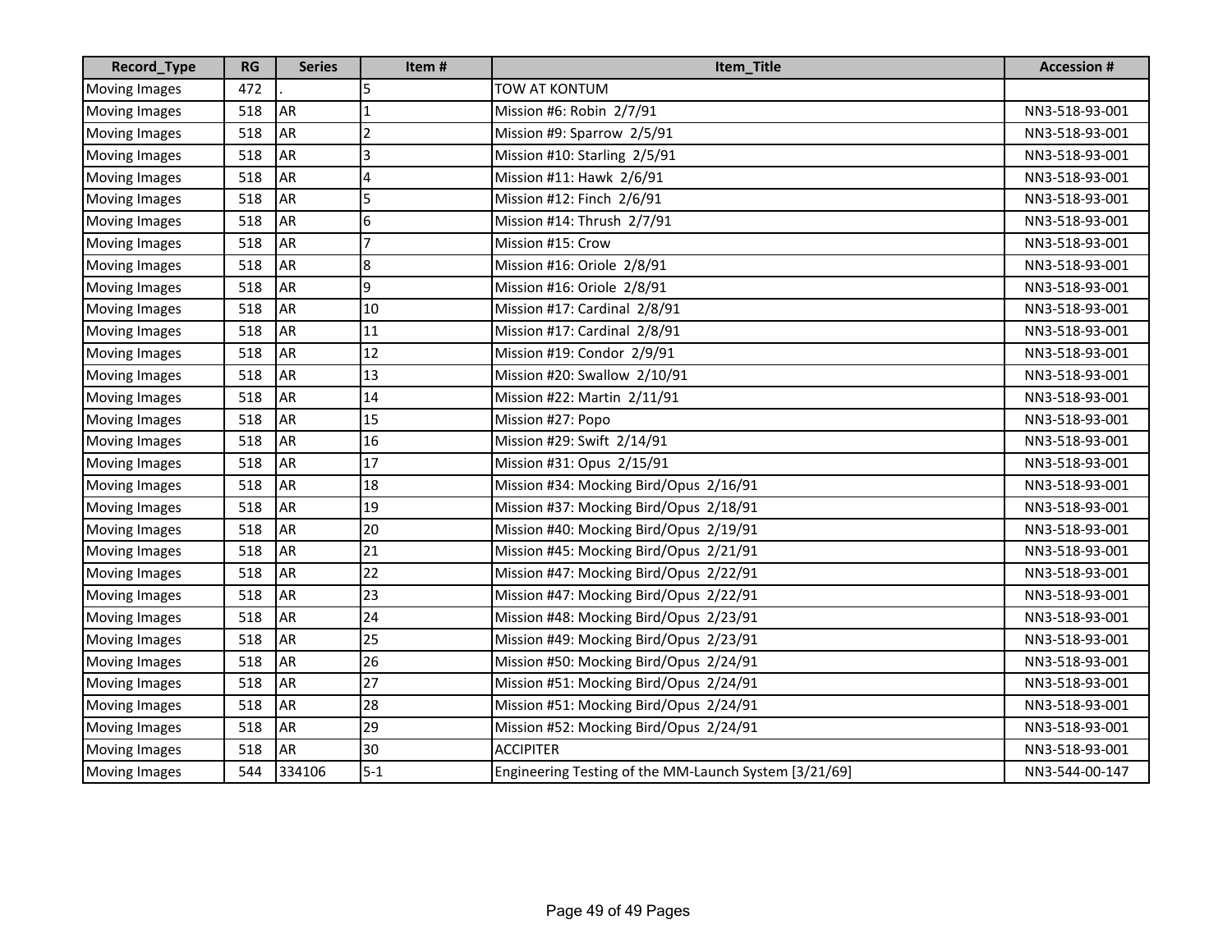| Record_Type | RG | Series | Item # | Item_Title | Accession # |
|---|---|---|---|---|---|
| Moving Images | 472 | . | 5 | TOW AT KONTUM | |
| Moving Images | 518 | AR | 1 | Mission #6: Robin 2/7/91 | NN3-518-93-001 |
| Moving Images | 518 | AR | 2 | Mission #9: Sparrow 2/5/91 | NN3-518-93-001 |
| Moving Images | 518 | AR | 3 | Mission #10: Starling 2/5/91 | NN3-518-93-001 |
| Moving Images | 518 | AR | 4 | Mission #11: Hawk 2/6/91 | NN3-518-93-001 |
| Moving Images | 518 | AR | 5 | Mission #12: Finch 2/6/91 | NN3-518-93-001 |
| Moving Images | 518 | AR | 6 | Mission #14: Thrush 2/7/91 | NN3-518-93-001 |
| Moving Images | 518 | AR | 7 | Mission #15: Crow | NN3-518-93-001 |
| Moving Images | 518 | AR | 8 | Mission #16: Oriole 2/8/91 | NN3-518-93-001 |
| Moving Images | 518 | AR | 9 | Mission #16: Oriole 2/8/91 | NN3-518-93-001 |
| Moving Images | 518 | AR | 10 | Mission #17: Cardinal 2/8/91 | NN3-518-93-001 |
| Moving Images | 518 | AR | 11 | Mission #17: Cardinal 2/8/91 | NN3-518-93-001 |
| Moving Images | 518 | AR | 12 | Mission #19: Condor 2/9/91 | NN3-518-93-001 |
| Moving Images | 518 | AR | 13 | Mission #20: Swallow 2/10/91 | NN3-518-93-001 |
| Moving Images | 518 | AR | 14 | Mission #22: Martin 2/11/91 | NN3-518-93-001 |
| Moving Images | 518 | AR | 15 | Mission #27: Popo | NN3-518-93-001 |
| Moving Images | 518 | AR | 16 | Mission #29: Swift 2/14/91 | NN3-518-93-001 |
| Moving Images | 518 | AR | 17 | Mission #31: Opus 2/15/91 | NN3-518-93-001 |
| Moving Images | 518 | AR | 18 | Mission #34: Mocking Bird/Opus 2/16/91 | NN3-518-93-001 |
| Moving Images | 518 | AR | 19 | Mission #37: Mocking Bird/Opus 2/18/91 | NN3-518-93-001 |
| Moving Images | 518 | AR | 20 | Mission #40: Mocking Bird/Opus 2/19/91 | NN3-518-93-001 |
| Moving Images | 518 | AR | 21 | Mission #45: Mocking Bird/Opus 2/21/91 | NN3-518-93-001 |
| Moving Images | 518 | AR | 22 | Mission #47: Mocking Bird/Opus 2/22/91 | NN3-518-93-001 |
| Moving Images | 518 | AR | 23 | Mission #47: Mocking Bird/Opus 2/22/91 | NN3-518-93-001 |
| Moving Images | 518 | AR | 24 | Mission #48: Mocking Bird/Opus 2/23/91 | NN3-518-93-001 |
| Moving Images | 518 | AR | 25 | Mission #49: Mocking Bird/Opus 2/23/91 | NN3-518-93-001 |
| Moving Images | 518 | AR | 26 | Mission #50: Mocking Bird/Opus 2/24/91 | NN3-518-93-001 |
| Moving Images | 518 | AR | 27 | Mission #51: Mocking Bird/Opus 2/24/91 | NN3-518-93-001 |
| Moving Images | 518 | AR | 28 | Mission #51: Mocking Bird/Opus 2/24/91 | NN3-518-93-001 |
| Moving Images | 518 | AR | 29 | Mission #52: Mocking Bird/Opus 2/24/91 | NN3-518-93-001 |
| Moving Images | 518 | AR | 30 | ACCIPITER | NN3-518-93-001 |
| Moving Images | 544 | 334106 | 5-1 | Engineering Testing of the MM-Launch System [3/21/69] | NN3-544-00-147 |